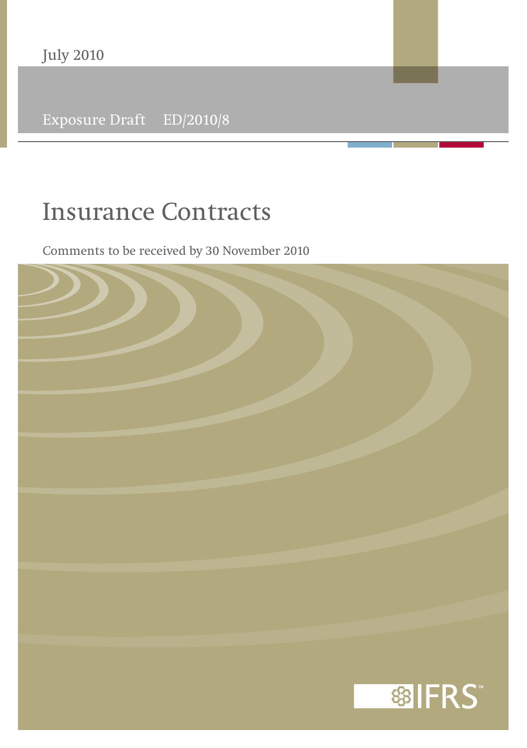July 2010

Exposure Draft ED/2010/8

# Insurance Contracts

Comments to be received by 30 November 2010

IFRS™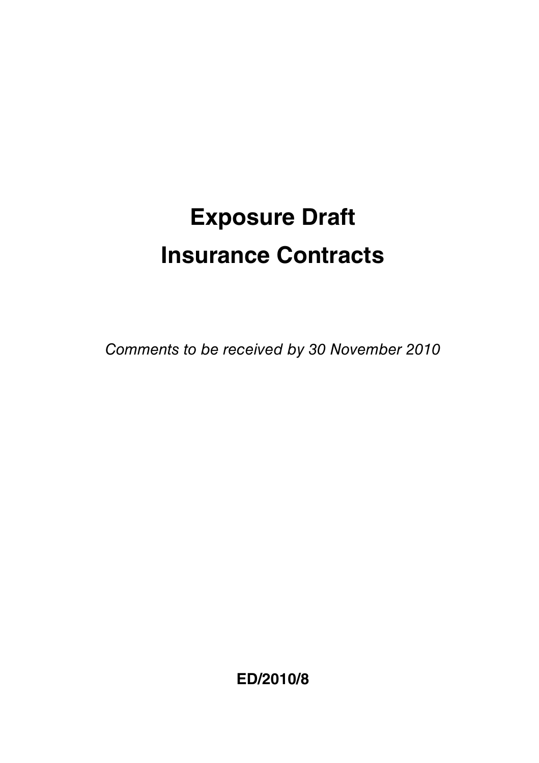# Exposure Draft
# Insurance Contracts

*Comments to be received by 30 November 2010*

**ED/2010/8**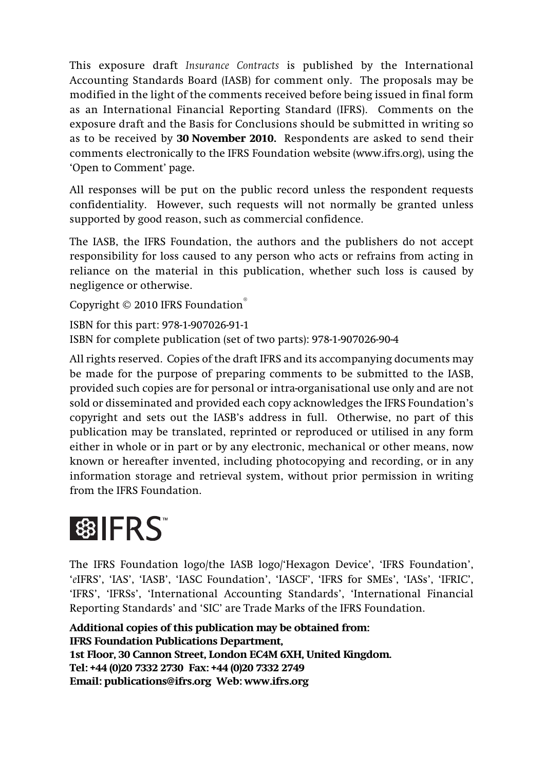This exposure draft *Insurance Contracts* is published by the International Accounting Standards Board (IASB) for comment only. The proposals may be modified in the light of the comments received before being issued in final form as an International Financial Reporting Standard (IFRS). Comments on the exposure draft and the Basis for Conclusions should be submitted in writing so as to be received by **30 November 2010.** Respondents are asked to send their comments electronically to the IFRS Foundation website (www.ifrs.org), using the 'Open to Comment' page.

All responses will be put on the public record unless the respondent requests confidentiality. However, such requests will not normally be granted unless supported by good reason, such as commercial confidence.

The IASB, the IFRS Foundation, the authors and the publishers do not accept responsibility for loss caused to any person who acts or refrains from acting in reliance on the material in this publication, whether such loss is caused by negligence or otherwise.

Copyright © 2010 IFRS Foundation®

ISBN for this part: 978-1-907026-91-1
ISBN for complete publication (set of two parts): 978-1-907026-90-4

All rights reserved. Copies of the draft IFRS and its accompanying documents may be made for the purpose of preparing comments to be submitted to the IASB, provided such copies are for personal or intra-organisational use only and are not sold or disseminated and provided each copy acknowledges the IFRS Foundation's copyright and sets out the IASB's address in full. Otherwise, no part of this publication may be translated, reprinted or reproduced or utilised in any form either in whole or in part or by any electronic, mechanical or other means, now known or hereafter invented, including photocopying and recording, or in any information storage and retrieval system, without prior permission in writing from the IFRS Foundation.

IFRS™

The IFRS Foundation logo/the IASB logo/'Hexagon Device', 'IFRS Foundation', '*e*IFRS', 'IAS', 'IASB', 'IASC Foundation', 'IASCF', 'IFRS for SMEs', 'IASs', 'IFRIC', 'IFRS', 'IFRSs', 'International Accounting Standards', 'International Financial Reporting Standards' and 'SIC' are Trade Marks of the IFRS Foundation.

**Additional copies of this publication may be obtained from:**
**IFRS Foundation Publications Department,**
**1st Floor, 30 Cannon Street, London EC4M 6XH, United Kingdom.**
**Tel: +44 (0)20 7332 2730 Fax: +44 (0)20 7332 2749**
**Email: publications@ifrs.org Web: www.ifrs.org**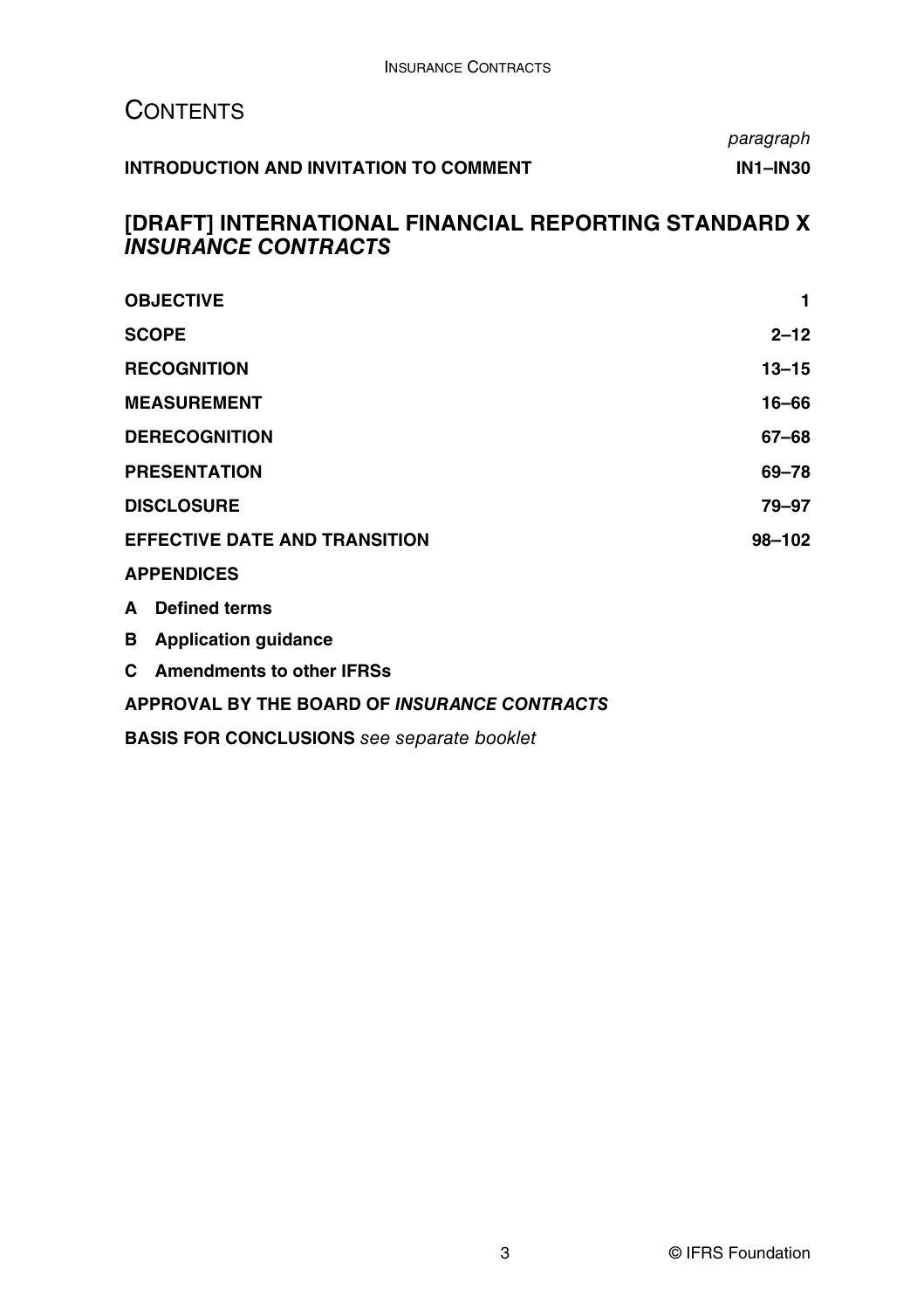# CONTENTS

| | paragraph |
|---|---|
| **INTRODUCTION AND INVITATION TO COMMENT** | **IN1–IN30** |

## [DRAFT] INTERNATIONAL FINANCIAL REPORTING STANDARD X *INSURANCE CONTRACTS*

| | |
|---|---|
| **OBJECTIVE** | **1** |
| **SCOPE** | **2–12** |
| **RECOGNITION** | **13–15** |
| **MEASUREMENT** | **16–66** |
| **DERECOGNITION** | **67–68** |
| **PRESENTATION** | **69–78** |
| **DISCLOSURE** | **79–97** |
| **EFFECTIVE DATE AND TRANSITION** | **98–102** |

**APPENDICES**

**A Defined terms**

**B Application guidance**

**C Amendments to other IFRSs**

**APPROVAL BY THE BOARD OF *INSURANCE CONTRACTS***

**BASIS FOR CONCLUSIONS** *see separate booklet*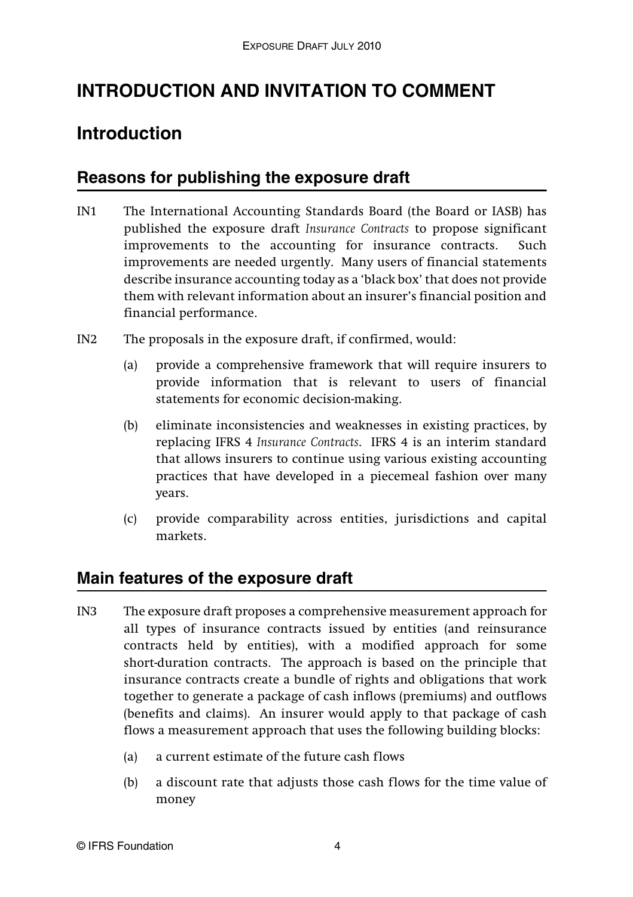# INTRODUCTION AND INVITATION TO COMMENT

## Introduction

### Reasons for publishing the exposure draft

IN1 The International Accounting Standards Board (the Board or IASB) has published the exposure draft *Insurance Contracts* to propose significant improvements to the accounting for insurance contracts. Such improvements are needed urgently. Many users of financial statements describe insurance accounting today as a 'black box' that does not provide them with relevant information about an insurer's financial position and financial performance.

IN2 The proposals in the exposure draft, if confirmed, would:

(a) provide a comprehensive framework that will require insurers to provide information that is relevant to users of financial statements for economic decision-making.

(b) eliminate inconsistencies and weaknesses in existing practices, by replacing IFRS 4 *Insurance Contracts*. IFRS 4 is an interim standard that allows insurers to continue using various existing accounting practices that have developed in a piecemeal fashion over many years.

(c) provide comparability across entities, jurisdictions and capital markets.

### Main features of the exposure draft

IN3 The exposure draft proposes a comprehensive measurement approach for all types of insurance contracts issued by entities (and reinsurance contracts held by entities), with a modified approach for some short-duration contracts. The approach is based on the principle that insurance contracts create a bundle of rights and obligations that work together to generate a package of cash inflows (premiums) and outflows (benefits and claims). An insurer would apply to that package of cash flows a measurement approach that uses the following building blocks:

(a) a current estimate of the future cash flows

(b) a discount rate that adjusts those cash flows for the time value of money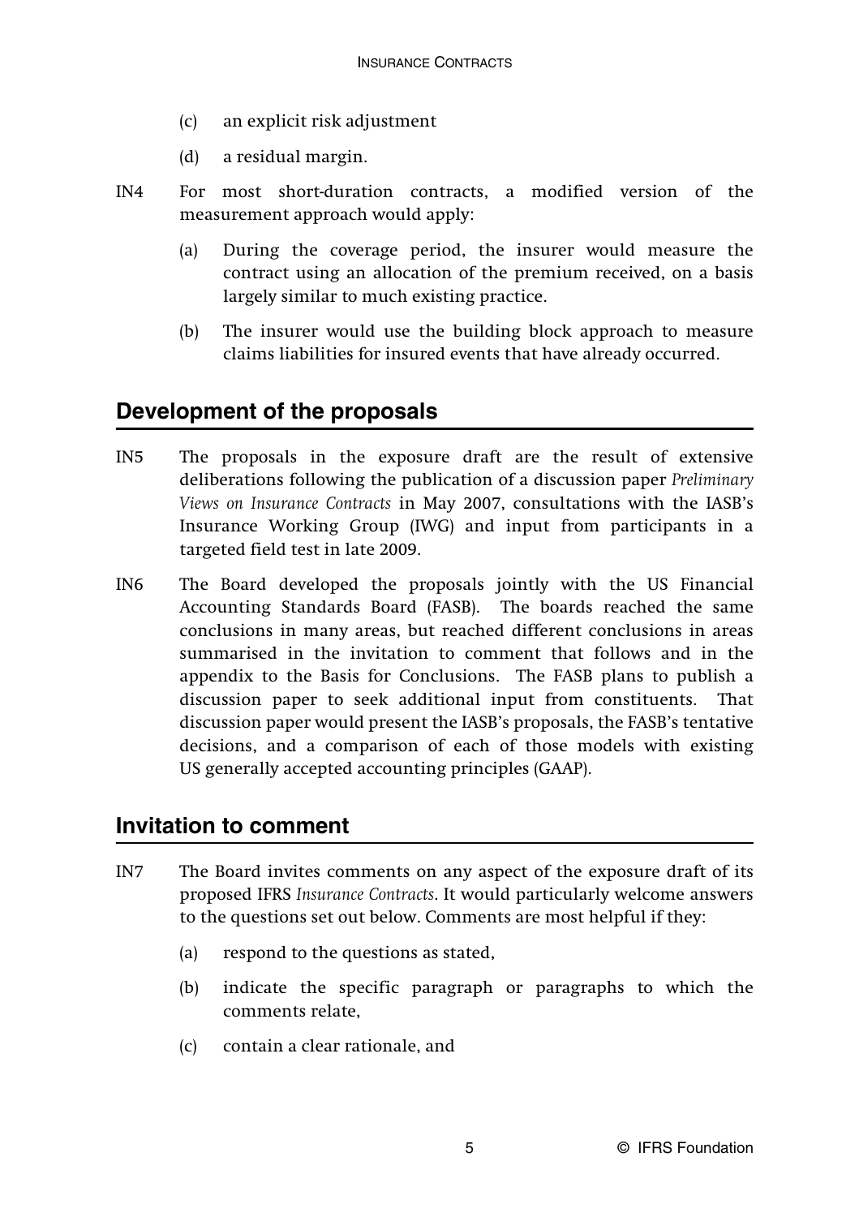(c) an explicit risk adjustment

(d) a residual margin.

IN4 For most short-duration contracts, a modified version of the measurement approach would apply:

(a) During the coverage period, the insurer would measure the contract using an allocation of the premium received, on a basis largely similar to much existing practice.

(b) The insurer would use the building block approach to measure claims liabilities for insured events that have already occurred.

## Development of the proposals

IN5 The proposals in the exposure draft are the result of extensive deliberations following the publication of a discussion paper *Preliminary Views on Insurance Contracts* in May 2007, consultations with the IASB's Insurance Working Group (IWG) and input from participants in a targeted field test in late 2009.

IN6 The Board developed the proposals jointly with the US Financial Accounting Standards Board (FASB). The boards reached the same conclusions in many areas, but reached different conclusions in areas summarised in the invitation to comment that follows and in the appendix to the Basis for Conclusions. The FASB plans to publish a discussion paper to seek additional input from constituents. That discussion paper would present the IASB's proposals, the FASB's tentative decisions, and a comparison of each of those models with existing US generally accepted accounting principles (GAAP).

## Invitation to comment

IN7 The Board invites comments on any aspect of the exposure draft of its proposed IFRS *Insurance Contracts*. It would particularly welcome answers to the questions set out below. Comments are most helpful if they:

(a) respond to the questions as stated,

(b) indicate the specific paragraph or paragraphs to which the comments relate,

(c) contain a clear rationale, and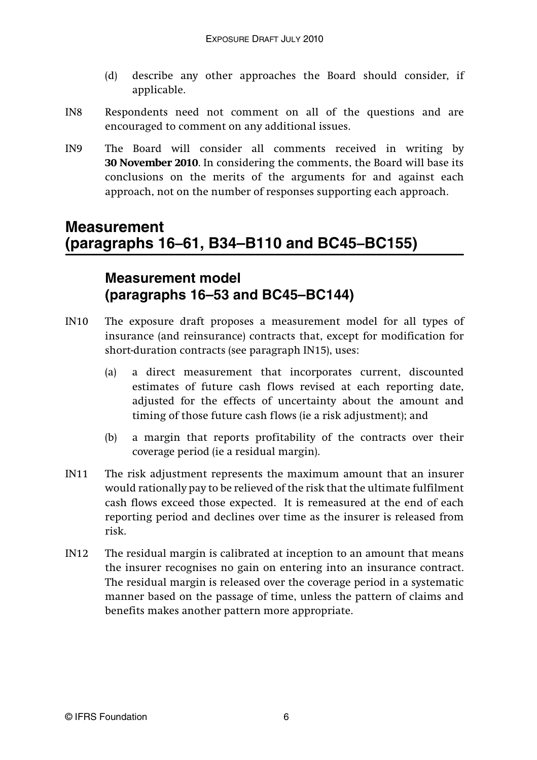(d) describe any other approaches the Board should consider, if applicable.

IN8 Respondents need not comment on all of the questions and are encouraged to comment on any additional issues.

IN9 The Board will consider all comments received in writing by **30 November 2010**. In considering the comments, the Board will base its conclusions on the merits of the arguments for and against each approach, not on the number of responses supporting each approach.

## Measurement (paragraphs 16–61, B34–B110 and BC45–BC155)

### Measurement model (paragraphs 16–53 and BC45–BC144)

IN10 The exposure draft proposes a measurement model for all types of insurance (and reinsurance) contracts that, except for modification for short-duration contracts (see paragraph IN15), uses:

(a) a direct measurement that incorporates current, discounted estimates of future cash flows revised at each reporting date, adjusted for the effects of uncertainty about the amount and timing of those future cash flows (ie a risk adjustment); and

(b) a margin that reports profitability of the contracts over their coverage period (ie a residual margin).

IN11 The risk adjustment represents the maximum amount that an insurer would rationally pay to be relieved of the risk that the ultimate fulfilment cash flows exceed those expected. It is remeasured at the end of each reporting period and declines over time as the insurer is released from risk.

IN12 The residual margin is calibrated at inception to an amount that means the insurer recognises no gain on entering into an insurance contract. The residual margin is released over the coverage period in a systematic manner based on the passage of time, unless the pattern of claims and benefits makes another pattern more appropriate.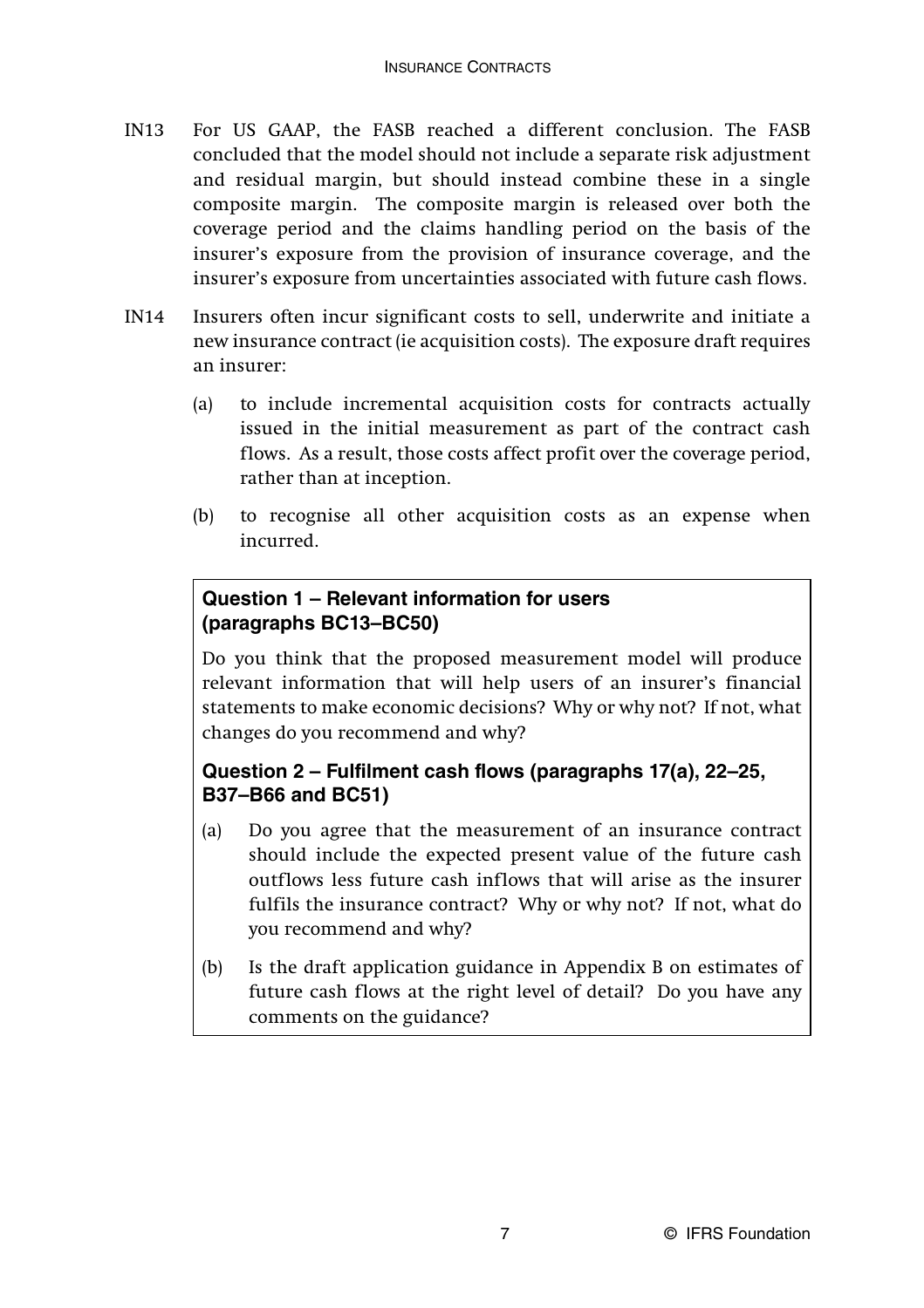IN13 For US GAAP, the FASB reached a different conclusion. The FASB concluded that the model should not include a separate risk adjustment and residual margin, but should instead combine these in a single composite margin. The composite margin is released over both the coverage period and the claims handling period on the basis of the insurer's exposure from the provision of insurance coverage, and the insurer's exposure from uncertainties associated with future cash flows.

IN14 Insurers often incur significant costs to sell, underwrite and initiate a new insurance contract (ie acquisition costs). The exposure draft requires an insurer:

(a) to include incremental acquisition costs for contracts actually issued in the initial measurement as part of the contract cash flows. As a result, those costs affect profit over the coverage period, rather than at inception.

(b) to recognise all other acquisition costs as an expense when incurred.

**Question 1 – Relevant information for users (paragraphs BC13–BC50)**

Do you think that the proposed measurement model will produce relevant information that will help users of an insurer's financial statements to make economic decisions? Why or why not? If not, what changes do you recommend and why?

**Question 2 – Fulfilment cash flows (paragraphs 17(a), 22–25, B37–B66 and BC51)**

(a) Do you agree that the measurement of an insurance contract should include the expected present value of the future cash outflows less future cash inflows that will arise as the insurer fulfils the insurance contract? Why or why not? If not, what do you recommend and why?

(b) Is the draft application guidance in Appendix B on estimates of future cash flows at the right level of detail? Do you have any comments on the guidance?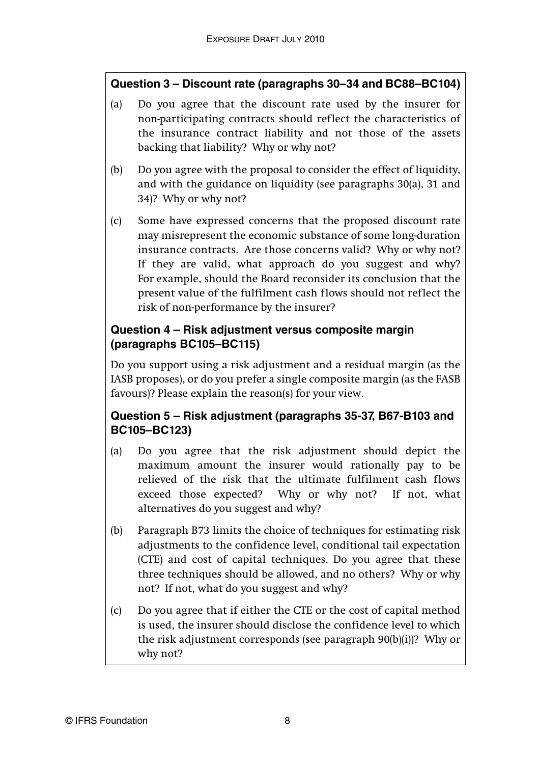### Question 3 – Discount rate (paragraphs 30–34 and BC88–BC104)

(a) Do you agree that the discount rate used by the insurer for non-participating contracts should reflect the characteristics of the insurance contract liability and not those of the assets backing that liability? Why or why not?

(b) Do you agree with the proposal to consider the effect of liquidity, and with the guidance on liquidity (see paragraphs 30(a), 31 and 34)? Why or why not?

(c) Some have expressed concerns that the proposed discount rate may misrepresent the economic substance of some long-duration insurance contracts. Are those concerns valid? Why or why not? If they are valid, what approach do you suggest and why? For example, should the Board reconsider its conclusion that the present value of the fulfilment cash flows should not reflect the risk of non-performance by the insurer?

### Question 4 – Risk adjustment versus composite margin (paragraphs BC105–BC115)

Do you support using a risk adjustment and a residual margin (as the IASB proposes), or do you prefer a single composite margin (as the FASB favours)? Please explain the reason(s) for your view.

### Question 5 – Risk adjustment (paragraphs 35-37, B67-B103 and BC105–BC123)

(a) Do you agree that the risk adjustment should depict the maximum amount the insurer would rationally pay to be relieved of the risk that the ultimate fulfilment cash flows exceed those expected? Why or why not? If not, what alternatives do you suggest and why?

(b) Paragraph B73 limits the choice of techniques for estimating risk adjustments to the confidence level, conditional tail expectation (CTE) and cost of capital techniques. Do you agree that these three techniques should be allowed, and no others? Why or why not? If not, what do you suggest and why?

(c) Do you agree that if either the CTE or the cost of capital method is used, the insurer should disclose the confidence level to which the risk adjustment corresponds (see paragraph 90(b)(i))? Why or why not?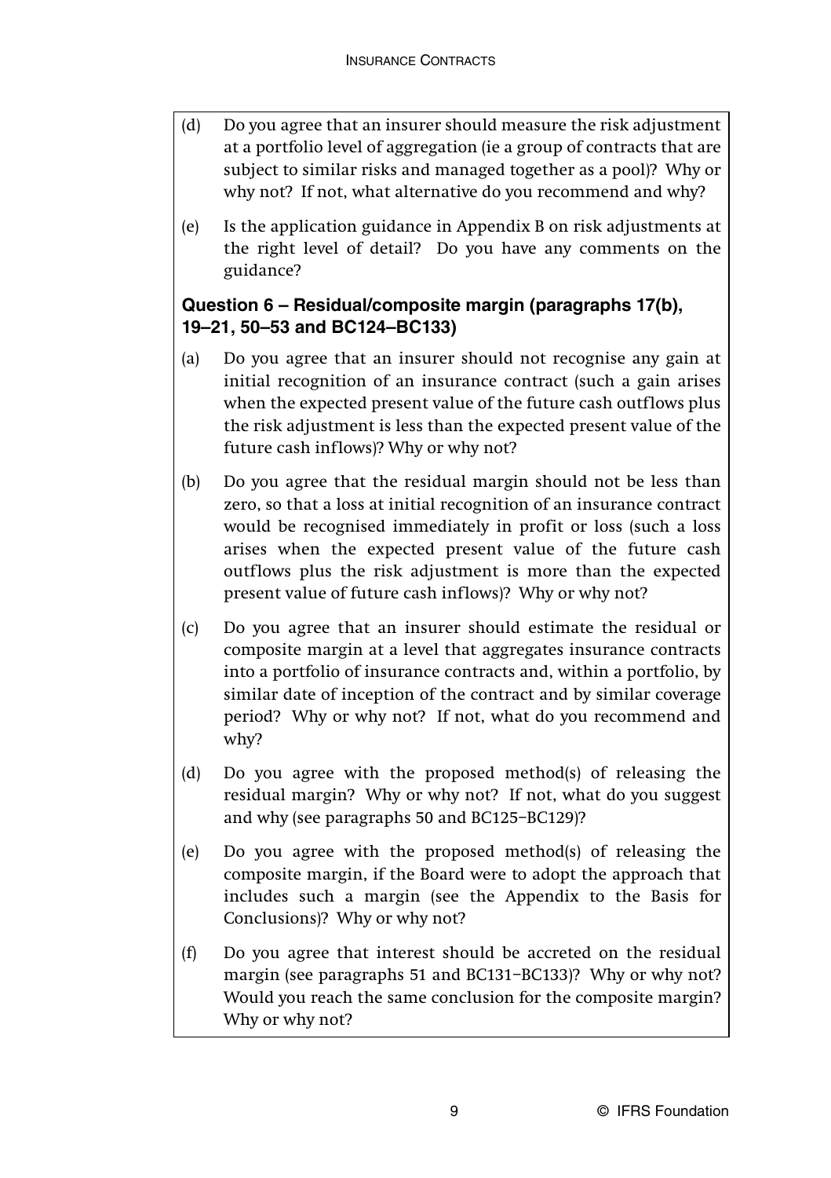(d) Do you agree that an insurer should measure the risk adjustment at a portfolio level of aggregation (ie a group of contracts that are subject to similar risks and managed together as a pool)? Why or why not? If not, what alternative do you recommend and why?

(e) Is the application guidance in Appendix B on risk adjustments at the right level of detail? Do you have any comments on the guidance?

**Question 6 – Residual/composite margin (paragraphs 17(b), 19–21, 50–53 and BC124–BC133)**

(a) Do you agree that an insurer should not recognise any gain at initial recognition of an insurance contract (such a gain arises when the expected present value of the future cash outflows plus the risk adjustment is less than the expected present value of the future cash inflows)? Why or why not?

(b) Do you agree that the residual margin should not be less than zero, so that a loss at initial recognition of an insurance contract would be recognised immediately in profit or loss (such a loss arises when the expected present value of the future cash outflows plus the risk adjustment is more than the expected present value of future cash inflows)? Why or why not?

(c) Do you agree that an insurer should estimate the residual or composite margin at a level that aggregates insurance contracts into a portfolio of insurance contracts and, within a portfolio, by similar date of inception of the contract and by similar coverage period? Why or why not? If not, what do you recommend and why?

(d) Do you agree with the proposed method(s) of releasing the residual margin? Why or why not? If not, what do you suggest and why (see paragraphs 50 and BC125–BC129)?

(e) Do you agree with the proposed method(s) of releasing the composite margin, if the Board were to adopt the approach that includes such a margin (see the Appendix to the Basis for Conclusions)? Why or why not?

(f) Do you agree that interest should be accreted on the residual margin (see paragraphs 51 and BC131–BC133)? Why or why not? Would you reach the same conclusion for the composite margin? Why or why not?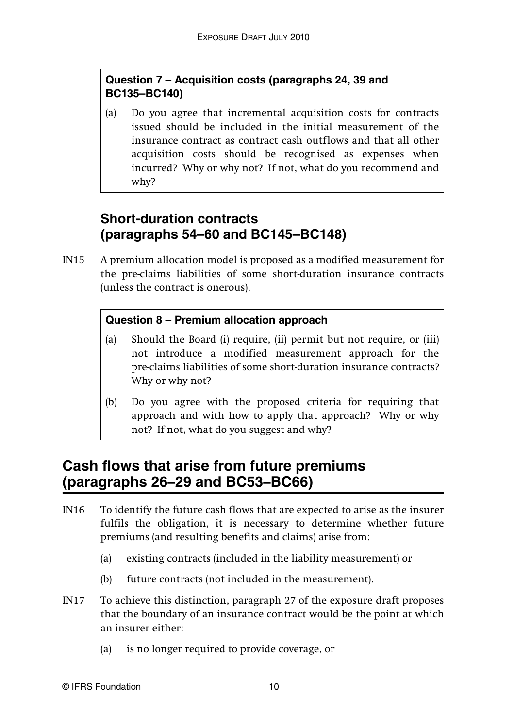**Question 7 – Acquisition costs (paragraphs 24, 39 and BC135–BC140)**

(a) Do you agree that incremental acquisition costs for contracts issued should be included in the initial measurement of the insurance contract as contract cash outflows and that all other acquisition costs should be recognised as expenses when incurred? Why or why not? If not, what do you recommend and why?

### Short-duration contracts (paragraphs 54–60 and BC145–BC148)

IN15 A premium allocation model is proposed as a modified measurement for the pre-claims liabilities of some short-duration insurance contracts (unless the contract is onerous).

**Question 8 – Premium allocation approach**

(a) Should the Board (i) require, (ii) permit but not require, or (iii) not introduce a modified measurement approach for the pre-claims liabilities of some short-duration insurance contracts? Why or why not?

(b) Do you agree with the proposed criteria for requiring that approach and with how to apply that approach? Why or why not? If not, what do you suggest and why?

## Cash flows that arise from future premiums (paragraphs 26–29 and BC53–BC66)

IN16 To identify the future cash flows that are expected to arise as the insurer fulfils the obligation, it is necessary to determine whether future premiums (and resulting benefits and claims) arise from:

(a) existing contracts (included in the liability measurement) or

(b) future contracts (not included in the measurement).

IN17 To achieve this distinction, paragraph 27 of the exposure draft proposes that the boundary of an insurance contract would be the point at which an insurer either:

(a) is no longer required to provide coverage, or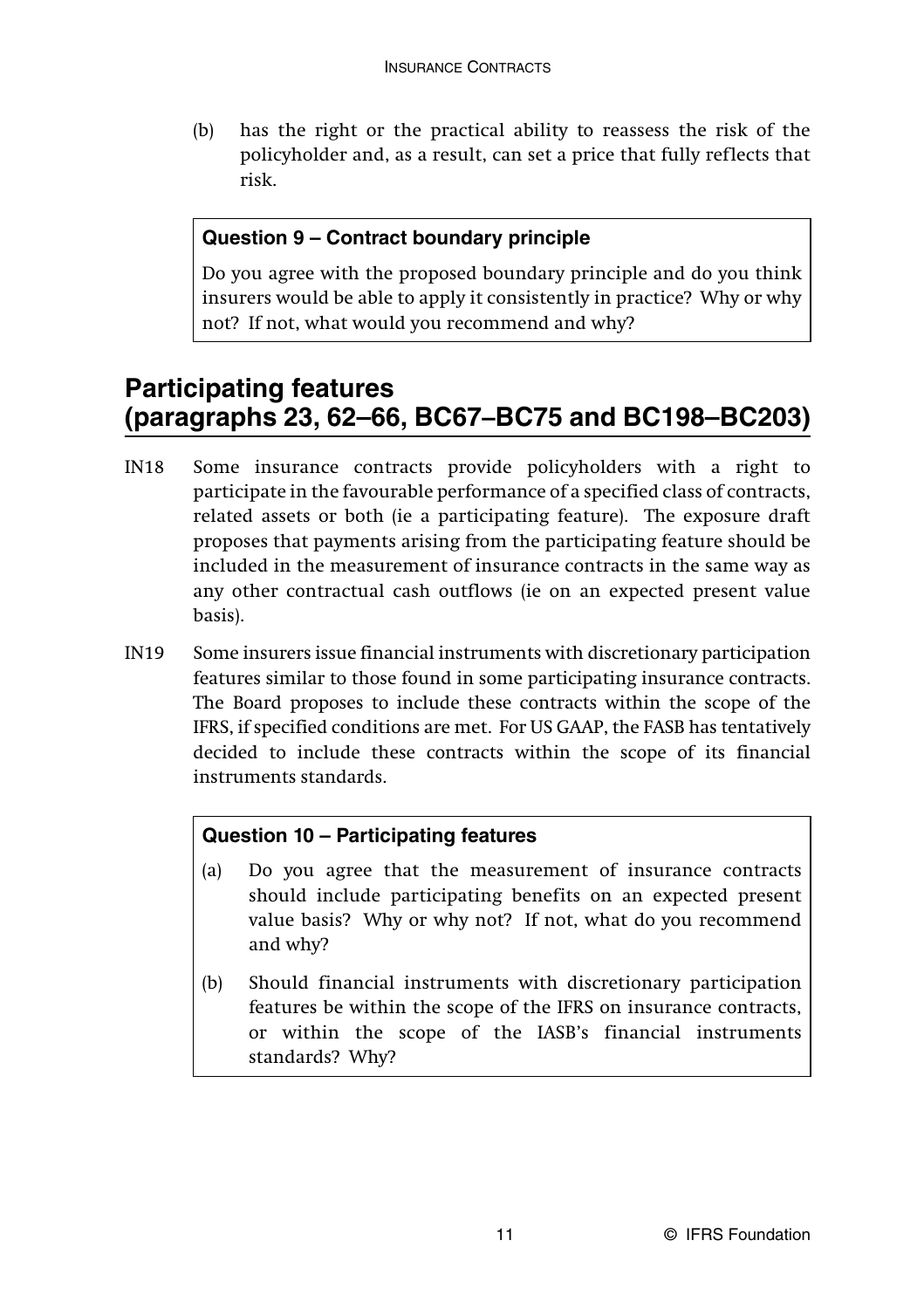(b) has the right or the practical ability to reassess the risk of the policyholder and, as a result, can set a price that fully reflects that risk.

> **Question 9 – Contract boundary principle**
>
> Do you agree with the proposed boundary principle and do you think insurers would be able to apply it consistently in practice? Why or why not? If not, what would you recommend and why?

## Participating features (paragraphs 23, 62–66, BC67–BC75 and BC198–BC203)

IN18 Some insurance contracts provide policyholders with a right to participate in the favourable performance of a specified class of contracts, related assets or both (ie a participating feature). The exposure draft proposes that payments arising from the participating feature should be included in the measurement of insurance contracts in the same way as any other contractual cash outflows (ie on an expected present value basis).

IN19 Some insurers issue financial instruments with discretionary participation features similar to those found in some participating insurance contracts. The Board proposes to include these contracts within the scope of the IFRS, if specified conditions are met. For US GAAP, the FASB has tentatively decided to include these contracts within the scope of its financial instruments standards.

> **Question 10 – Participating features**
>
> (a) Do you agree that the measurement of insurance contracts should include participating benefits on an expected present value basis? Why or why not? If not, what do you recommend and why?
>
> (b) Should financial instruments with discretionary participation features be within the scope of the IFRS on insurance contracts, or within the scope of the IASB's financial instruments standards? Why?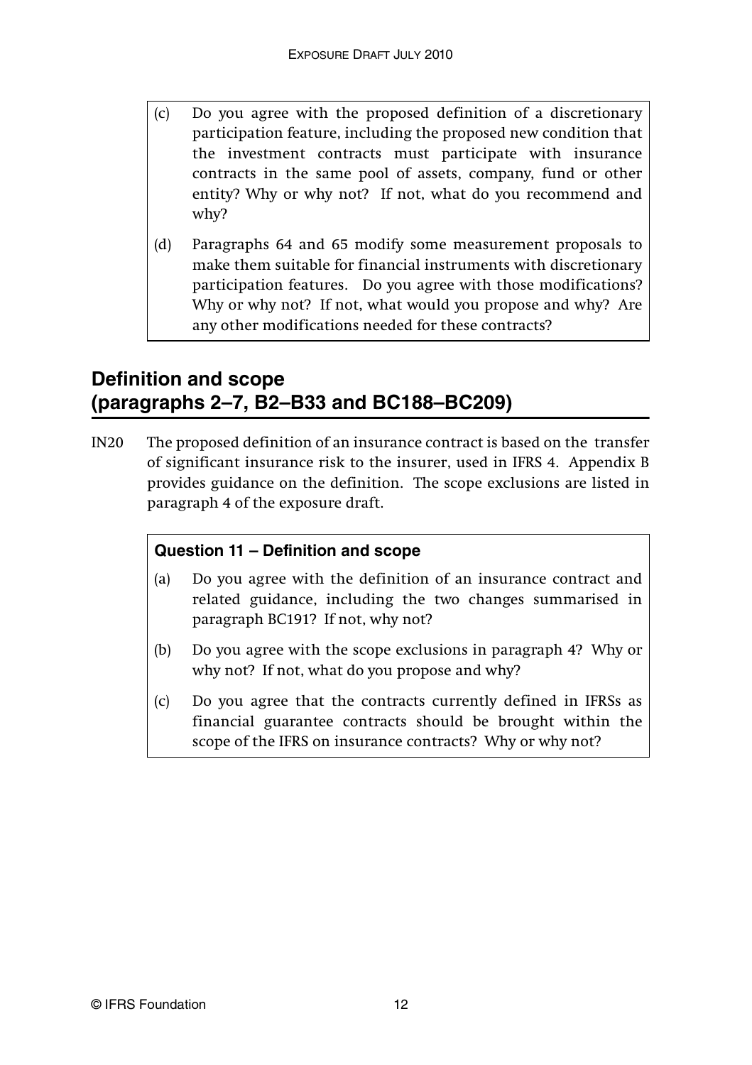(c) Do you agree with the proposed definition of a discretionary participation feature, including the proposed new condition that the investment contracts must participate with insurance contracts in the same pool of assets, company, fund or other entity? Why or why not? If not, what do you recommend and why?

(d) Paragraphs 64 and 65 modify some measurement proposals to make them suitable for financial instruments with discretionary participation features. Do you agree with those modifications? Why or why not? If not, what would you propose and why? Are any other modifications needed for these contracts?

## Definition and scope (paragraphs 2–7, B2–B33 and BC188–BC209)

IN20 The proposed definition of an insurance contract is based on the transfer of significant insurance risk to the insurer, used in IFRS 4. Appendix B provides guidance on the definition. The scope exclusions are listed in paragraph 4 of the exposure draft.

**Question 11 – Definition and scope**

(a) Do you agree with the definition of an insurance contract and related guidance, including the two changes summarised in paragraph BC191? If not, why not?

(b) Do you agree with the scope exclusions in paragraph 4? Why or why not? If not, what do you propose and why?

(c) Do you agree that the contracts currently defined in IFRSs as financial guarantee contracts should be brought within the scope of the IFRS on insurance contracts? Why or why not?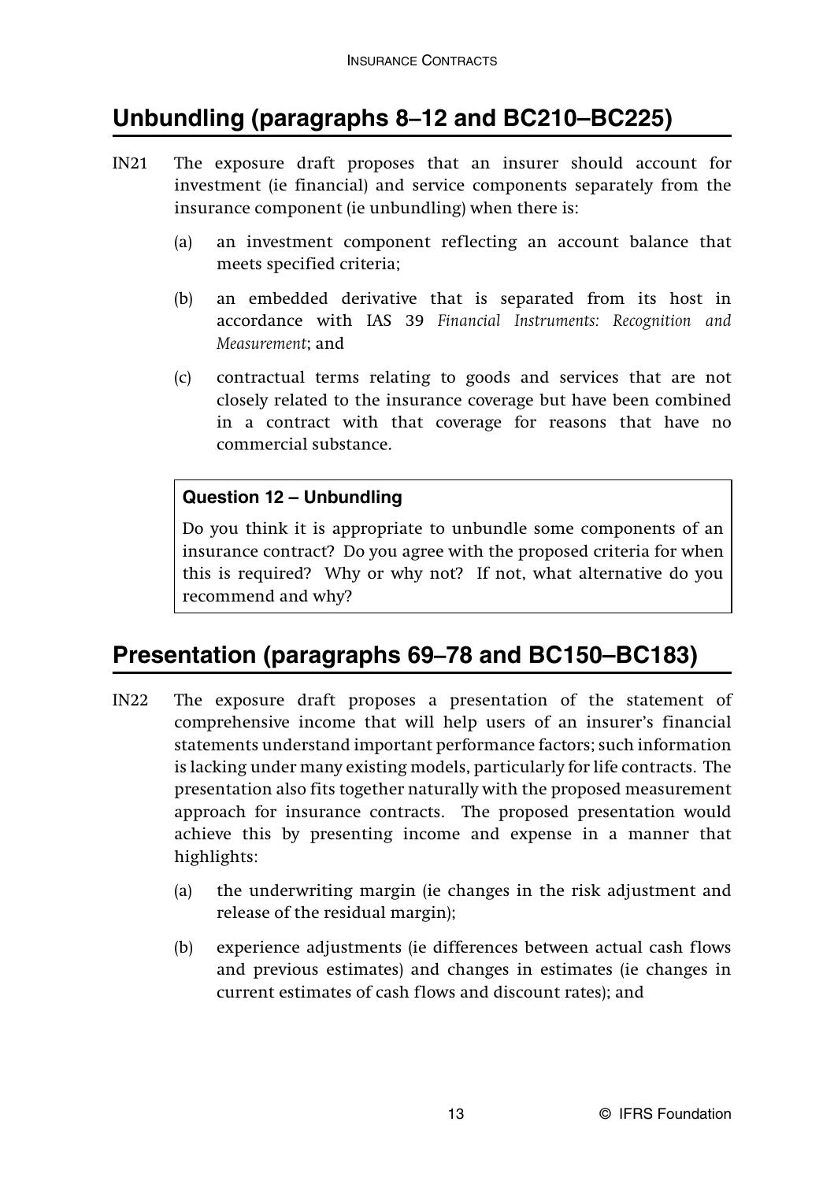## Unbundling (paragraphs 8–12 and BC210–BC225)

IN21 The exposure draft proposes that an insurer should account for investment (ie financial) and service components separately from the insurance component (ie unbundling) when there is:

(a) an investment component reflecting an account balance that meets specified criteria;

(b) an embedded derivative that is separated from its host in accordance with IAS 39 *Financial Instruments: Recognition and Measurement*; and

(c) contractual terms relating to goods and services that are not closely related to the insurance coverage but have been combined in a contract with that coverage for reasons that have no commercial substance.

> **Question 12 – Unbundling**
>
> Do you think it is appropriate to unbundle some components of an insurance contract? Do you agree with the proposed criteria for when this is required? Why or why not? If not, what alternative do you recommend and why?

## Presentation (paragraphs 69–78 and BC150–BC183)

IN22 The exposure draft proposes a presentation of the statement of comprehensive income that will help users of an insurer's financial statements understand important performance factors; such information is lacking under many existing models, particularly for life contracts. The presentation also fits together naturally with the proposed measurement approach for insurance contracts. The proposed presentation would achieve this by presenting income and expense in a manner that highlights:

(a) the underwriting margin (ie changes in the risk adjustment and release of the residual margin);

(b) experience adjustments (ie differences between actual cash flows and previous estimates) and changes in estimates (ie changes in current estimates of cash flows and discount rates); and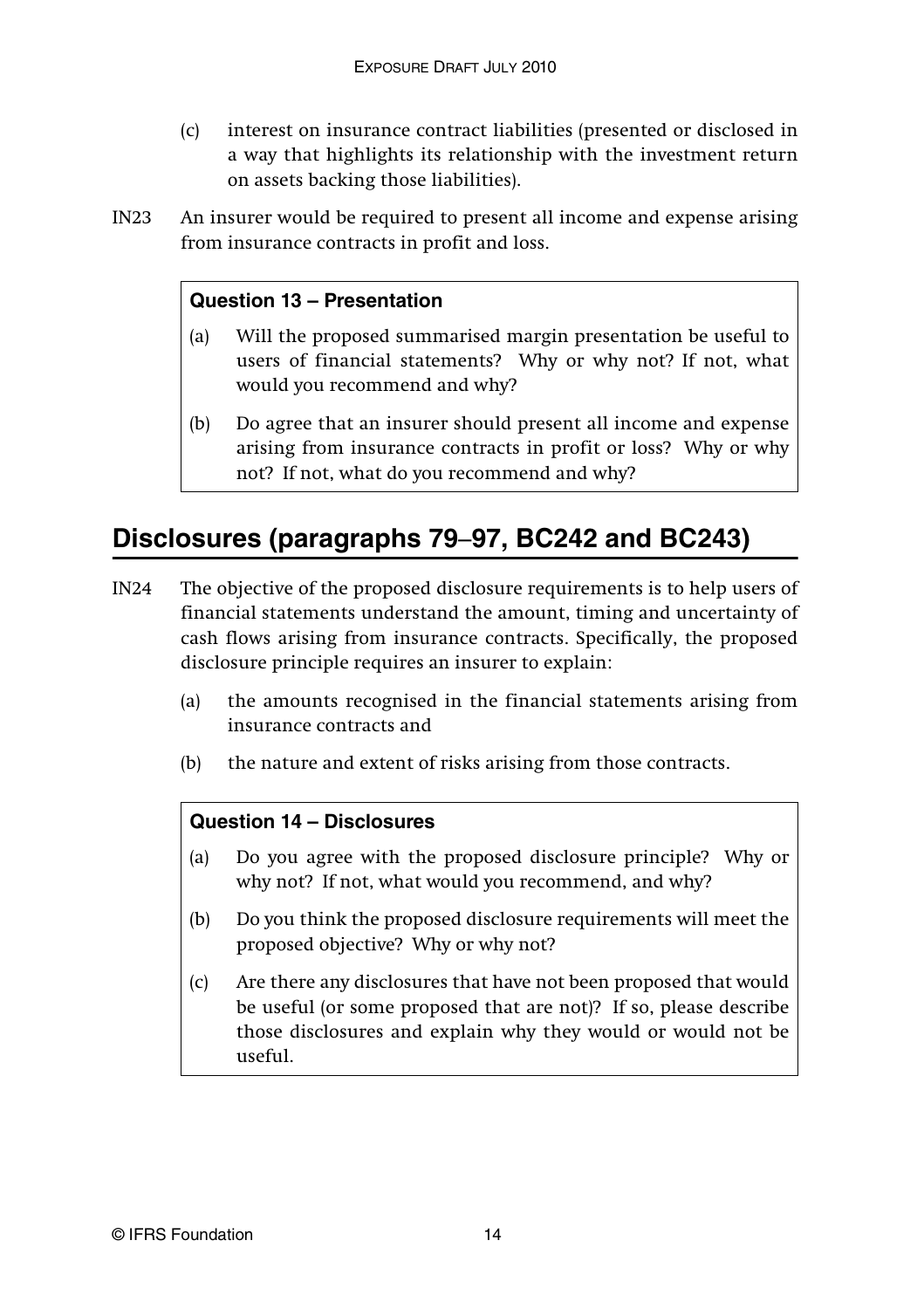(c) interest on insurance contract liabilities (presented or disclosed in a way that highlights its relationship with the investment return on assets backing those liabilities).

IN23 An insurer would be required to present all income and expense arising from insurance contracts in profit and loss.

> **Question 13 – Presentation**
>
> (a) Will the proposed summarised margin presentation be useful to users of financial statements? Why or why not? If not, what would you recommend and why?
>
> (b) Do agree that an insurer should present all income and expense arising from insurance contracts in profit or loss? Why or why not? If not, what do you recommend and why?

## Disclosures (paragraphs 79–97, BC242 and BC243)

IN24 The objective of the proposed disclosure requirements is to help users of financial statements understand the amount, timing and uncertainty of cash flows arising from insurance contracts. Specifically, the proposed disclosure principle requires an insurer to explain:

(a) the amounts recognised in the financial statements arising from insurance contracts and

(b) the nature and extent of risks arising from those contracts.

> **Question 14 – Disclosures**
>
> (a) Do you agree with the proposed disclosure principle? Why or why not? If not, what would you recommend, and why?
>
> (b) Do you think the proposed disclosure requirements will meet the proposed objective? Why or why not?
>
> (c) Are there any disclosures that have not been proposed that would be useful (or some proposed that are not)? If so, please describe those disclosures and explain why they would or would not be useful.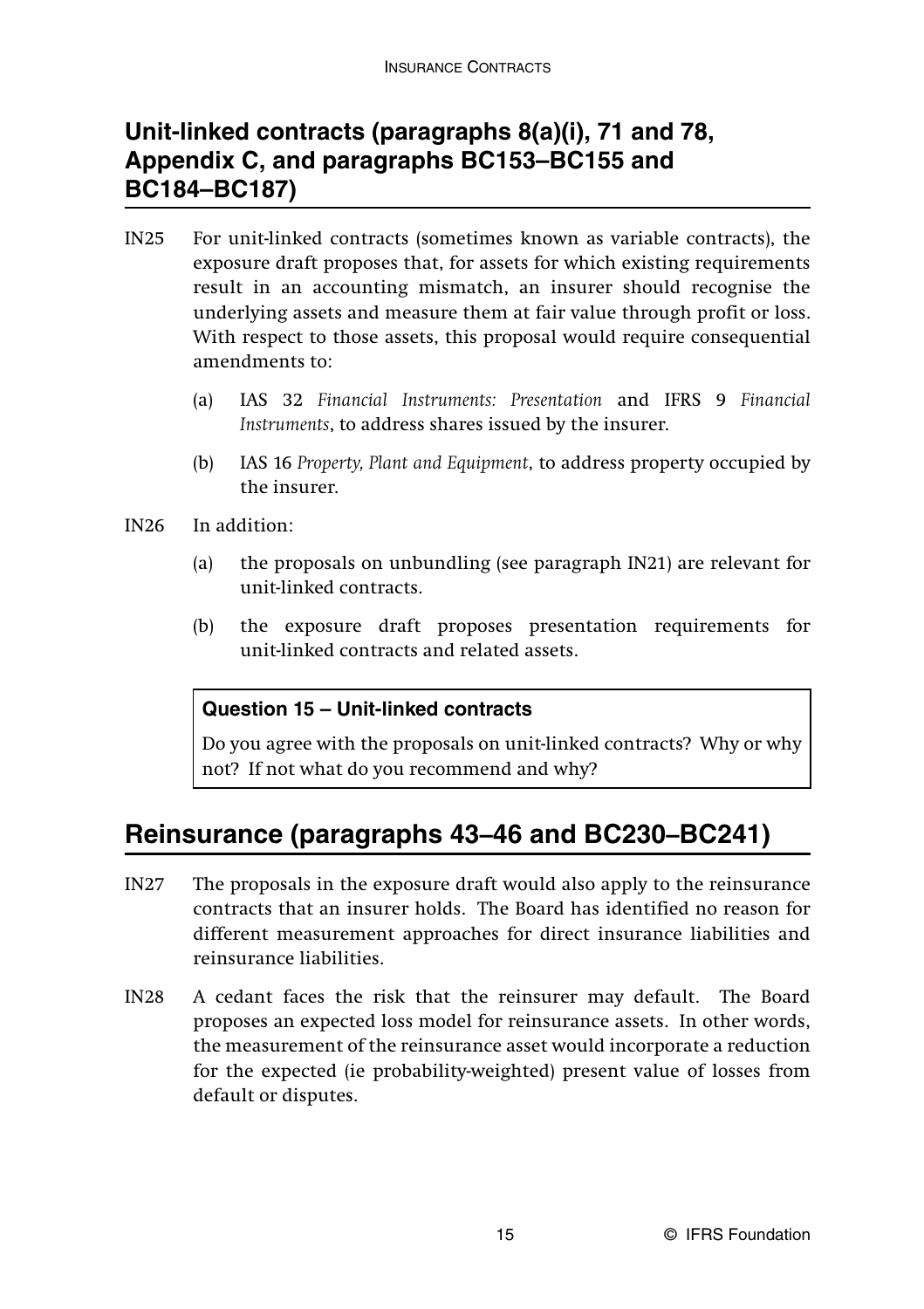## Unit-linked contracts (paragraphs 8(a)(i), 71 and 78, Appendix C, and paragraphs BC153–BC155 and BC184–BC187)

IN25 For unit-linked contracts (sometimes known as variable contracts), the exposure draft proposes that, for assets for which existing requirements result in an accounting mismatch, an insurer should recognise the underlying assets and measure them at fair value through profit or loss. With respect to those assets, this proposal would require consequential amendments to:

(a) IAS 32 *Financial Instruments: Presentation* and IFRS 9 *Financial Instruments*, to address shares issued by the insurer.

(b) IAS 16 *Property, Plant and Equipment*, to address property occupied by the insurer.

IN26 In addition:

(a) the proposals on unbundling (see paragraph IN21) are relevant for unit-linked contracts.

(b) the exposure draft proposes presentation requirements for unit-linked contracts and related assets.

> **Question 15 – Unit-linked contracts**
>
> Do you agree with the proposals on unit-linked contracts? Why or why not? If not what do you recommend and why?

## Reinsurance (paragraphs 43–46 and BC230–BC241)

IN27 The proposals in the exposure draft would also apply to the reinsurance contracts that an insurer holds. The Board has identified no reason for different measurement approaches for direct insurance liabilities and reinsurance liabilities.

IN28 A cedant faces the risk that the reinsurer may default. The Board proposes an expected loss model for reinsurance assets. In other words, the measurement of the reinsurance asset would incorporate a reduction for the expected (ie probability-weighted) present value of losses from default or disputes.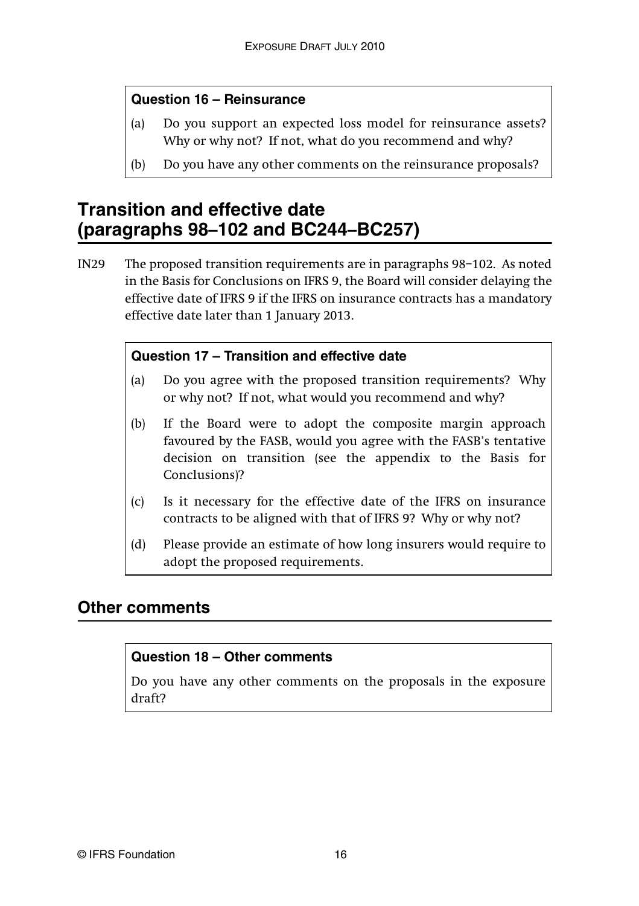**Question 16 – Reinsurance**

(a) Do you support an expected loss model for reinsurance assets? Why or why not? If not, what do you recommend and why?

(b) Do you have any other comments on the reinsurance proposals?

## Transition and effective date (paragraphs 98–102 and BC244–BC257)

IN29 The proposed transition requirements are in paragraphs 98–102. As noted in the Basis for Conclusions on IFRS 9, the Board will consider delaying the effective date of IFRS 9 if the IFRS on insurance contracts has a mandatory effective date later than 1 January 2013.

**Question 17 – Transition and effective date**

(a) Do you agree with the proposed transition requirements? Why or why not? If not, what would you recommend and why?

(b) If the Board were to adopt the composite margin approach favoured by the FASB, would you agree with the FASB's tentative decision on transition (see the appendix to the Basis for Conclusions)?

(c) Is it necessary for the effective date of the IFRS on insurance contracts to be aligned with that of IFRS 9? Why or why not?

(d) Please provide an estimate of how long insurers would require to adopt the proposed requirements.

## Other comments

**Question 18 – Other comments**

Do you have any other comments on the proposals in the exposure draft?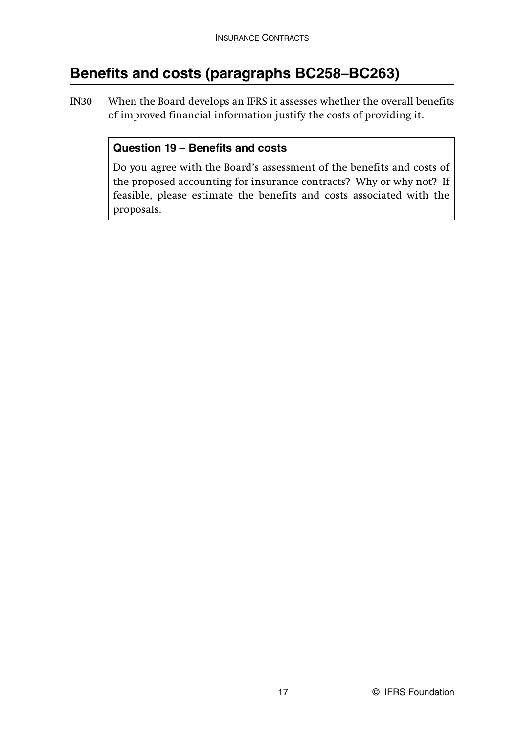## Benefits and costs (paragraphs BC258–BC263)

IN30 When the Board develops an IFRS it assesses whether the overall benefits of improved financial information justify the costs of providing it.

> **Question 19 – Benefits and costs**
>
> Do you agree with the Board's assessment of the benefits and costs of the proposed accounting for insurance contracts? Why or why not? If feasible, please estimate the benefits and costs associated with the proposals.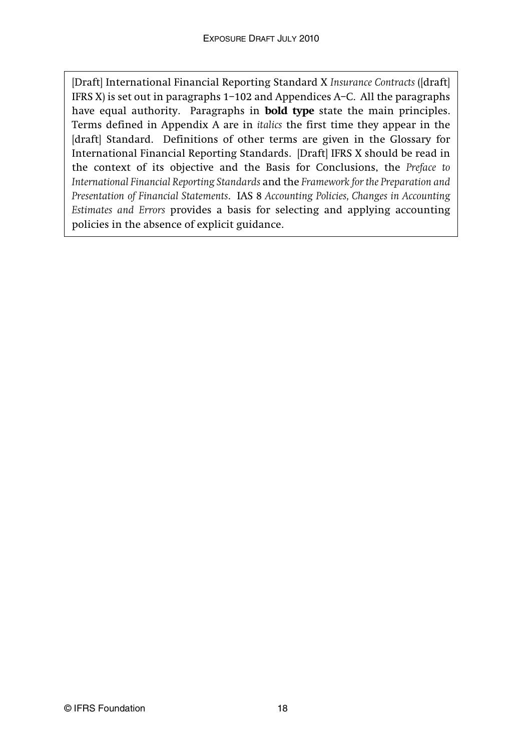[Draft] International Financial Reporting Standard X *Insurance Contracts* ([draft] IFRS X) is set out in paragraphs 1–102 and Appendices A–C. All the paragraphs have equal authority. Paragraphs in **bold type** state the main principles. Terms defined in Appendix A are in *italics* the first time they appear in the [draft] Standard. Definitions of other terms are given in the Glossary for International Financial Reporting Standards. [Draft] IFRS X should be read in the context of its objective and the Basis for Conclusions, the *Preface to International Financial Reporting Standards* and the *Framework for the Preparation and Presentation of Financial Statements*. IAS 8 *Accounting Policies, Changes in Accounting Estimates and Errors* provides a basis for selecting and applying accounting policies in the absence of explicit guidance.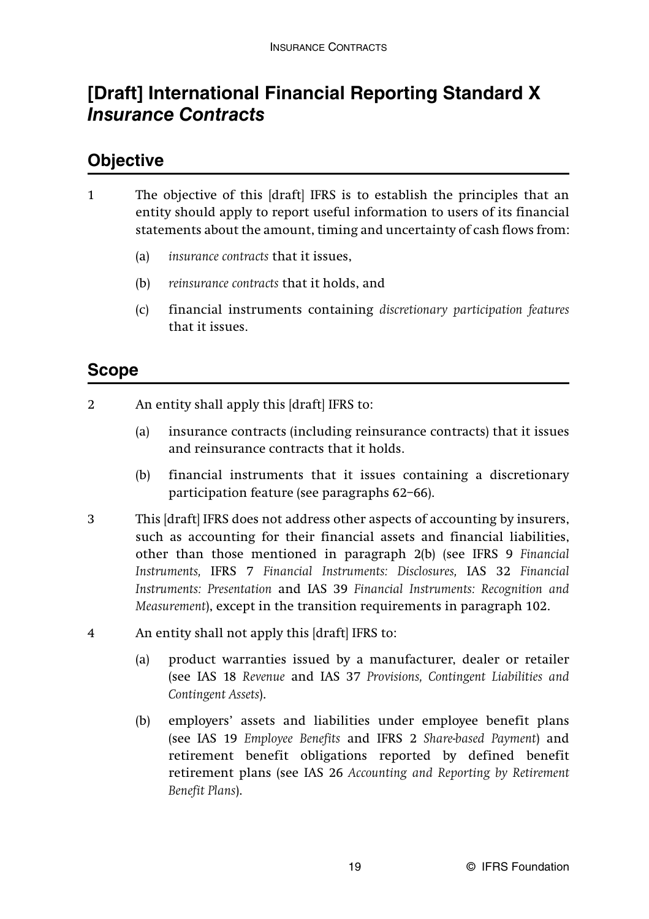# [Draft] International Financial Reporting Standard X *Insurance Contracts*

## Objective

1 The objective of this [draft] IFRS is to establish the principles that an entity should apply to report useful information to users of its financial statements about the amount, timing and uncertainty of cash flows from:

(a) *insurance contracts* that it issues,

(b) *reinsurance contracts* that it holds, and

(c) financial instruments containing *discretionary participation features* that it issues.

## Scope

2 An entity shall apply this [draft] IFRS to:

(a) insurance contracts (including reinsurance contracts) that it issues and reinsurance contracts that it holds.

(b) financial instruments that it issues containing a discretionary participation feature (see paragraphs 62–66).

3 This [draft] IFRS does not address other aspects of accounting by insurers, such as accounting for their financial assets and financial liabilities, other than those mentioned in paragraph 2(b) (see IFRS 9 *Financial Instruments,* IFRS 7 *Financial Instruments: Disclosures,* IAS 32 *Financial Instruments: Presentation* and IAS 39 *Financial Instruments: Recognition and Measurement*), except in the transition requirements in paragraph 102.

4 An entity shall not apply this [draft] IFRS to:

(a) product warranties issued by a manufacturer, dealer or retailer (see IAS 18 *Revenue* and IAS 37 *Provisions, Contingent Liabilities and Contingent Assets*).

(b) employers' assets and liabilities under employee benefit plans (see IAS 19 *Employee Benefits* and IFRS 2 *Share-based Payment*) and retirement benefit obligations reported by defined benefit retirement plans (see IAS 26 *Accounting and Reporting by Retirement Benefit Plans*).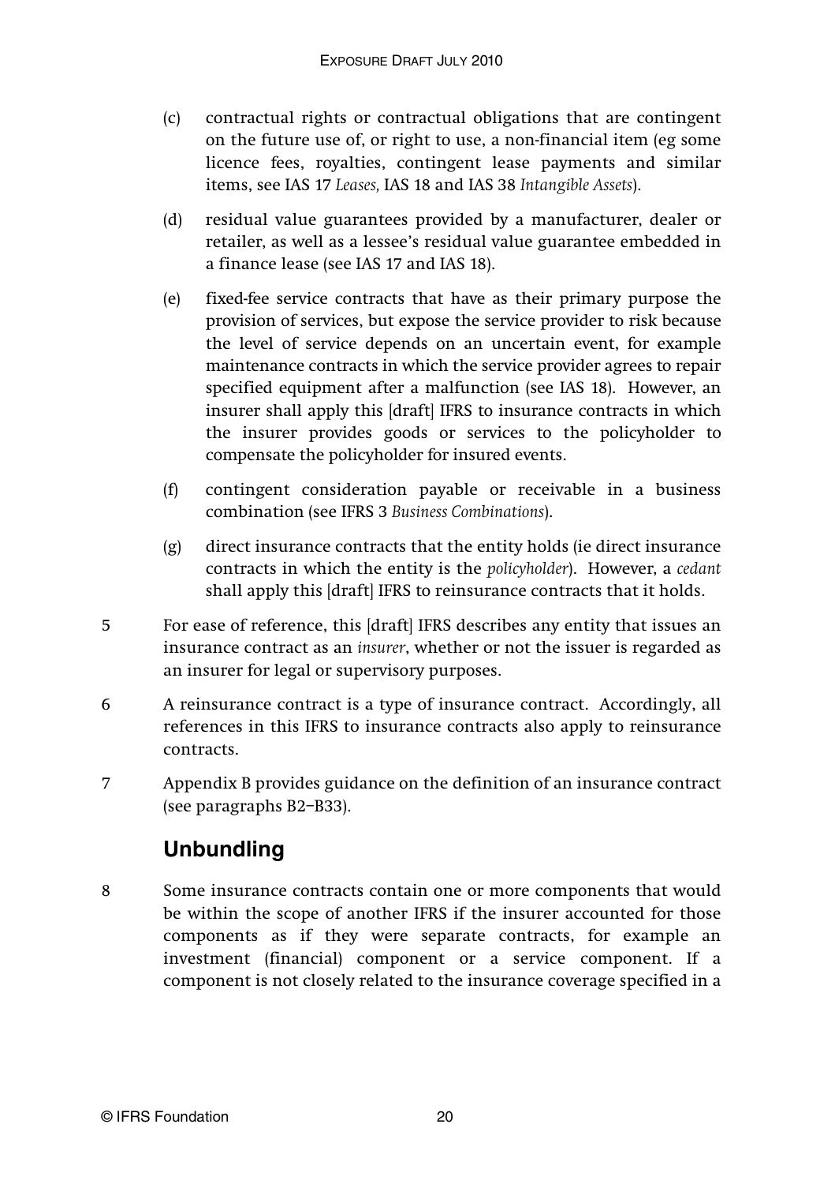(c) contractual rights or contractual obligations that are contingent on the future use of, or right to use, a non-financial item (eg some licence fees, royalties, contingent lease payments and similar items, see IAS 17 *Leases,* IAS 18 and IAS 38 *Intangible Assets*).

(d) residual value guarantees provided by a manufacturer, dealer or retailer, as well as a lessee's residual value guarantee embedded in a finance lease (see IAS 17 and IAS 18).

(e) fixed-fee service contracts that have as their primary purpose the provision of services, but expose the service provider to risk because the level of service depends on an uncertain event, for example maintenance contracts in which the service provider agrees to repair specified equipment after a malfunction (see IAS 18). However, an insurer shall apply this [draft] IFRS to insurance contracts in which the insurer provides goods or services to the policyholder to compensate the policyholder for insured events.

(f) contingent consideration payable or receivable in a business combination (see IFRS 3 *Business Combinations*).

(g) direct insurance contracts that the entity holds (ie direct insurance contracts in which the entity is the *policyholder*). However, a *cedant* shall apply this [draft] IFRS to reinsurance contracts that it holds.

5 For ease of reference, this [draft] IFRS describes any entity that issues an insurance contract as an *insurer*, whether or not the issuer is regarded as an insurer for legal or supervisory purposes.

6 A reinsurance contract is a type of insurance contract. Accordingly, all references in this IFRS to insurance contracts also apply to reinsurance contracts.

7 Appendix B provides guidance on the definition of an insurance contract (see paragraphs B2–B33).

## Unbundling

8 Some insurance contracts contain one or more components that would be within the scope of another IFRS if the insurer accounted for those components as if they were separate contracts, for example an investment (financial) component or a service component. If a component is not closely related to the insurance coverage specified in a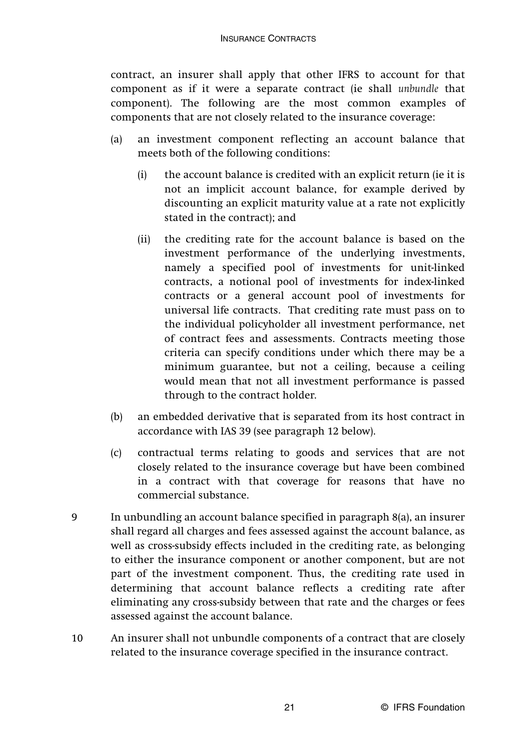contract, an insurer shall apply that other IFRS to account for that component as if it were a separate contract (ie shall *unbundle* that component). The following are the most common examples of components that are not closely related to the insurance coverage:

(a) an investment component reflecting an account balance that meets both of the following conditions:

  (i) the account balance is credited with an explicit return (ie it is not an implicit account balance, for example derived by discounting an explicit maturity value at a rate not explicitly stated in the contract); and

  (ii) the crediting rate for the account balance is based on the investment performance of the underlying investments, namely a specified pool of investments for unit-linked contracts, a notional pool of investments for index-linked contracts or a general account pool of investments for universal life contracts. That crediting rate must pass on to the individual policyholder all investment performance, net of contract fees and assessments. Contracts meeting those criteria can specify conditions under which there may be a minimum guarantee, but not a ceiling, because a ceiling would mean that not all investment performance is passed through to the contract holder.

(b) an embedded derivative that is separated from its host contract in accordance with IAS 39 (see paragraph 12 below).

(c) contractual terms relating to goods and services that are not closely related to the insurance coverage but have been combined in a contract with that coverage for reasons that have no commercial substance.

9 In unbundling an account balance specified in paragraph 8(a), an insurer shall regard all charges and fees assessed against the account balance, as well as cross-subsidy effects included in the crediting rate, as belonging to either the insurance component or another component, but are not part of the investment component. Thus, the crediting rate used in determining that account balance reflects a crediting rate after eliminating any cross-subsidy between that rate and the charges or fees assessed against the account balance.

10 An insurer shall not unbundle components of a contract that are closely related to the insurance coverage specified in the insurance contract.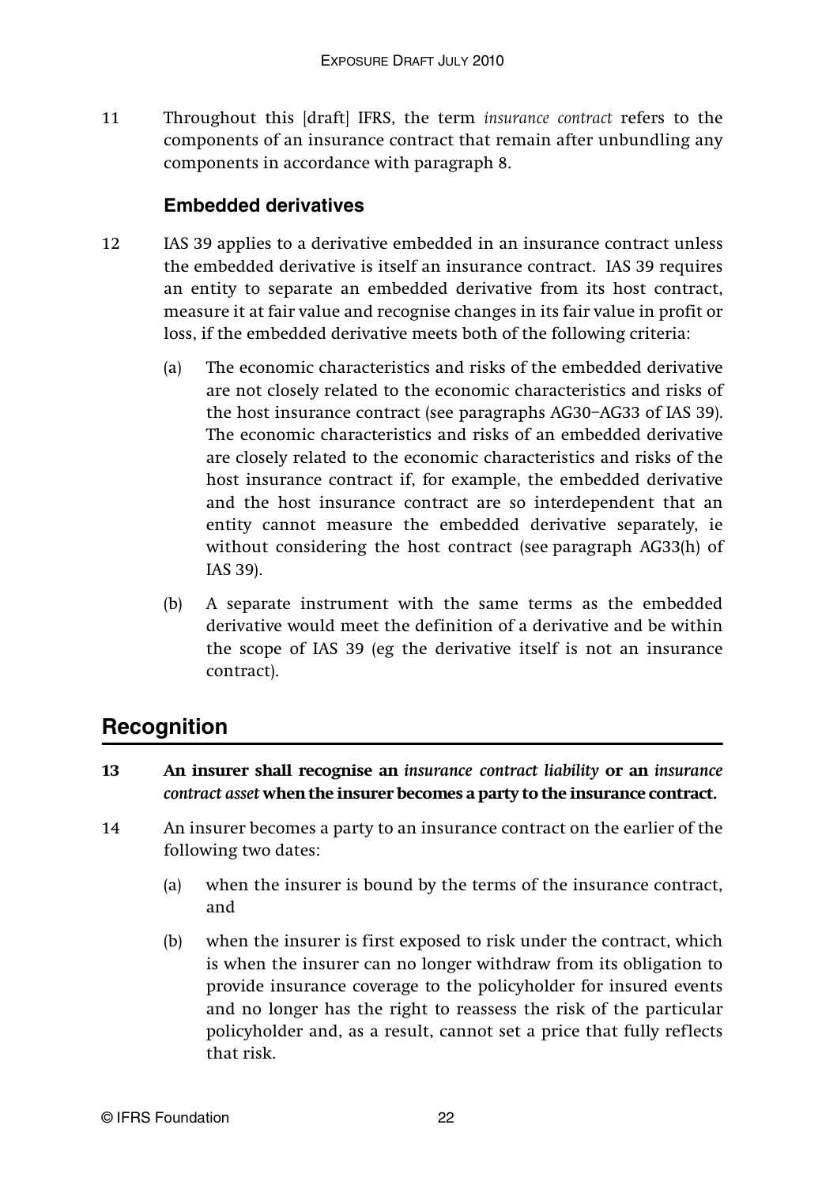11 Throughout this [draft] IFRS, the term *insurance contract* refers to the components of an insurance contract that remain after unbundling any components in accordance with paragraph 8.

### Embedded derivatives

12 IAS 39 applies to a derivative embedded in an insurance contract unless the embedded derivative is itself an insurance contract. IAS 39 requires an entity to separate an embedded derivative from its host contract, measure it at fair value and recognise changes in its fair value in profit or loss, if the embedded derivative meets both of the following criteria:

(a) The economic characteristics and risks of the embedded derivative are not closely related to the economic characteristics and risks of the host insurance contract (see paragraphs AG30–AG33 of IAS 39). The economic characteristics and risks of an embedded derivative are closely related to the economic characteristics and risks of the host insurance contract if, for example, the embedded derivative and the host insurance contract are so interdependent that an entity cannot measure the embedded derivative separately, ie without considering the host contract (see paragraph AG33(h) of IAS 39).

(b) A separate instrument with the same terms as the embedded derivative would meet the definition of a derivative and be within the scope of IAS 39 (eg the derivative itself is not an insurance contract).

## Recognition

**13 An insurer shall recognise an *insurance contract liability* or an *insurance contract asset* when the insurer becomes a party to the insurance contract.**

14 An insurer becomes a party to an insurance contract on the earlier of the following two dates:

(a) when the insurer is bound by the terms of the insurance contract, and

(b) when the insurer is first exposed to risk under the contract, which is when the insurer can no longer withdraw from its obligation to provide insurance coverage to the policyholder for insured events and no longer has the right to reassess the risk of the particular policyholder and, as a result, cannot set a price that fully reflects that risk.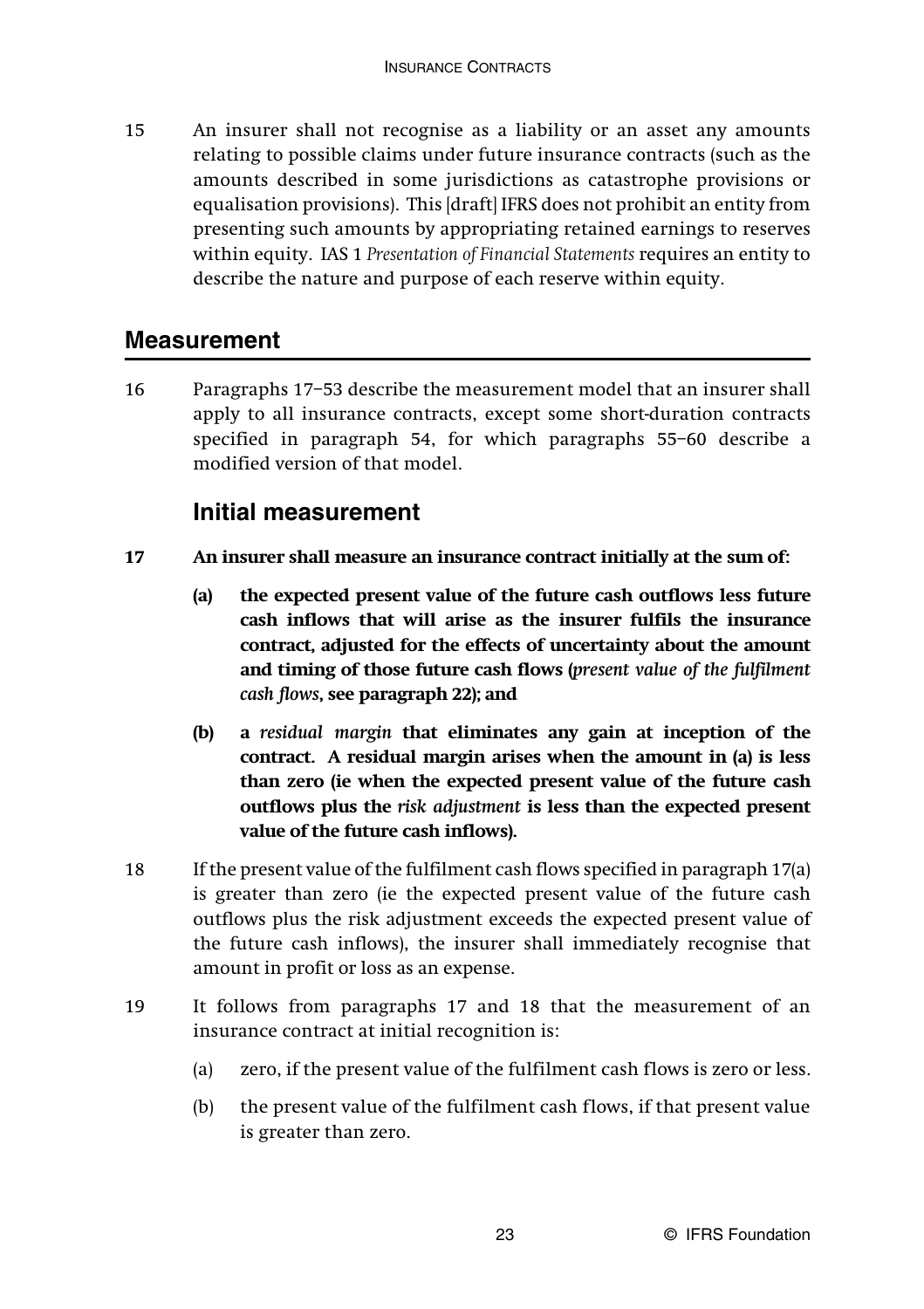15 An insurer shall not recognise as a liability or an asset any amounts relating to possible claims under future insurance contracts (such as the amounts described in some jurisdictions as catastrophe provisions or equalisation provisions). This [draft] IFRS does not prohibit an entity from presenting such amounts by appropriating retained earnings to reserves within equity. IAS 1 *Presentation of Financial Statements* requires an entity to describe the nature and purpose of each reserve within equity.

## Measurement

16 Paragraphs 17–53 describe the measurement model that an insurer shall apply to all insurance contracts, except some short-duration contracts specified in paragraph 54, for which paragraphs 55–60 describe a modified version of that model.

### Initial measurement

**17 An insurer shall measure an insurance contract initially at the sum of:**

- **(a) the expected present value of the future cash outflows less future cash inflows that will arise as the insurer fulfils the insurance contract, adjusted for the effects of uncertainty about the amount and timing of those future cash flows (*present value of the fulfilment cash flows*, see paragraph 22); and**
- **(b) a *residual margin* that eliminates any gain at inception of the contract. A residual margin arises when the amount in (a) is less than zero (ie when the expected present value of the future cash outflows plus the *risk adjustment* is less than the expected present value of the future cash inflows).**

18 If the present value of the fulfilment cash flows specified in paragraph 17(a) is greater than zero (ie the expected present value of the future cash outflows plus the risk adjustment exceeds the expected present value of the future cash inflows), the insurer shall immediately recognise that amount in profit or loss as an expense.

19 It follows from paragraphs 17 and 18 that the measurement of an insurance contract at initial recognition is:

- (a) zero, if the present value of the fulfilment cash flows is zero or less.
- (b) the present value of the fulfilment cash flows, if that present value is greater than zero.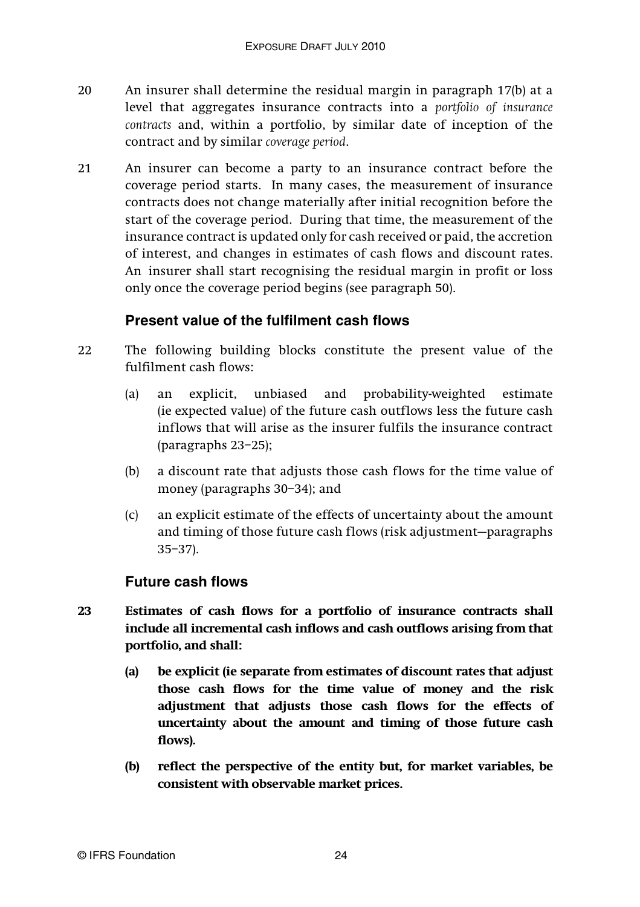20 An insurer shall determine the residual margin in paragraph 17(b) at a level that aggregates insurance contracts into a *portfolio of insurance contracts* and, within a portfolio, by similar date of inception of the contract and by similar *coverage period*.

21 An insurer can become a party to an insurance contract before the coverage period starts. In many cases, the measurement of insurance contracts does not change materially after initial recognition before the start of the coverage period. During that time, the measurement of the insurance contract is updated only for cash received or paid, the accretion of interest, and changes in estimates of cash flows and discount rates. An insurer shall start recognising the residual margin in profit or loss only once the coverage period begins (see paragraph 50).

### Present value of the fulfilment cash flows

22 The following building blocks constitute the present value of the fulfilment cash flows:

(a) an explicit, unbiased and probability-weighted estimate (ie expected value) of the future cash outflows less the future cash inflows that will arise as the insurer fulfils the insurance contract (paragraphs 23–25);

(b) a discount rate that adjusts those cash flows for the time value of money (paragraphs 30–34); and

(c) an explicit estimate of the effects of uncertainty about the amount and timing of those future cash flows (risk adjustment—paragraphs 35–37).

### Future cash flows

**23 Estimates of cash flows for a portfolio of insurance contracts shall include all incremental cash inflows and cash outflows arising from that portfolio, and shall:**

**(a) be explicit (ie separate from estimates of discount rates that adjust those cash flows for the time value of money and the risk adjustment that adjusts those cash flows for the effects of uncertainty about the amount and timing of those future cash flows).**

**(b) reflect the perspective of the entity but, for market variables, be consistent with observable market prices.**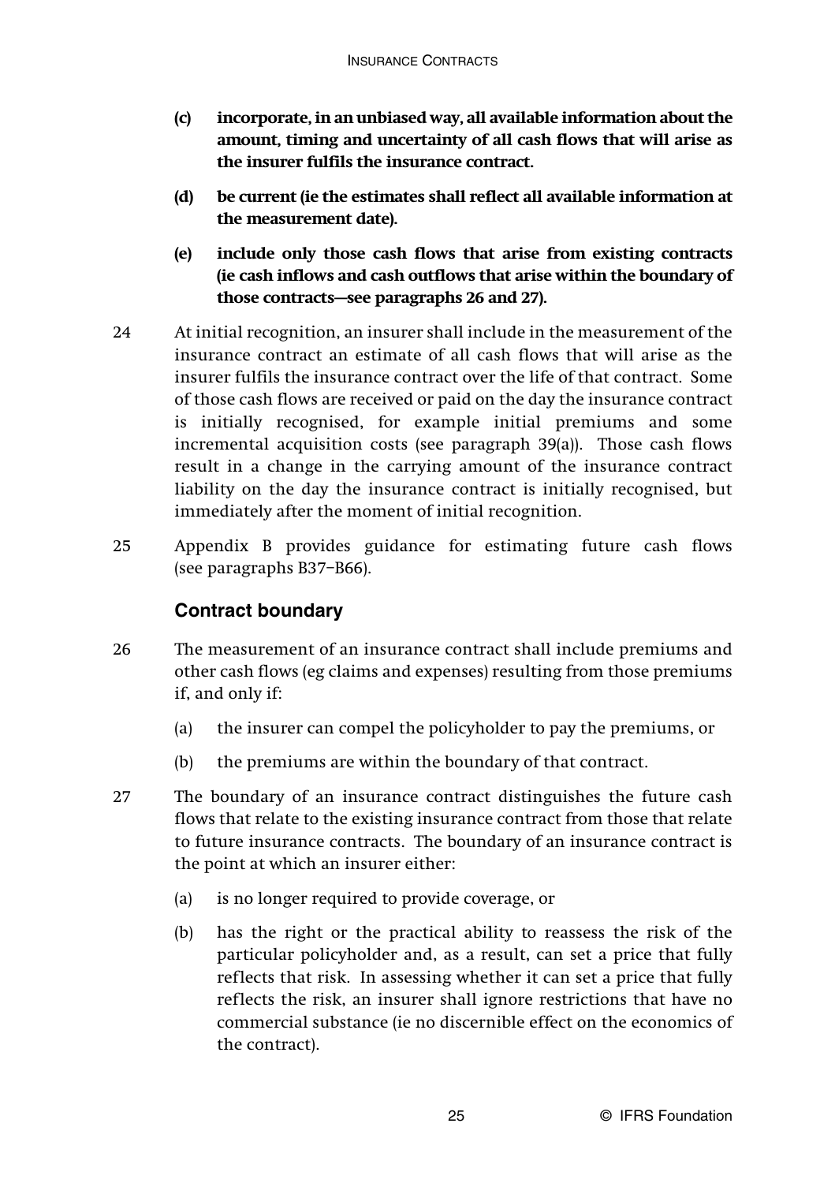- **(c) incorporate, in an unbiased way, all available information about the amount, timing and uncertainty of all cash flows that will arise as the insurer fulfils the insurance contract.**
- **(d) be current (ie the estimates shall reflect all available information at the measurement date).**
- **(e) include only those cash flows that arise from existing contracts (ie cash inflows and cash outflows that arise within the boundary of those contracts—see paragraphs 26 and 27).**

24 At initial recognition, an insurer shall include in the measurement of the insurance contract an estimate of all cash flows that will arise as the insurer fulfils the insurance contract over the life of that contract. Some of those cash flows are received or paid on the day the insurance contract is initially recognised, for example initial premiums and some incremental acquisition costs (see paragraph 39(a)). Those cash flows result in a change in the carrying amount of the insurance contract liability on the day the insurance contract is initially recognised, but immediately after the moment of initial recognition.

25 Appendix B provides guidance for estimating future cash flows (see paragraphs B37–B66).

## Contract boundary

26 The measurement of an insurance contract shall include premiums and other cash flows (eg claims and expenses) resulting from those premiums if, and only if:

- (a) the insurer can compel the policyholder to pay the premiums, or
- (b) the premiums are within the boundary of that contract.

27 The boundary of an insurance contract distinguishes the future cash flows that relate to the existing insurance contract from those that relate to future insurance contracts. The boundary of an insurance contract is the point at which an insurer either:

- (a) is no longer required to provide coverage, or
- (b) has the right or the practical ability to reassess the risk of the particular policyholder and, as a result, can set a price that fully reflects that risk. In assessing whether it can set a price that fully reflects the risk, an insurer shall ignore restrictions that have no commercial substance (ie no discernible effect on the economics of the contract).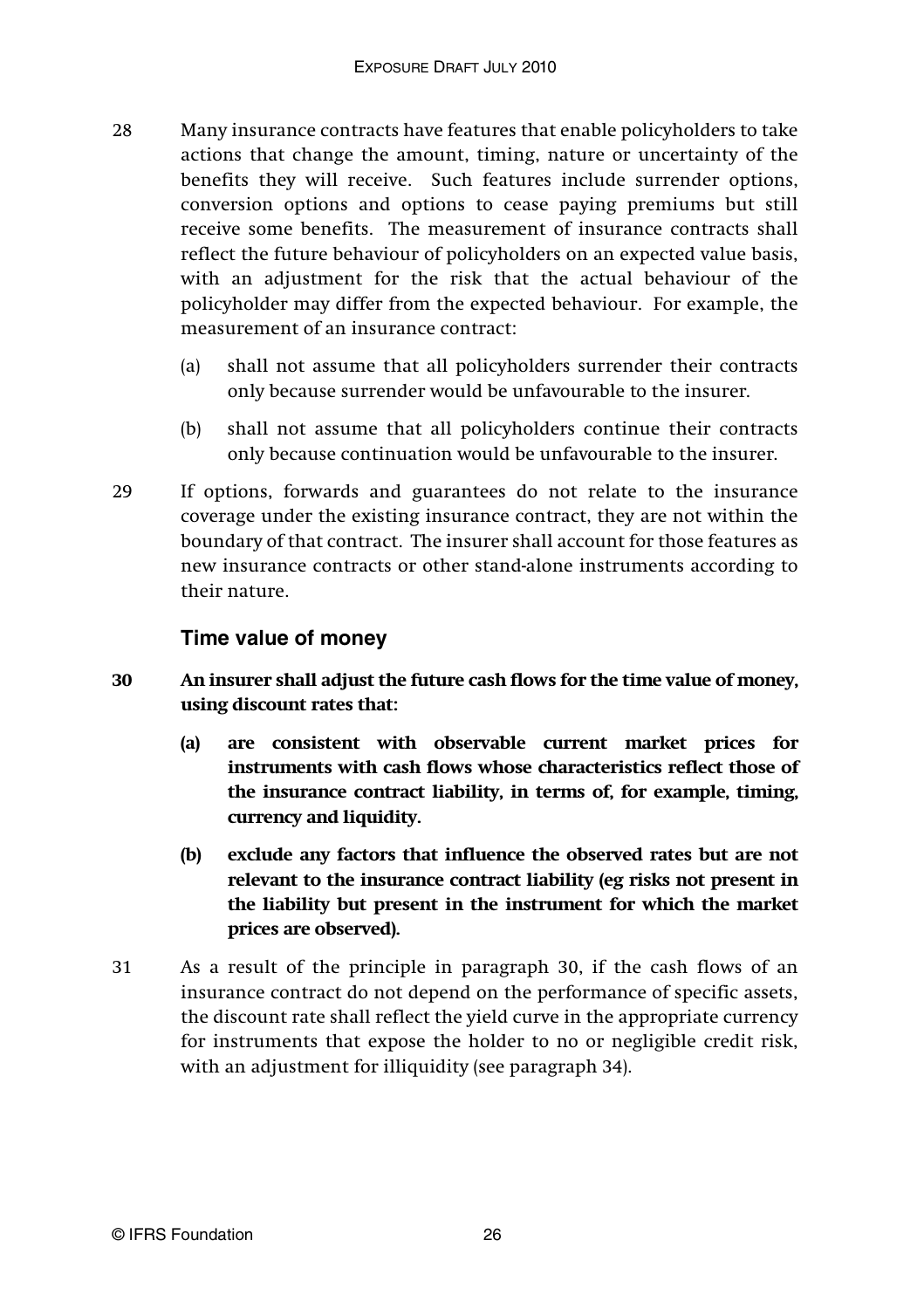28 Many insurance contracts have features that enable policyholders to take actions that change the amount, timing, nature or uncertainty of the benefits they will receive. Such features include surrender options, conversion options and options to cease paying premiums but still receive some benefits. The measurement of insurance contracts shall reflect the future behaviour of policyholders on an expected value basis, with an adjustment for the risk that the actual behaviour of the policyholder may differ from the expected behaviour. For example, the measurement of an insurance contract:

(a) shall not assume that all policyholders surrender their contracts only because surrender would be unfavourable to the insurer.

(b) shall not assume that all policyholders continue their contracts only because continuation would be unfavourable to the insurer.

29 If options, forwards and guarantees do not relate to the insurance coverage under the existing insurance contract, they are not within the boundary of that contract. The insurer shall account for those features as new insurance contracts or other stand-alone instruments according to their nature.

### Time value of money

**30 An insurer shall adjust the future cash flows for the time value of money, using discount rates that:**

**(a) are consistent with observable current market prices for instruments with cash flows whose characteristics reflect those of the insurance contract liability, in terms of, for example, timing, currency and liquidity.**

**(b) exclude any factors that influence the observed rates but are not relevant to the insurance contract liability (eg risks not present in the liability but present in the instrument for which the market prices are observed).**

31 As a result of the principle in paragraph 30, if the cash flows of an insurance contract do not depend on the performance of specific assets, the discount rate shall reflect the yield curve in the appropriate currency for instruments that expose the holder to no or negligible credit risk, with an adjustment for illiquidity (see paragraph 34).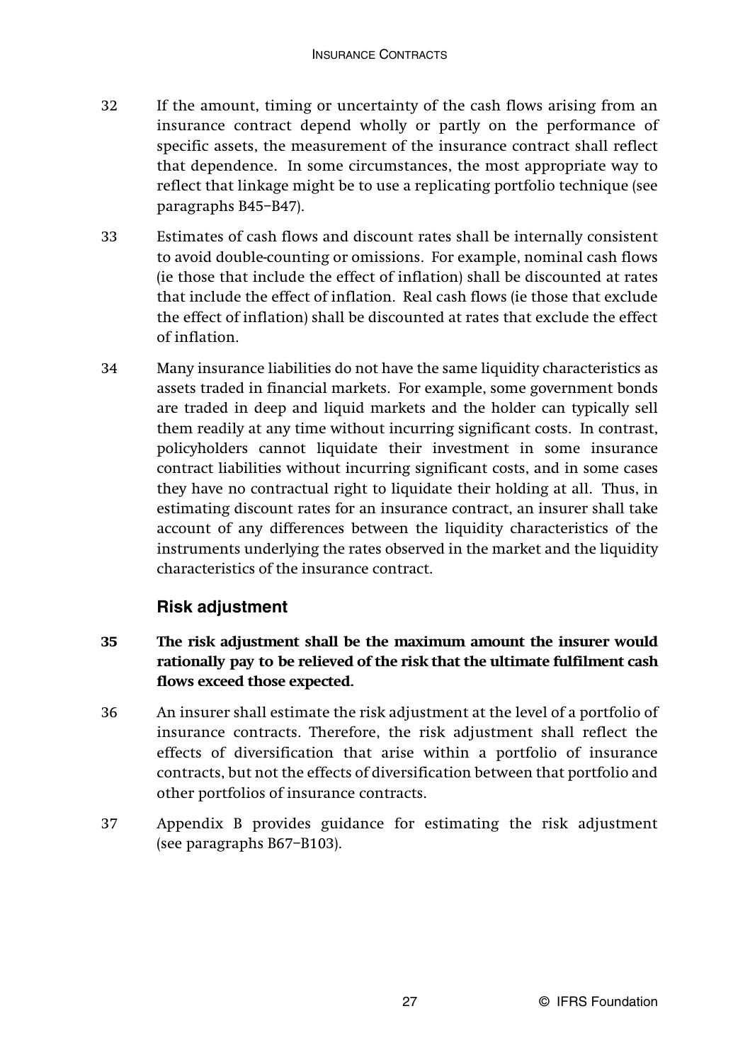32 If the amount, timing or uncertainty of the cash flows arising from an insurance contract depend wholly or partly on the performance of specific assets, the measurement of the insurance contract shall reflect that dependence. In some circumstances, the most appropriate way to reflect that linkage might be to use a replicating portfolio technique (see paragraphs B45–B47).

33 Estimates of cash flows and discount rates shall be internally consistent to avoid double-counting or omissions. For example, nominal cash flows (ie those that include the effect of inflation) shall be discounted at rates that include the effect of inflation. Real cash flows (ie those that exclude the effect of inflation) shall be discounted at rates that exclude the effect of inflation.

34 Many insurance liabilities do not have the same liquidity characteristics as assets traded in financial markets. For example, some government bonds are traded in deep and liquid markets and the holder can typically sell them readily at any time without incurring significant costs. In contrast, policyholders cannot liquidate their investment in some insurance contract liabilities without incurring significant costs, and in some cases they have no contractual right to liquidate their holding at all. Thus, in estimating discount rates for an insurance contract, an insurer shall take account of any differences between the liquidity characteristics of the instruments underlying the rates observed in the market and the liquidity characteristics of the insurance contract.

### Risk adjustment

**35 The risk adjustment shall be the maximum amount the insurer would rationally pay to be relieved of the risk that the ultimate fulfilment cash flows exceed those expected.**

36 An insurer shall estimate the risk adjustment at the level of a portfolio of insurance contracts. Therefore, the risk adjustment shall reflect the effects of diversification that arise within a portfolio of insurance contracts, but not the effects of diversification between that portfolio and other portfolios of insurance contracts.

37 Appendix B provides guidance for estimating the risk adjustment (see paragraphs B67–B103).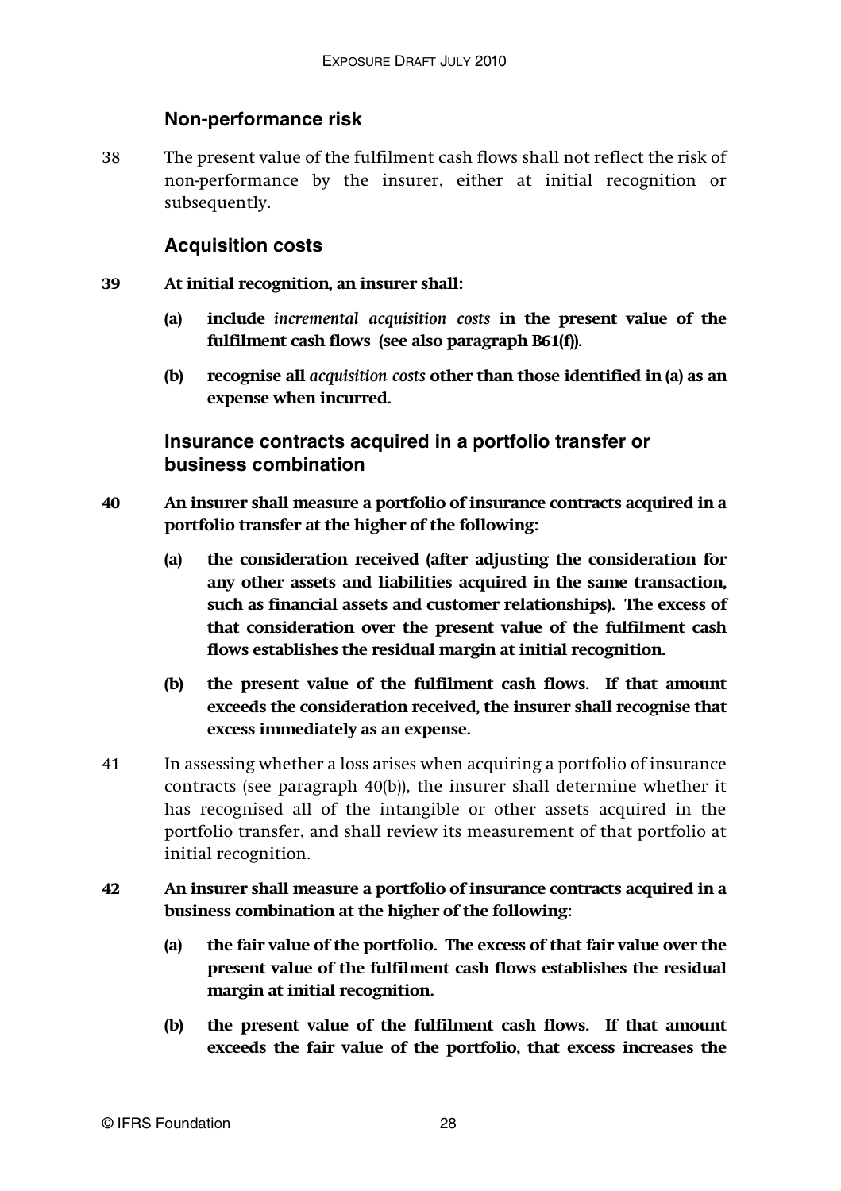## Non-performance risk

38 The present value of the fulfilment cash flows shall not reflect the risk of non-performance by the insurer, either at initial recognition or subsequently.

## Acquisition costs

**39 At initial recognition, an insurer shall:**

**(a) include *incremental acquisition costs* in the present value of the fulfilment cash flows (see also paragraph B61(f)).**

**(b) recognise all *acquisition costs* other than those identified in (a) as an expense when incurred.**

## Insurance contracts acquired in a portfolio transfer or business combination

**40 An insurer shall measure a portfolio of insurance contracts acquired in a portfolio transfer at the higher of the following:**

**(a) the consideration received (after adjusting the consideration for any other assets and liabilities acquired in the same transaction, such as financial assets and customer relationships). The excess of that consideration over the present value of the fulfilment cash flows establishes the residual margin at initial recognition.**

**(b) the present value of the fulfilment cash flows. If that amount exceeds the consideration received, the insurer shall recognise that excess immediately as an expense.**

41 In assessing whether a loss arises when acquiring a portfolio of insurance contracts (see paragraph 40(b)), the insurer shall determine whether it has recognised all of the intangible or other assets acquired in the portfolio transfer, and shall review its measurement of that portfolio at initial recognition.

**42 An insurer shall measure a portfolio of insurance contracts acquired in a business combination at the higher of the following:**

**(a) the fair value of the portfolio. The excess of that fair value over the present value of the fulfilment cash flows establishes the residual margin at initial recognition.**

**(b) the present value of the fulfilment cash flows. If that amount exceeds the fair value of the portfolio, that excess increases the**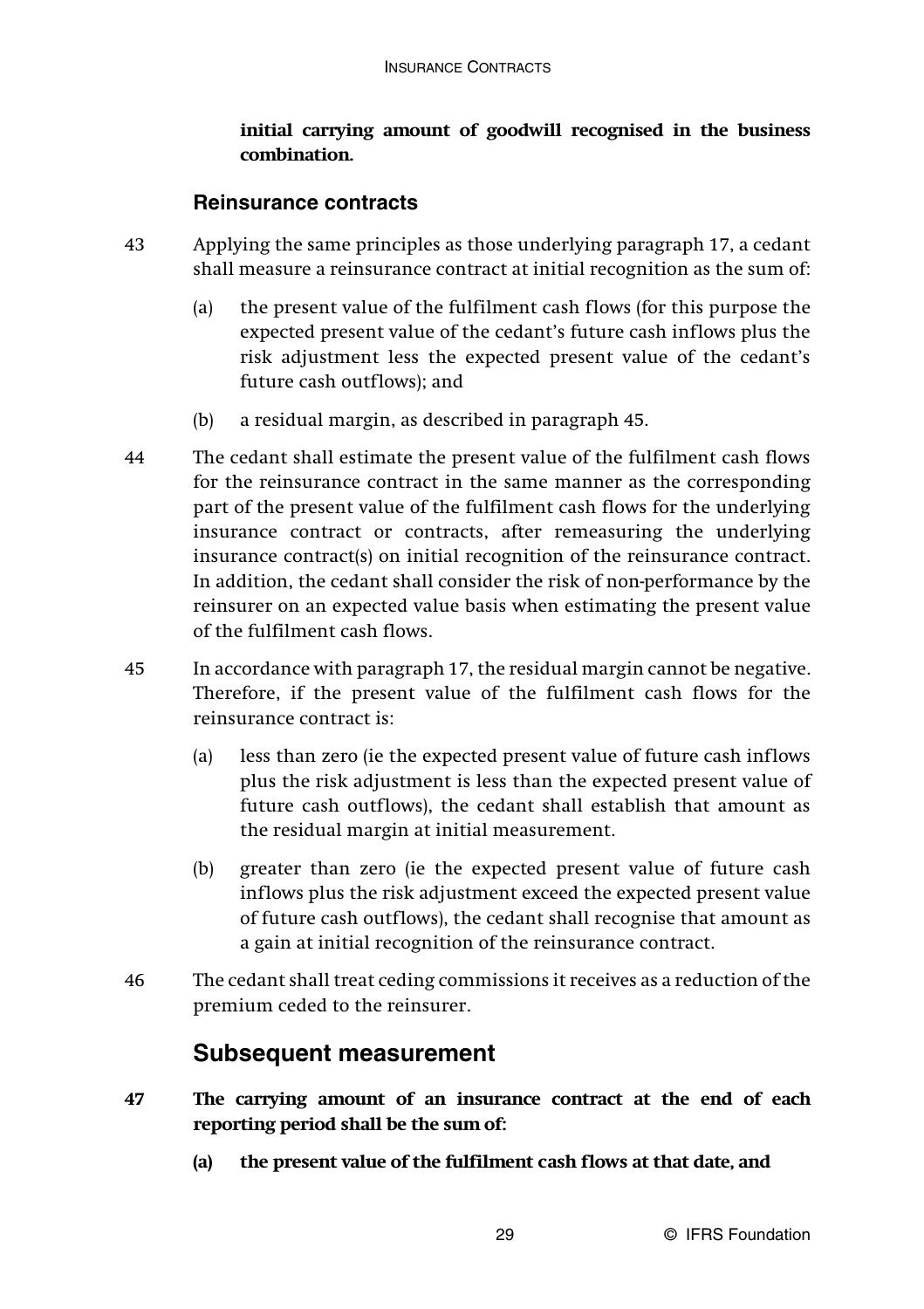**initial carrying amount of goodwill recognised in the business combination.**

### Reinsurance contracts

43 Applying the same principles as those underlying paragraph 17, a cedant shall measure a reinsurance contract at initial recognition as the sum of:

(a) the present value of the fulfilment cash flows (for this purpose the expected present value of the cedant's future cash inflows plus the risk adjustment less the expected present value of the cedant's future cash outflows); and

(b) a residual margin, as described in paragraph 45.

44 The cedant shall estimate the present value of the fulfilment cash flows for the reinsurance contract in the same manner as the corresponding part of the present value of the fulfilment cash flows for the underlying insurance contract or contracts, after remeasuring the underlying insurance contract(s) on initial recognition of the reinsurance contract. In addition, the cedant shall consider the risk of non-performance by the reinsurer on an expected value basis when estimating the present value of the fulfilment cash flows.

45 In accordance with paragraph 17, the residual margin cannot be negative. Therefore, if the present value of the fulfilment cash flows for the reinsurance contract is:

(a) less than zero (ie the expected present value of future cash inflows plus the risk adjustment is less than the expected present value of future cash outflows), the cedant shall establish that amount as the residual margin at initial measurement.

(b) greater than zero (ie the expected present value of future cash inflows plus the risk adjustment exceed the expected present value of future cash outflows), the cedant shall recognise that amount as a gain at initial recognition of the reinsurance contract.

46 The cedant shall treat ceding commissions it receives as a reduction of the premium ceded to the reinsurer.

## Subsequent measurement

**47 The carrying amount of an insurance contract at the end of each reporting period shall be the sum of:**

**(a) the present value of the fulfilment cash flows at that date, and**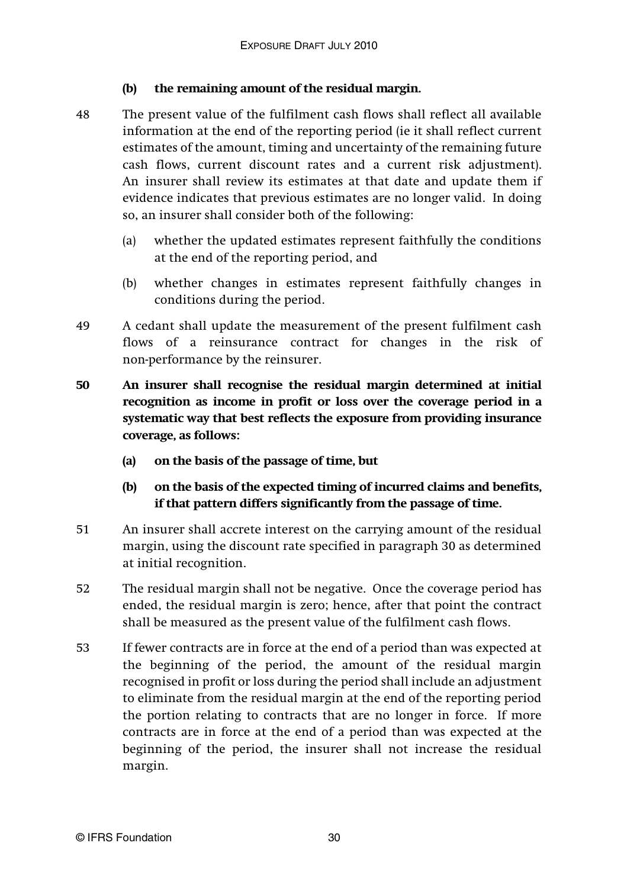**(b) the remaining amount of the residual margin.**

48 The present value of the fulfilment cash flows shall reflect all available information at the end of the reporting period (ie it shall reflect current estimates of the amount, timing and uncertainty of the remaining future cash flows, current discount rates and a current risk adjustment). An insurer shall review its estimates at that date and update them if evidence indicates that previous estimates are no longer valid. In doing so, an insurer shall consider both of the following:

(a) whether the updated estimates represent faithfully the conditions at the end of the reporting period, and

(b) whether changes in estimates represent faithfully changes in conditions during the period.

49 A cedant shall update the measurement of the present fulfilment cash flows of a reinsurance contract for changes in the risk of non-performance by the reinsurer.

**50 An insurer shall recognise the residual margin determined at initial recognition as income in profit or loss over the coverage period in a systematic way that best reflects the exposure from providing insurance coverage, as follows:**

**(a) on the basis of the passage of time, but**

**(b) on the basis of the expected timing of incurred claims and benefits, if that pattern differs significantly from the passage of time.**

51 An insurer shall accrete interest on the carrying amount of the residual margin, using the discount rate specified in paragraph 30 as determined at initial recognition.

52 The residual margin shall not be negative. Once the coverage period has ended, the residual margin is zero; hence, after that point the contract shall be measured as the present value of the fulfilment cash flows.

53 If fewer contracts are in force at the end of a period than was expected at the beginning of the period, the amount of the residual margin recognised in profit or loss during the period shall include an adjustment to eliminate from the residual margin at the end of the reporting period the portion relating to contracts that are no longer in force. If more contracts are in force at the end of a period than was expected at the beginning of the period, the insurer shall not increase the residual margin.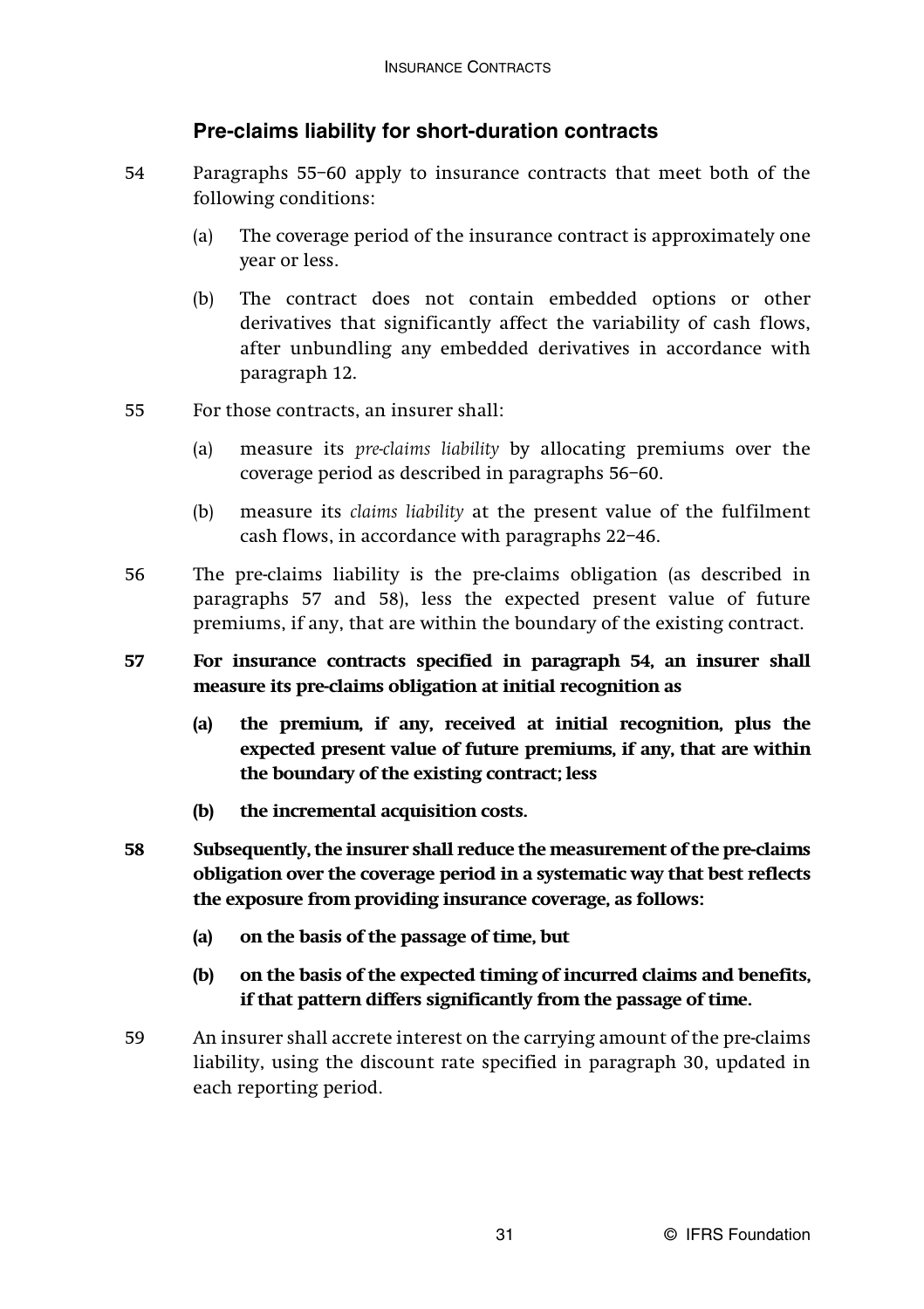## Pre-claims liability for short-duration contracts

54 Paragraphs 55–60 apply to insurance contracts that meet both of the following conditions:

(a) The coverage period of the insurance contract is approximately one year or less.

(b) The contract does not contain embedded options or other derivatives that significantly affect the variability of cash flows, after unbundling any embedded derivatives in accordance with paragraph 12.

55 For those contracts, an insurer shall:

(a) measure its *pre-claims liability* by allocating premiums over the coverage period as described in paragraphs 56–60.

(b) measure its *claims liability* at the present value of the fulfilment cash flows, in accordance with paragraphs 22–46.

56 The pre-claims liability is the pre-claims obligation (as described in paragraphs 57 and 58), less the expected present value of future premiums, if any, that are within the boundary of the existing contract.

**57 For insurance contracts specified in paragraph 54, an insurer shall measure its pre-claims obligation at initial recognition as**

**(a) the premium, if any, received at initial recognition, plus the expected present value of future premiums, if any, that are within the boundary of the existing contract; less**

**(b) the incremental acquisition costs.**

**58 Subsequently, the insurer shall reduce the measurement of the pre-claims obligation over the coverage period in a systematic way that best reflects the exposure from providing insurance coverage, as follows:**

**(a) on the basis of the passage of time, but**

**(b) on the basis of the expected timing of incurred claims and benefits, if that pattern differs significantly from the passage of time.**

59 An insurer shall accrete interest on the carrying amount of the pre-claims liability, using the discount rate specified in paragraph 30, updated in each reporting period.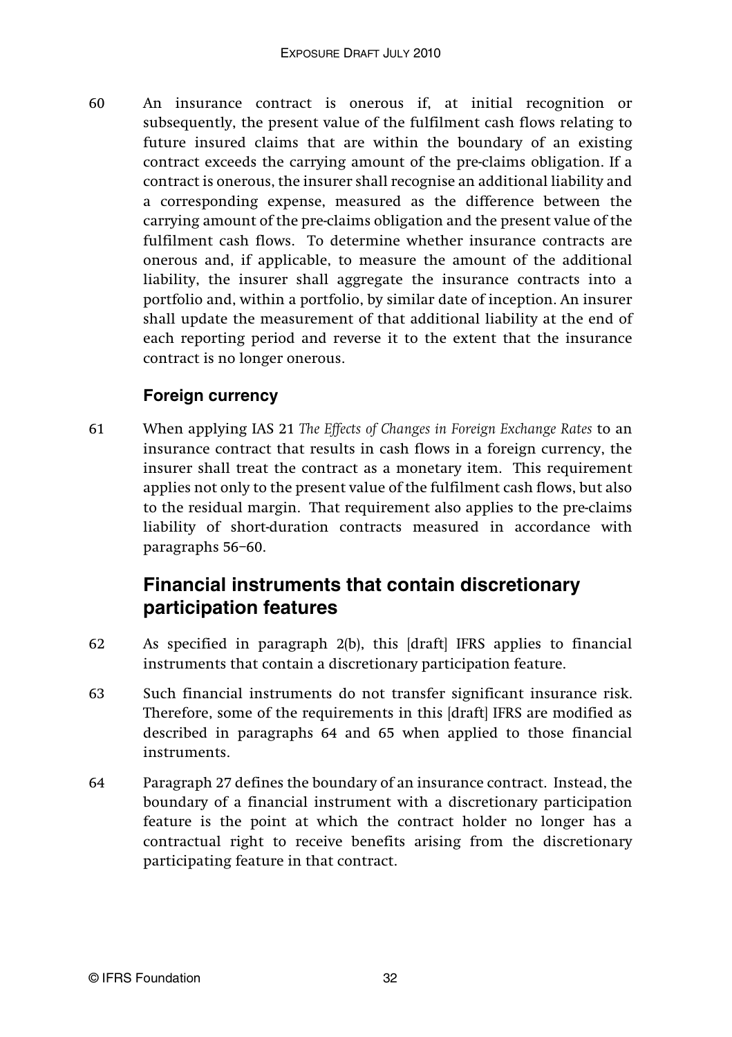60 An insurance contract is onerous if, at initial recognition or subsequently, the present value of the fulfilment cash flows relating to future insured claims that are within the boundary of an existing contract exceeds the carrying amount of the pre-claims obligation. If a contract is onerous, the insurer shall recognise an additional liability and a corresponding expense, measured as the difference between the carrying amount of the pre-claims obligation and the present value of the fulfilment cash flows. To determine whether insurance contracts are onerous and, if applicable, to measure the amount of the additional liability, the insurer shall aggregate the insurance contracts into a portfolio and, within a portfolio, by similar date of inception. An insurer shall update the measurement of that additional liability at the end of each reporting period and reverse it to the extent that the insurance contract is no longer onerous.

### Foreign currency

61 When applying IAS 21 *The Effects of Changes in Foreign Exchange Rates* to an insurance contract that results in cash flows in a foreign currency, the insurer shall treat the contract as a monetary item. This requirement applies not only to the present value of the fulfilment cash flows, but also to the residual margin. That requirement also applies to the pre-claims liability of short-duration contracts measured in accordance with paragraphs 56–60.

## Financial instruments that contain discretionary participation features

62 As specified in paragraph 2(b), this [draft] IFRS applies to financial instruments that contain a discretionary participation feature.

63 Such financial instruments do not transfer significant insurance risk. Therefore, some of the requirements in this [draft] IFRS are modified as described in paragraphs 64 and 65 when applied to those financial instruments.

64 Paragraph 27 defines the boundary of an insurance contract. Instead, the boundary of a financial instrument with a discretionary participation feature is the point at which the contract holder no longer has a contractual right to receive benefits arising from the discretionary participating feature in that contract.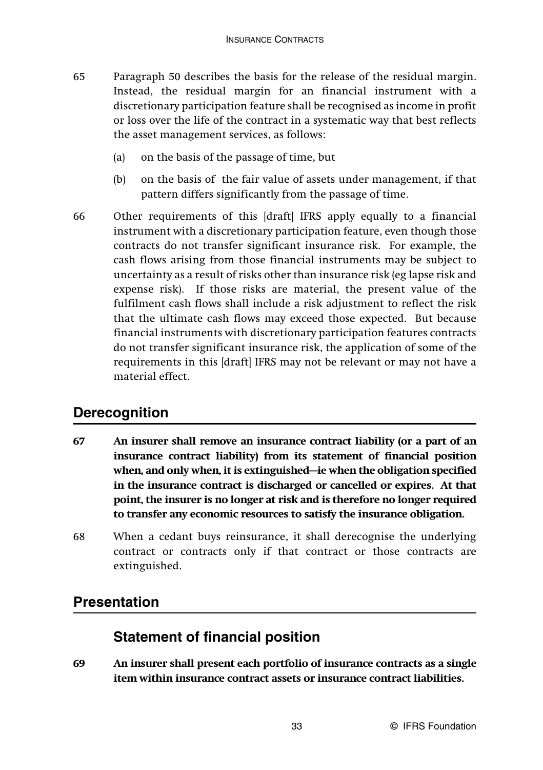65 Paragraph 50 describes the basis for the release of the residual margin. Instead, the residual margin for an financial instrument with a discretionary participation feature shall be recognised as income in profit or loss over the life of the contract in a systematic way that best reflects the asset management services, as follows:

(a) on the basis of the passage of time, but

(b) on the basis of the fair value of assets under management, if that pattern differs significantly from the passage of time.

66 Other requirements of this [draft] IFRS apply equally to a financial instrument with a discretionary participation feature, even though those contracts do not transfer significant insurance risk. For example, the cash flows arising from those financial instruments may be subject to uncertainty as a result of risks other than insurance risk (eg lapse risk and expense risk). If those risks are material, the present value of the fulfilment cash flows shall include a risk adjustment to reflect the risk that the ultimate cash flows may exceed those expected. But because financial instruments with discretionary participation features contracts do not transfer significant insurance risk, the application of some of the requirements in this [draft] IFRS may not be relevant or may not have a material effect.

## Derecognition

**67 An insurer shall remove an insurance contract liability (or a part of an insurance contract liability) from its statement of financial position when, and only when, it is extinguished—ie when the obligation specified in the insurance contract is discharged or cancelled or expires. At that point, the insurer is no longer at risk and is therefore no longer required to transfer any economic resources to satisfy the insurance obligation.**

68 When a cedant buys reinsurance, it shall derecognise the underlying contract or contracts only if that contract or those contracts are extinguished.

## Presentation

### Statement of financial position

**69 An insurer shall present each portfolio of insurance contracts as a single item within insurance contract assets or insurance contract liabilities.**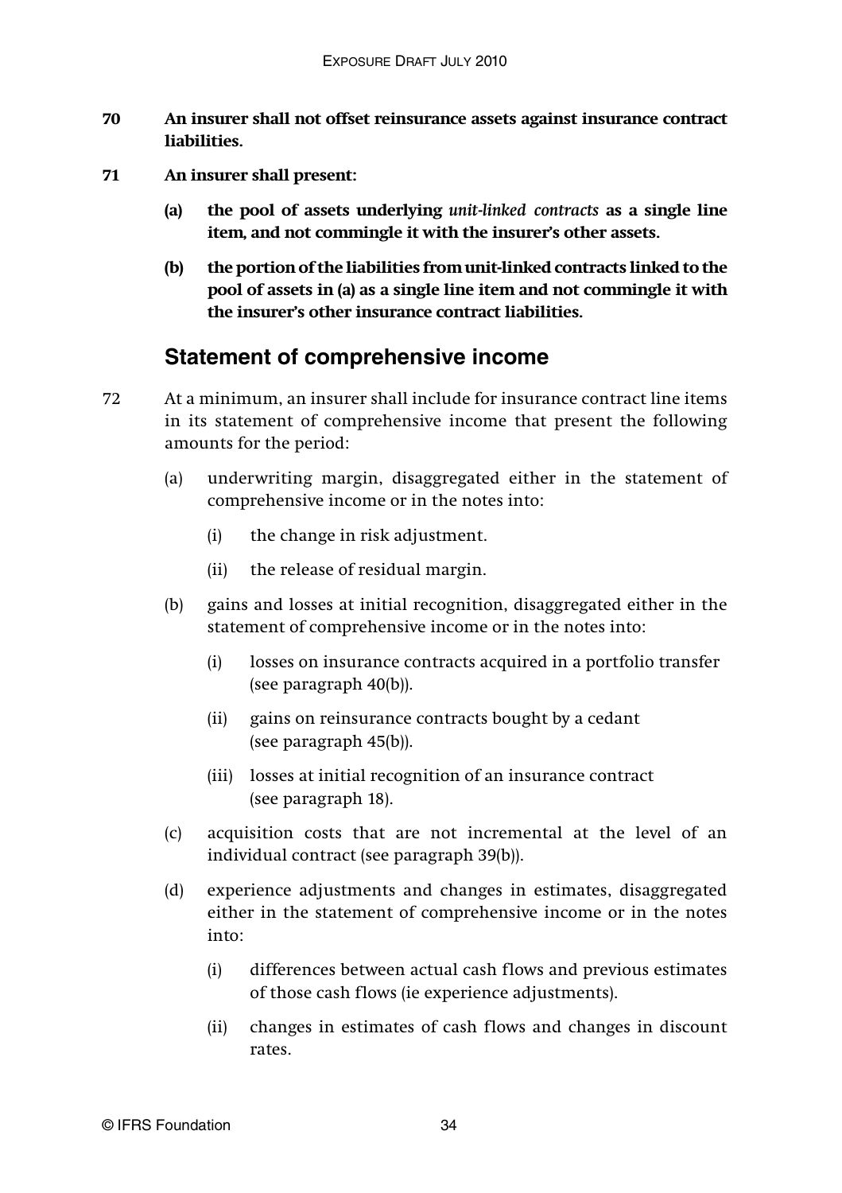**70 An insurer shall not offset reinsurance assets against insurance contract liabilities.**

**71 An insurer shall present:**

**(a) the pool of assets underlying *unit-linked contracts* as a single line item, and not commingle it with the insurer's other assets.**

**(b) the portion of the liabilities from unit-linked contracts linked to the pool of assets in (a) as a single line item and not commingle it with the insurer's other insurance contract liabilities.**

## Statement of comprehensive income

72 At a minimum, an insurer shall include for insurance contract line items in its statement of comprehensive income that present the following amounts for the period:

(a) underwriting margin, disaggregated either in the statement of comprehensive income or in the notes into:

(i) the change in risk adjustment.

(ii) the release of residual margin.

(b) gains and losses at initial recognition, disaggregated either in the statement of comprehensive income or in the notes into:

(i) losses on insurance contracts acquired in a portfolio transfer (see paragraph 40(b)).

(ii) gains on reinsurance contracts bought by a cedant (see paragraph 45(b)).

(iii) losses at initial recognition of an insurance contract (see paragraph 18).

(c) acquisition costs that are not incremental at the level of an individual contract (see paragraph 39(b)).

(d) experience adjustments and changes in estimates, disaggregated either in the statement of comprehensive income or in the notes into:

(i) differences between actual cash flows and previous estimates of those cash flows (ie experience adjustments).

(ii) changes in estimates of cash flows and changes in discount rates.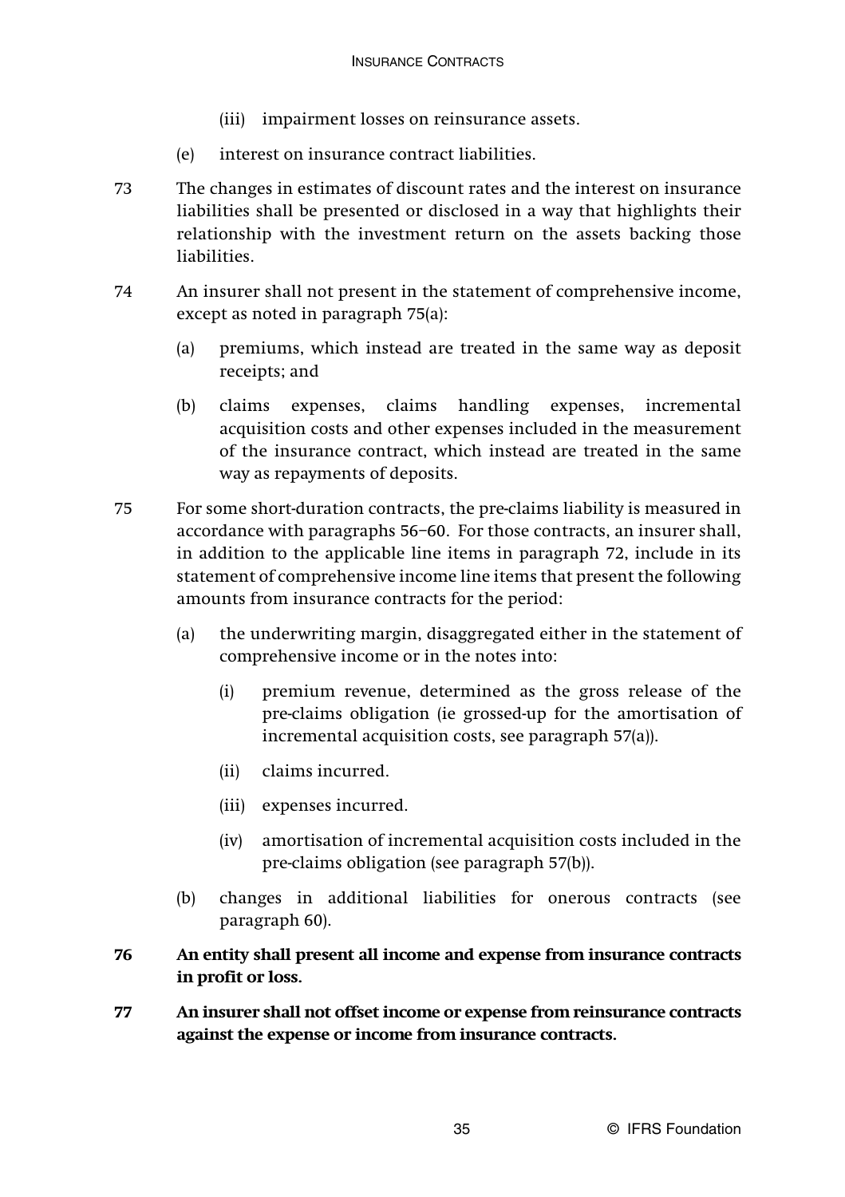(iii) impairment losses on reinsurance assets.

(e) interest on insurance contract liabilities.

73 The changes in estimates of discount rates and the interest on insurance liabilities shall be presented or disclosed in a way that highlights their relationship with the investment return on the assets backing those liabilities.

74 An insurer shall not present in the statement of comprehensive income, except as noted in paragraph 75(a):

(a) premiums, which instead are treated in the same way as deposit receipts; and

(b) claims expenses, claims handling expenses, incremental acquisition costs and other expenses included in the measurement of the insurance contract, which instead are treated in the same way as repayments of deposits.

75 For some short-duration contracts, the pre-claims liability is measured in accordance with paragraphs 56–60. For those contracts, an insurer shall, in addition to the applicable line items in paragraph 72, include in its statement of comprehensive income line items that present the following amounts from insurance contracts for the period:

(a) the underwriting margin, disaggregated either in the statement of comprehensive income or in the notes into:

(i) premium revenue, determined as the gross release of the pre-claims obligation (ie grossed-up for the amortisation of incremental acquisition costs, see paragraph 57(a)).

(ii) claims incurred.

(iii) expenses incurred.

(iv) amortisation of incremental acquisition costs included in the pre-claims obligation (see paragraph 57(b)).

(b) changes in additional liabilities for onerous contracts (see paragraph 60).

**76 An entity shall present all income and expense from insurance contracts in profit or loss.**

**77 An insurer shall not offset income or expense from reinsurance contracts against the expense or income from insurance contracts.**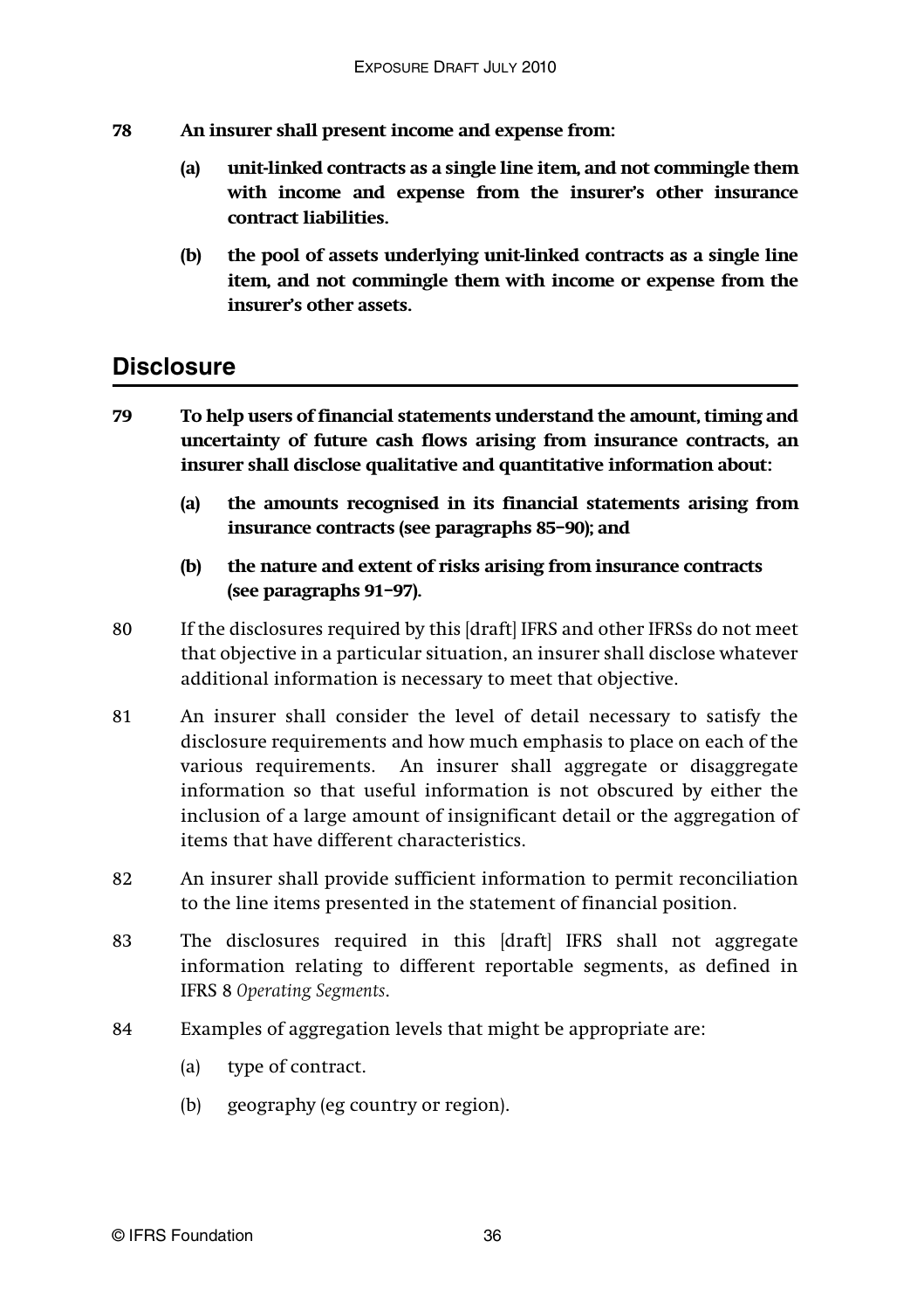**78 An insurer shall present income and expense from:**

**(a) unit-linked contracts as a single line item, and not commingle them with income and expense from the insurer's other insurance contract liabilities.**

**(b) the pool of assets underlying unit-linked contracts as a single line item, and not commingle them with income or expense from the insurer's other assets.**

## Disclosure

**79 To help users of financial statements understand the amount, timing and uncertainty of future cash flows arising from insurance contracts, an insurer shall disclose qualitative and quantitative information about:**

**(a) the amounts recognised in its financial statements arising from insurance contracts (see paragraphs 85–90); and**

**(b) the nature and extent of risks arising from insurance contracts (see paragraphs 91–97).**

80 If the disclosures required by this [draft] IFRS and other IFRSs do not meet that objective in a particular situation, an insurer shall disclose whatever additional information is necessary to meet that objective.

81 An insurer shall consider the level of detail necessary to satisfy the disclosure requirements and how much emphasis to place on each of the various requirements. An insurer shall aggregate or disaggregate information so that useful information is not obscured by either the inclusion of a large amount of insignificant detail or the aggregation of items that have different characteristics.

82 An insurer shall provide sufficient information to permit reconciliation to the line items presented in the statement of financial position.

83 The disclosures required in this [draft] IFRS shall not aggregate information relating to different reportable segments, as defined in IFRS 8 *Operating Segments*.

84 Examples of aggregation levels that might be appropriate are:

(a) type of contract.

(b) geography (eg country or region).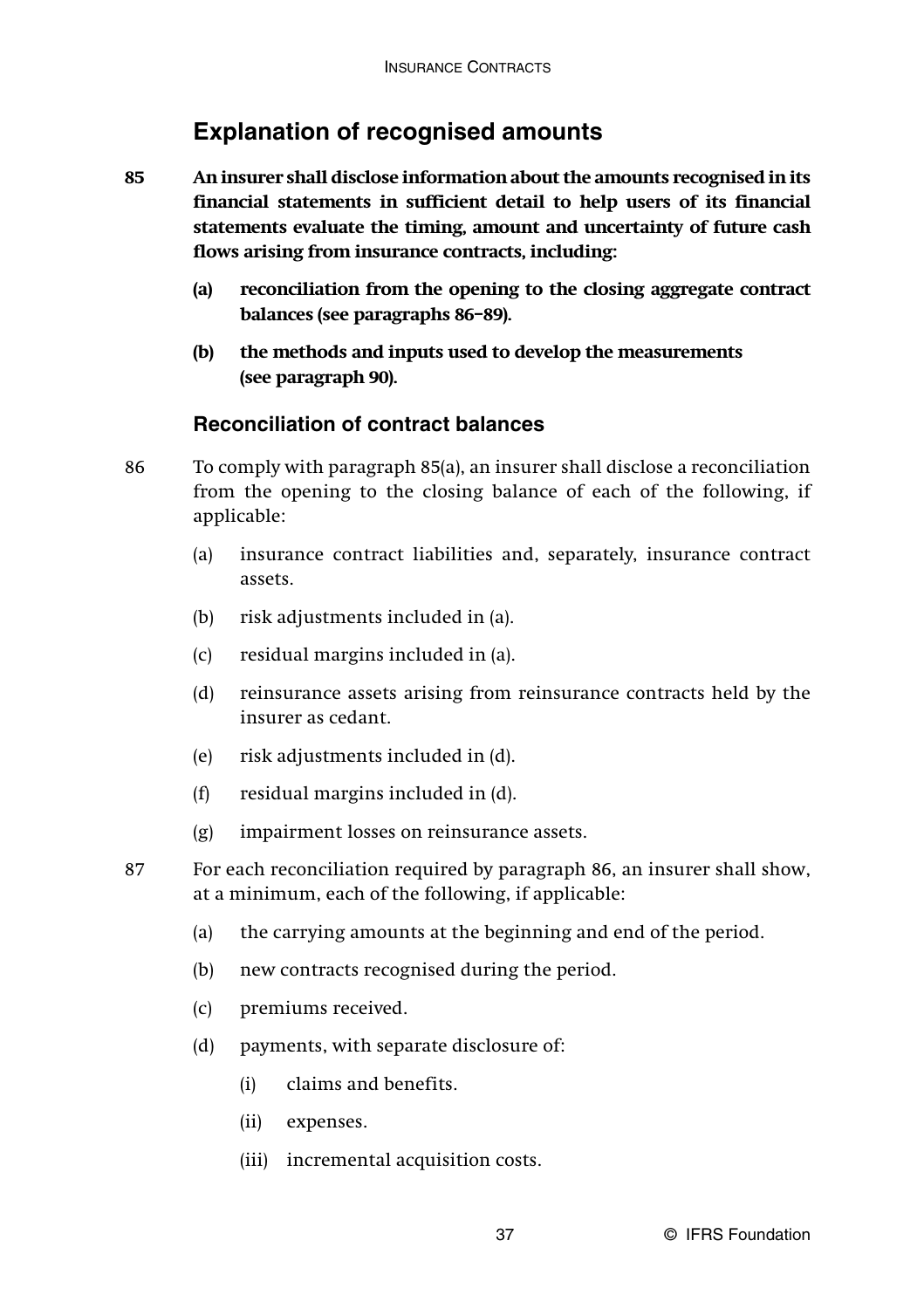## Explanation of recognised amounts

**85 An insurer shall disclose information about the amounts recognised in its financial statements in sufficient detail to help users of its financial statements evaluate the timing, amount and uncertainty of future cash flows arising from insurance contracts, including:**

- **(a) reconciliation from the opening to the closing aggregate contract balances (see paragraphs 86–89).**
- **(b) the methods and inputs used to develop the measurements (see paragraph 90).**

### Reconciliation of contract balances

86 To comply with paragraph 85(a), an insurer shall disclose a reconciliation from the opening to the closing balance of each of the following, if applicable:

- (a) insurance contract liabilities and, separately, insurance contract assets.
- (b) risk adjustments included in (a).
- (c) residual margins included in (a).
- (d) reinsurance assets arising from reinsurance contracts held by the insurer as cedant.
- (e) risk adjustments included in (d).
- (f) residual margins included in (d).
- (g) impairment losses on reinsurance assets.

87 For each reconciliation required by paragraph 86, an insurer shall show, at a minimum, each of the following, if applicable:

- (a) the carrying amounts at the beginning and end of the period.
- (b) new contracts recognised during the period.
- (c) premiums received.
- (d) payments, with separate disclosure of:
  - (i) claims and benefits.
  - (ii) expenses.
  - (iii) incremental acquisition costs.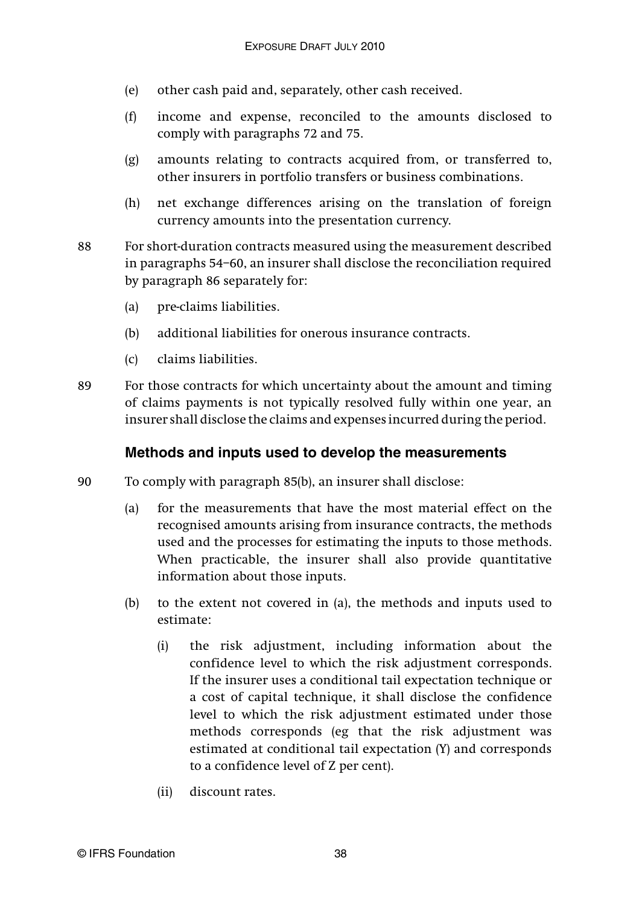(e) other cash paid and, separately, other cash received.

(f) income and expense, reconciled to the amounts disclosed to comply with paragraphs 72 and 75.

(g) amounts relating to contracts acquired from, or transferred to, other insurers in portfolio transfers or business combinations.

(h) net exchange differences arising on the translation of foreign currency amounts into the presentation currency.

88 For short-duration contracts measured using the measurement described in paragraphs 54–60, an insurer shall disclose the reconciliation required by paragraph 86 separately for:

(a) pre-claims liabilities.

(b) additional liabilities for onerous insurance contracts.

(c) claims liabilities.

89 For those contracts for which uncertainty about the amount and timing of claims payments is not typically resolved fully within one year, an insurer shall disclose the claims and expenses incurred during the period.

### Methods and inputs used to develop the measurements

90 To comply with paragraph 85(b), an insurer shall disclose:

(a) for the measurements that have the most material effect on the recognised amounts arising from insurance contracts, the methods used and the processes for estimating the inputs to those methods. When practicable, the insurer shall also provide quantitative information about those inputs.

(b) to the extent not covered in (a), the methods and inputs used to estimate:

(i) the risk adjustment, including information about the confidence level to which the risk adjustment corresponds. If the insurer uses a conditional tail expectation technique or a cost of capital technique, it shall disclose the confidence level to which the risk adjustment estimated under those methods corresponds (eg that the risk adjustment was estimated at conditional tail expectation (Y) and corresponds to a confidence level of Z per cent).

(ii) discount rates.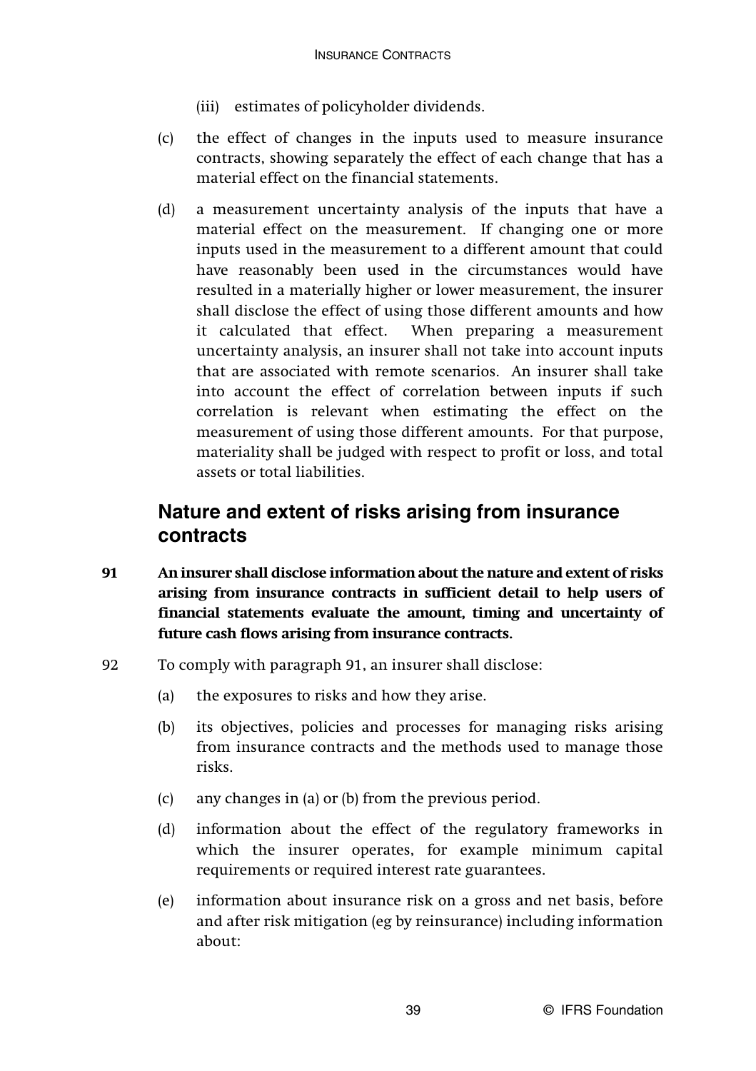(iii) estimates of policyholder dividends.

(c) the effect of changes in the inputs used to measure insurance contracts, showing separately the effect of each change that has a material effect on the financial statements.

(d) a measurement uncertainty analysis of the inputs that have a material effect on the measurement. If changing one or more inputs used in the measurement to a different amount that could have reasonably been used in the circumstances would have resulted in a materially higher or lower measurement, the insurer shall disclose the effect of using those different amounts and how it calculated that effect. When preparing a measurement uncertainty analysis, an insurer shall not take into account inputs that are associated with remote scenarios. An insurer shall take into account the effect of correlation between inputs if such correlation is relevant when estimating the effect on the measurement of using those different amounts. For that purpose, materiality shall be judged with respect to profit or loss, and total assets or total liabilities.

## Nature and extent of risks arising from insurance contracts

91 **An insurer shall disclose information about the nature and extent of risks arising from insurance contracts in sufficient detail to help users of financial statements evaluate the amount, timing and uncertainty of future cash flows arising from insurance contracts.**

92 To comply with paragraph 91, an insurer shall disclose:

(a) the exposures to risks and how they arise.

(b) its objectives, policies and processes for managing risks arising from insurance contracts and the methods used to manage those risks.

(c) any changes in (a) or (b) from the previous period.

(d) information about the effect of the regulatory frameworks in which the insurer operates, for example minimum capital requirements or required interest rate guarantees.

(e) information about insurance risk on a gross and net basis, before and after risk mitigation (eg by reinsurance) including information about: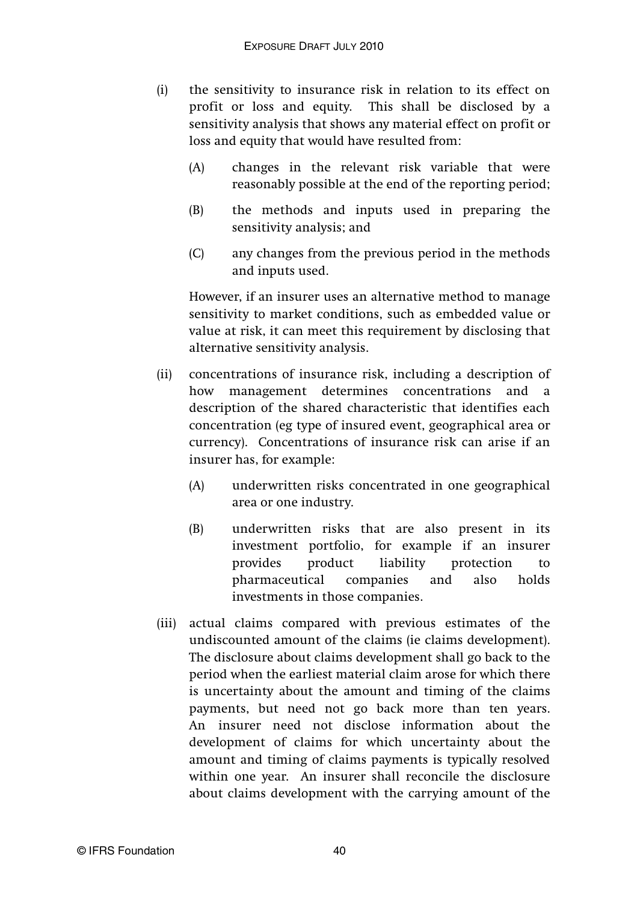(i) the sensitivity to insurance risk in relation to its effect on profit or loss and equity. This shall be disclosed by a sensitivity analysis that shows any material effect on profit or loss and equity that would have resulted from:

   (A) changes in the relevant risk variable that were reasonably possible at the end of the reporting period;

   (B) the methods and inputs used in preparing the sensitivity analysis; and

   (C) any changes from the previous period in the methods and inputs used.

   However, if an insurer uses an alternative method to manage sensitivity to market conditions, such as embedded value or value at risk, it can meet this requirement by disclosing that alternative sensitivity analysis.

(ii) concentrations of insurance risk, including a description of how management determines concentrations and a description of the shared characteristic that identifies each concentration (eg type of insured event, geographical area or currency). Concentrations of insurance risk can arise if an insurer has, for example:

   (A) underwritten risks concentrated in one geographical area or one industry.

   (B) underwritten risks that are also present in its investment portfolio, for example if an insurer provides product liability protection to pharmaceutical companies and also holds investments in those companies.

(iii) actual claims compared with previous estimates of the undiscounted amount of the claims (ie claims development). The disclosure about claims development shall go back to the period when the earliest material claim arose for which there is uncertainty about the amount and timing of the claims payments, but need not go back more than ten years. An insurer need not disclose information about the development of claims for which uncertainty about the amount and timing of claims payments is typically resolved within one year. An insurer shall reconcile the disclosure about claims development with the carrying amount of the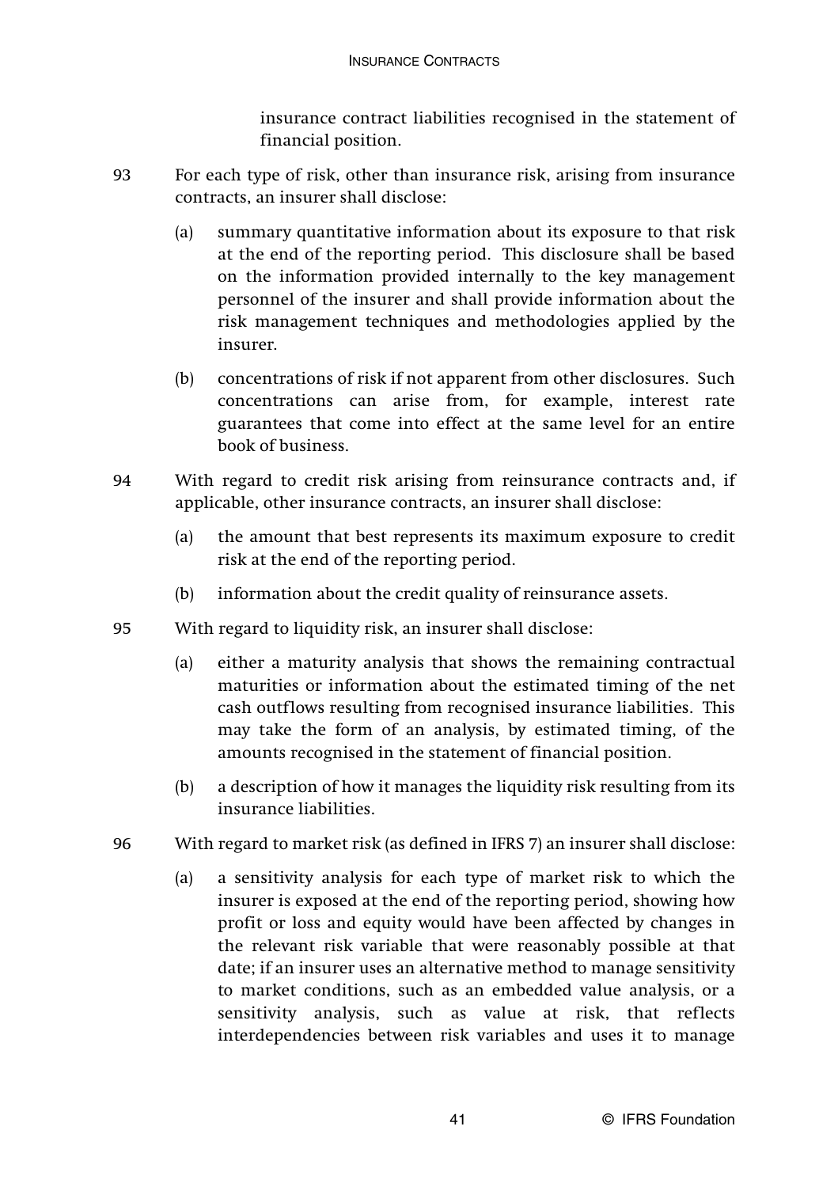insurance contract liabilities recognised in the statement of financial position.

93 For each type of risk, other than insurance risk, arising from insurance contracts, an insurer shall disclose:

(a) summary quantitative information about its exposure to that risk at the end of the reporting period. This disclosure shall be based on the information provided internally to the key management personnel of the insurer and shall provide information about the risk management techniques and methodologies applied by the insurer.

(b) concentrations of risk if not apparent from other disclosures. Such concentrations can arise from, for example, interest rate guarantees that come into effect at the same level for an entire book of business.

94 With regard to credit risk arising from reinsurance contracts and, if applicable, other insurance contracts, an insurer shall disclose:

(a) the amount that best represents its maximum exposure to credit risk at the end of the reporting period.

(b) information about the credit quality of reinsurance assets.

95 With regard to liquidity risk, an insurer shall disclose:

(a) either a maturity analysis that shows the remaining contractual maturities or information about the estimated timing of the net cash outflows resulting from recognised insurance liabilities. This may take the form of an analysis, by estimated timing, of the amounts recognised in the statement of financial position.

(b) a description of how it manages the liquidity risk resulting from its insurance liabilities.

96 With regard to market risk (as defined in IFRS 7) an insurer shall disclose:

(a) a sensitivity analysis for each type of market risk to which the insurer is exposed at the end of the reporting period, showing how profit or loss and equity would have been affected by changes in the relevant risk variable that were reasonably possible at that date; if an insurer uses an alternative method to manage sensitivity to market conditions, such as an embedded value analysis, or a sensitivity analysis, such as value at risk, that reflects interdependencies between risk variables and uses it to manage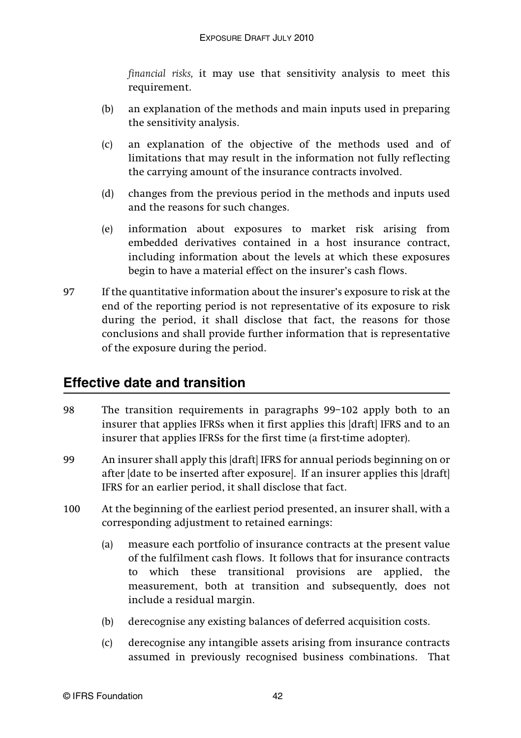*financial risks,* it may use that sensitivity analysis to meet this requirement.

(b) an explanation of the methods and main inputs used in preparing the sensitivity analysis.

(c) an explanation of the objective of the methods used and of limitations that may result in the information not fully reflecting the carrying amount of the insurance contracts involved.

(d) changes from the previous period in the methods and inputs used and the reasons for such changes.

(e) information about exposures to market risk arising from embedded derivatives contained in a host insurance contract, including information about the levels at which these exposures begin to have a material effect on the insurer's cash flows.

97 If the quantitative information about the insurer's exposure to risk at the end of the reporting period is not representative of its exposure to risk during the period, it shall disclose that fact, the reasons for those conclusions and shall provide further information that is representative of the exposure during the period.

## Effective date and transition

98 The transition requirements in paragraphs 99–102 apply both to an insurer that applies IFRSs when it first applies this [draft] IFRS and to an insurer that applies IFRSs for the first time (a first-time adopter).

99 An insurer shall apply this [draft] IFRS for annual periods beginning on or after [date to be inserted after exposure]. If an insurer applies this [draft] IFRS for an earlier period, it shall disclose that fact.

100 At the beginning of the earliest period presented, an insurer shall, with a corresponding adjustment to retained earnings:

(a) measure each portfolio of insurance contracts at the present value of the fulfilment cash flows. It follows that for insurance contracts to which these transitional provisions are applied, the measurement, both at transition and subsequently, does not include a residual margin.

(b) derecognise any existing balances of deferred acquisition costs.

(c) derecognise any intangible assets arising from insurance contracts assumed in previously recognised business combinations. That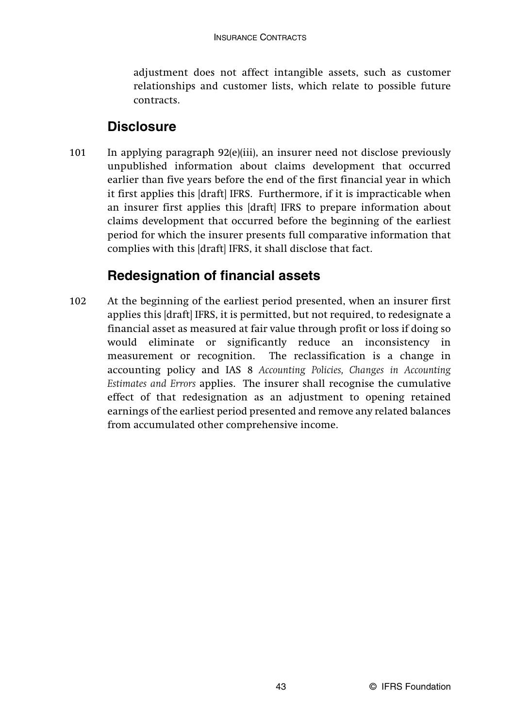adjustment does not affect intangible assets, such as customer relationships and customer lists, which relate to possible future contracts.

## Disclosure

101 In applying paragraph 92(e)(iii), an insurer need not disclose previously unpublished information about claims development that occurred earlier than five years before the end of the first financial year in which it first applies this [draft] IFRS. Furthermore, if it is impracticable when an insurer first applies this [draft] IFRS to prepare information about claims development that occurred before the beginning of the earliest period for which the insurer presents full comparative information that complies with this [draft] IFRS, it shall disclose that fact.

## Redesignation of financial assets

102 At the beginning of the earliest period presented, when an insurer first applies this [draft] IFRS, it is permitted, but not required, to redesignate a financial asset as measured at fair value through profit or loss if doing so would eliminate or significantly reduce an inconsistency in measurement or recognition. The reclassification is a change in accounting policy and IAS 8 *Accounting Policies, Changes in Accounting Estimates and Errors* applies. The insurer shall recognise the cumulative effect of that redesignation as an adjustment to opening retained earnings of the earliest period presented and remove any related balances from accumulated other comprehensive income.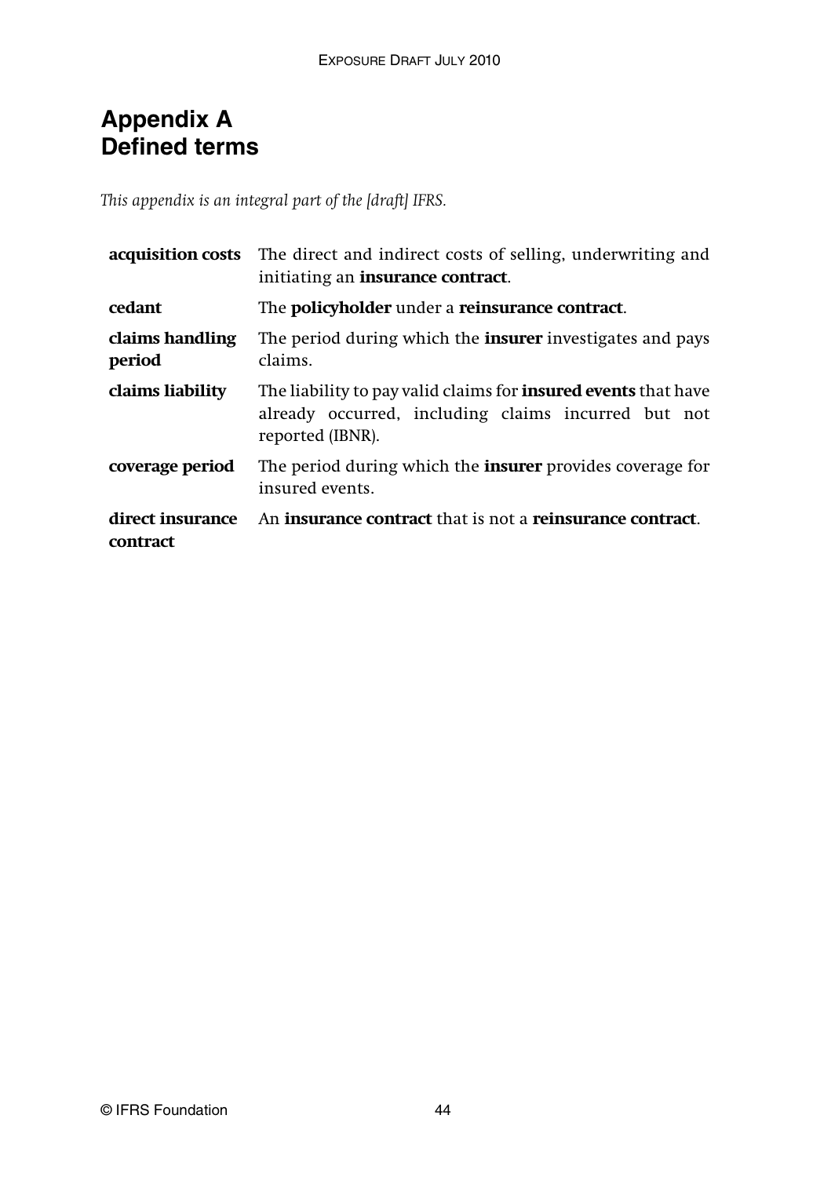# Appendix A
# Defined terms

*This appendix is an integral part of the [draft] IFRS.*

| | |
|---|---|
| **acquisition costs** | The direct and indirect costs of selling, underwriting and initiating an **insurance contract**. |
| **cedant** | The **policyholder** under a **reinsurance contract**. |
| **claims handling period** | The period during which the **insurer** investigates and pays claims. |
| **claims liability** | The liability to pay valid claims for **insured events** that have already occurred, including claims incurred but not reported (IBNR). |
| **coverage period** | The period during which the **insurer** provides coverage for insured events. |
| **direct insurance contract** | An **insurance contract** that is not a **reinsurance contract**. |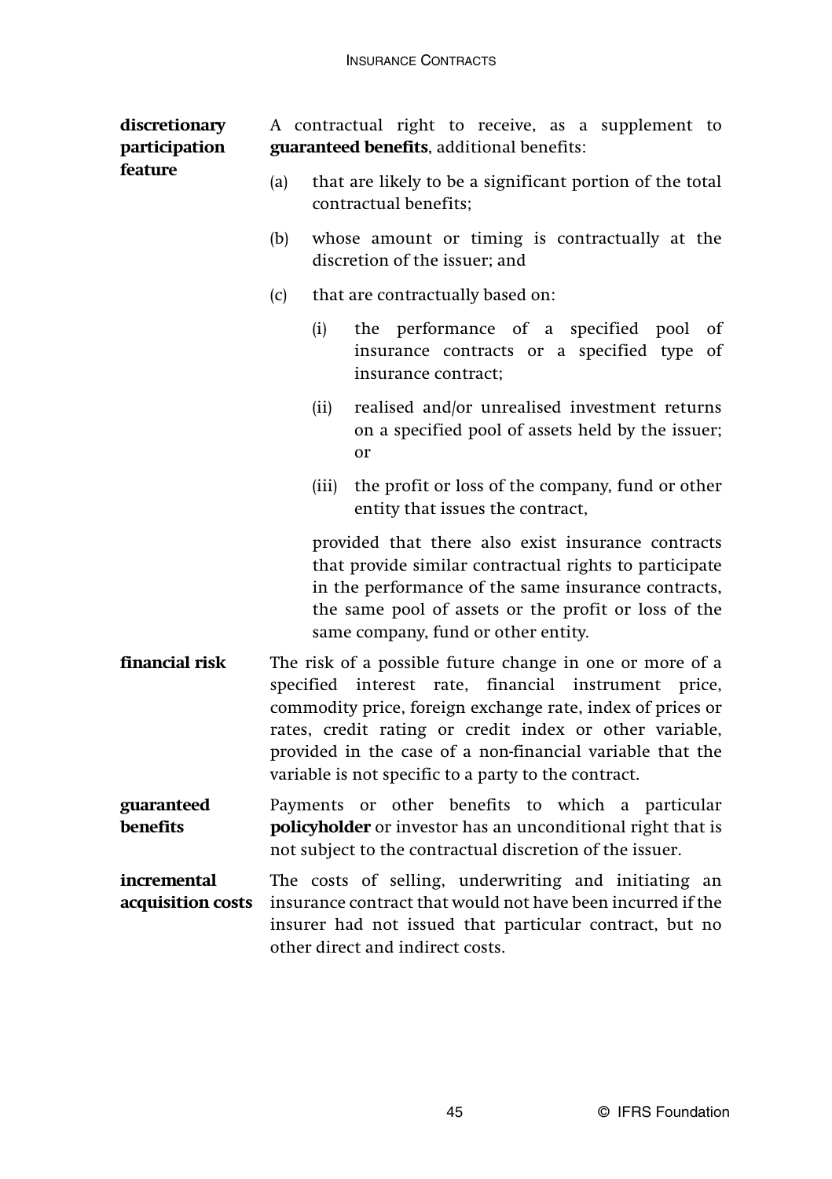**discretionary participation feature**

A contractual right to receive, as a supplement to **guaranteed benefits**, additional benefits:

(a) that are likely to be a significant portion of the total contractual benefits;

(b) whose amount or timing is contractually at the discretion of the issuer; and

(c) that are contractually based on:

- (i) the performance of a specified pool of insurance contracts or a specified type of insurance contract;
- (ii) realised and/or unrealised investment returns on a specified pool of assets held by the issuer; or
- (iii) the profit or loss of the company, fund or other entity that issues the contract,

provided that there also exist insurance contracts that provide similar contractual rights to participate in the performance of the same insurance contracts, the same pool of assets or the profit or loss of the same company, fund or other entity.

**financial risk**

The risk of a possible future change in one or more of a specified interest rate, financial instrument price, commodity price, foreign exchange rate, index of prices or rates, credit rating or credit index or other variable, provided in the case of a non-financial variable that the variable is not specific to a party to the contract.

**guaranteed benefits**

Payments or other benefits to which a particular **policyholder** or investor has an unconditional right that is not subject to the contractual discretion of the issuer.

**incremental acquisition costs**

The costs of selling, underwriting and initiating an insurance contract that would not have been incurred if the insurer had not issued that particular contract, but no other direct and indirect costs.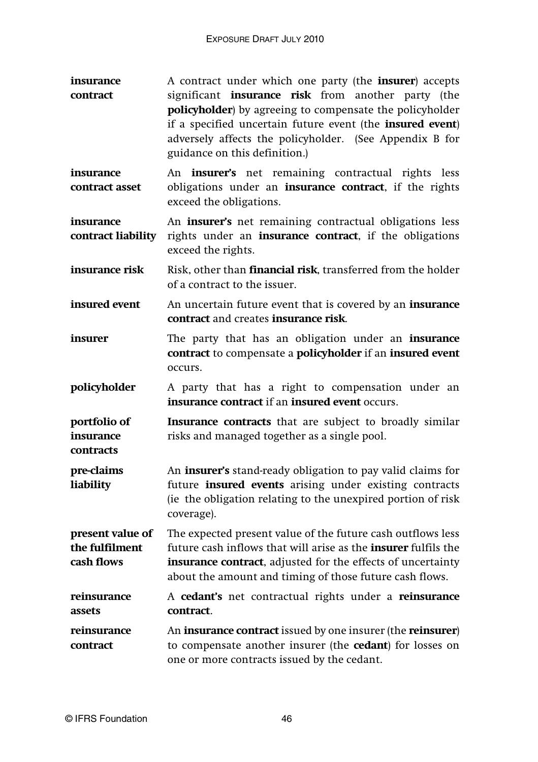| | |
|---|---|
| **insurance contract** | A contract under which one party (the **insurer**) accepts significant **insurance risk** from another party (the **policyholder**) by agreeing to compensate the policyholder if a specified uncertain future event (the **insured event**) adversely affects the policyholder. (See Appendix B for guidance on this definition.) |
| **insurance contract asset** | An **insurer's** net remaining contractual rights less obligations under an **insurance contract**, if the rights exceed the obligations. |
| **insurance contract liability** | An **insurer's** net remaining contractual obligations less rights under an **insurance contract**, if the obligations exceed the rights. |
| **insurance risk** | Risk, other than **financial risk**, transferred from the holder of a contract to the issuer. |
| **insured event** | An uncertain future event that is covered by an **insurance contract** and creates **insurance risk**. |
| **insurer** | The party that has an obligation under an **insurance contract** to compensate a **policyholder** if an **insured event** occurs. |
| **policyholder** | A party that has a right to compensation under an **insurance contract** if an **insured event** occurs. |
| **portfolio of insurance contracts** | **Insurance contracts** that are subject to broadly similar risks and managed together as a single pool. |
| **pre-claims liability** | An **insurer's** stand-ready obligation to pay valid claims for future **insured events** arising under existing contracts (ie the obligation relating to the unexpired portion of risk coverage). |
| **present value of the fulfilment cash flows** | The expected present value of the future cash outflows less future cash inflows that will arise as the **insurer** fulfils the **insurance contract**, adjusted for the effects of uncertainty about the amount and timing of those future cash flows. |
| **reinsurance assets** | A **cedant's** net contractual rights under a **reinsurance contract**. |
| **reinsurance contract** | An **insurance contract** issued by one insurer (the **reinsurer**) to compensate another insurer (the **cedant**) for losses on one or more contracts issued by the cedant. |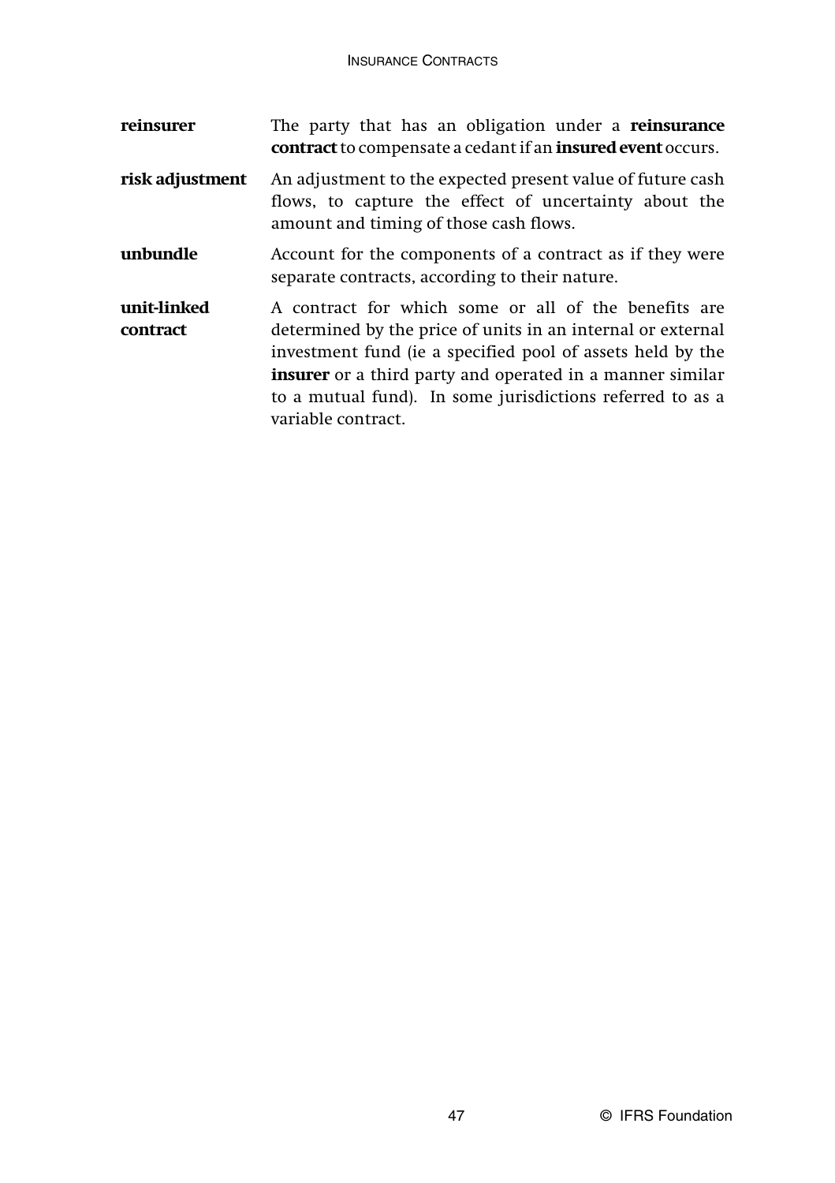| | |
|---|---|
| **reinsurer** | The party that has an obligation under a **reinsurance contract** to compensate a cedant if an **insured event** occurs. |
| **risk adjustment** | An adjustment to the expected present value of future cash flows, to capture the effect of uncertainty about the amount and timing of those cash flows. |
| **unbundle** | Account for the components of a contract as if they were separate contracts, according to their nature. |
| **unit-linked contract** | A contract for which some or all of the benefits are determined by the price of units in an internal or external investment fund (ie a specified pool of assets held by the **insurer** or a third party and operated in a manner similar to a mutual fund). In some jurisdictions referred to as a variable contract. |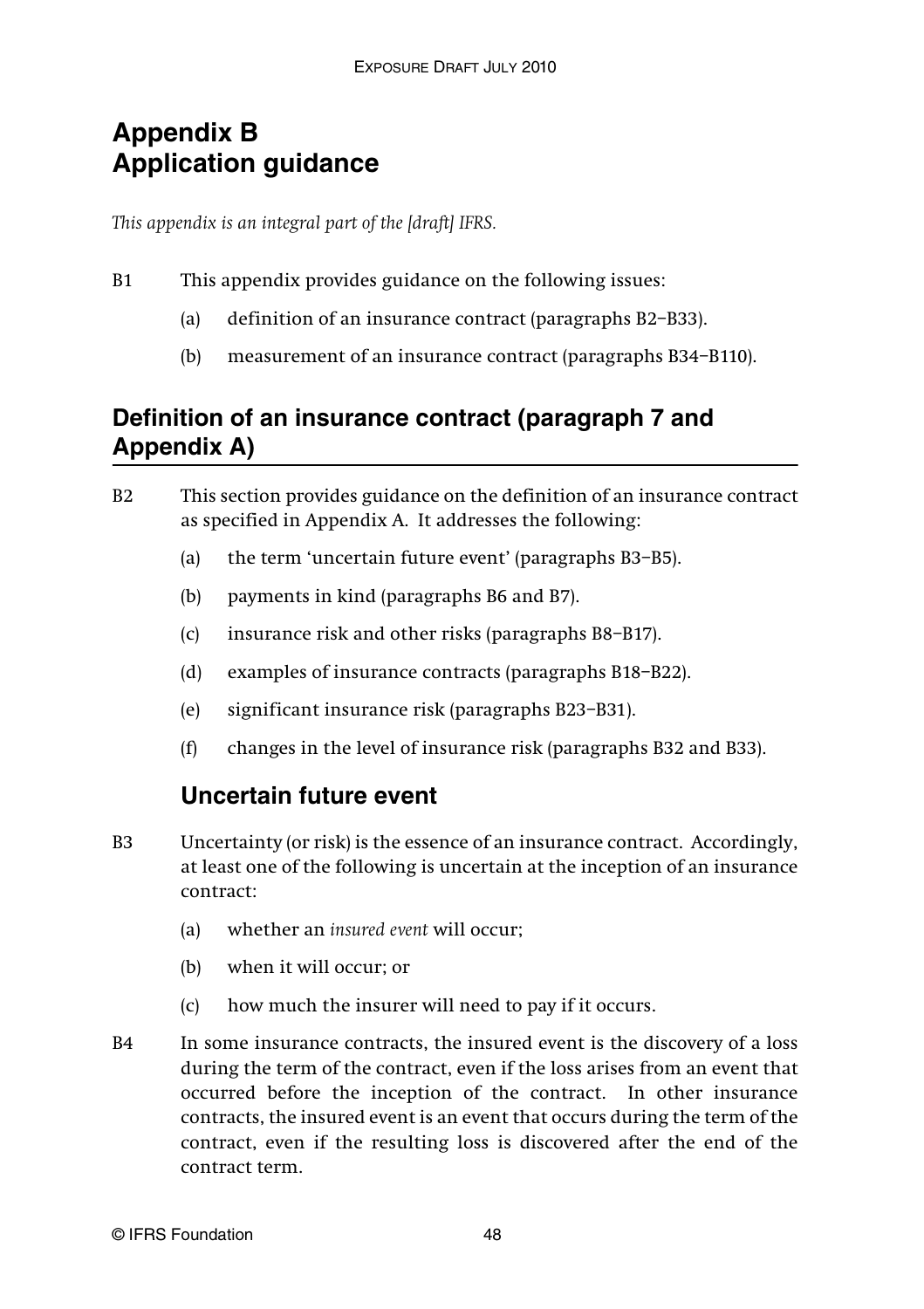# Appendix B
# Application guidance

*This appendix is an integral part of the [draft] IFRS.*

B1 This appendix provides guidance on the following issues:

(a) definition of an insurance contract (paragraphs B2–B33).

(b) measurement of an insurance contract (paragraphs B34–B110).

## Definition of an insurance contract (paragraph 7 and Appendix A)

B2 This section provides guidance on the definition of an insurance contract as specified in Appendix A. It addresses the following:

(a) the term 'uncertain future event' (paragraphs B3–B5).

(b) payments in kind (paragraphs B6 and B7).

(c) insurance risk and other risks (paragraphs B8–B17).

(d) examples of insurance contracts (paragraphs B18–B22).

(e) significant insurance risk (paragraphs B23–B31).

(f) changes in the level of insurance risk (paragraphs B32 and B33).

### Uncertain future event

B3 Uncertainty (or risk) is the essence of an insurance contract. Accordingly, at least one of the following is uncertain at the inception of an insurance contract:

(a) whether an *insured event* will occur;

(b) when it will occur; or

(c) how much the insurer will need to pay if it occurs.

B4 In some insurance contracts, the insured event is the discovery of a loss during the term of the contract, even if the loss arises from an event that occurred before the inception of the contract. In other insurance contracts, the insured event is an event that occurs during the term of the contract, even if the resulting loss is discovered after the end of the contract term.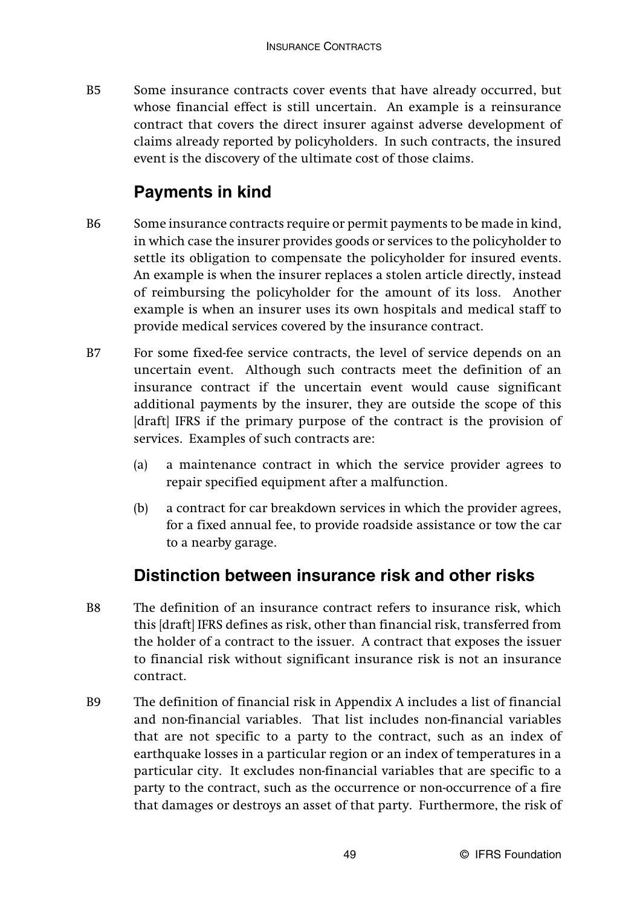B5 Some insurance contracts cover events that have already occurred, but whose financial effect is still uncertain. An example is a reinsurance contract that covers the direct insurer against adverse development of claims already reported by policyholders. In such contracts, the insured event is the discovery of the ultimate cost of those claims.

## Payments in kind

B6 Some insurance contracts require or permit payments to be made in kind, in which case the insurer provides goods or services to the policyholder to settle its obligation to compensate the policyholder for insured events. An example is when the insurer replaces a stolen article directly, instead of reimbursing the policyholder for the amount of its loss. Another example is when an insurer uses its own hospitals and medical staff to provide medical services covered by the insurance contract.

B7 For some fixed-fee service contracts, the level of service depends on an uncertain event. Although such contracts meet the definition of an insurance contract if the uncertain event would cause significant additional payments by the insurer, they are outside the scope of this [draft] IFRS if the primary purpose of the contract is the provision of services. Examples of such contracts are:

(a) a maintenance contract in which the service provider agrees to repair specified equipment after a malfunction.

(b) a contract for car breakdown services in which the provider agrees, for a fixed annual fee, to provide roadside assistance or tow the car to a nearby garage.

## Distinction between insurance risk and other risks

B8 The definition of an insurance contract refers to insurance risk, which this [draft] IFRS defines as risk, other than financial risk, transferred from the holder of a contract to the issuer. A contract that exposes the issuer to financial risk without significant insurance risk is not an insurance contract.

B9 The definition of financial risk in Appendix A includes a list of financial and non-financial variables. That list includes non-financial variables that are not specific to a party to the contract, such as an index of earthquake losses in a particular region or an index of temperatures in a particular city. It excludes non-financial variables that are specific to a party to the contract, such as the occurrence or non-occurrence of a fire that damages or destroys an asset of that party. Furthermore, the risk of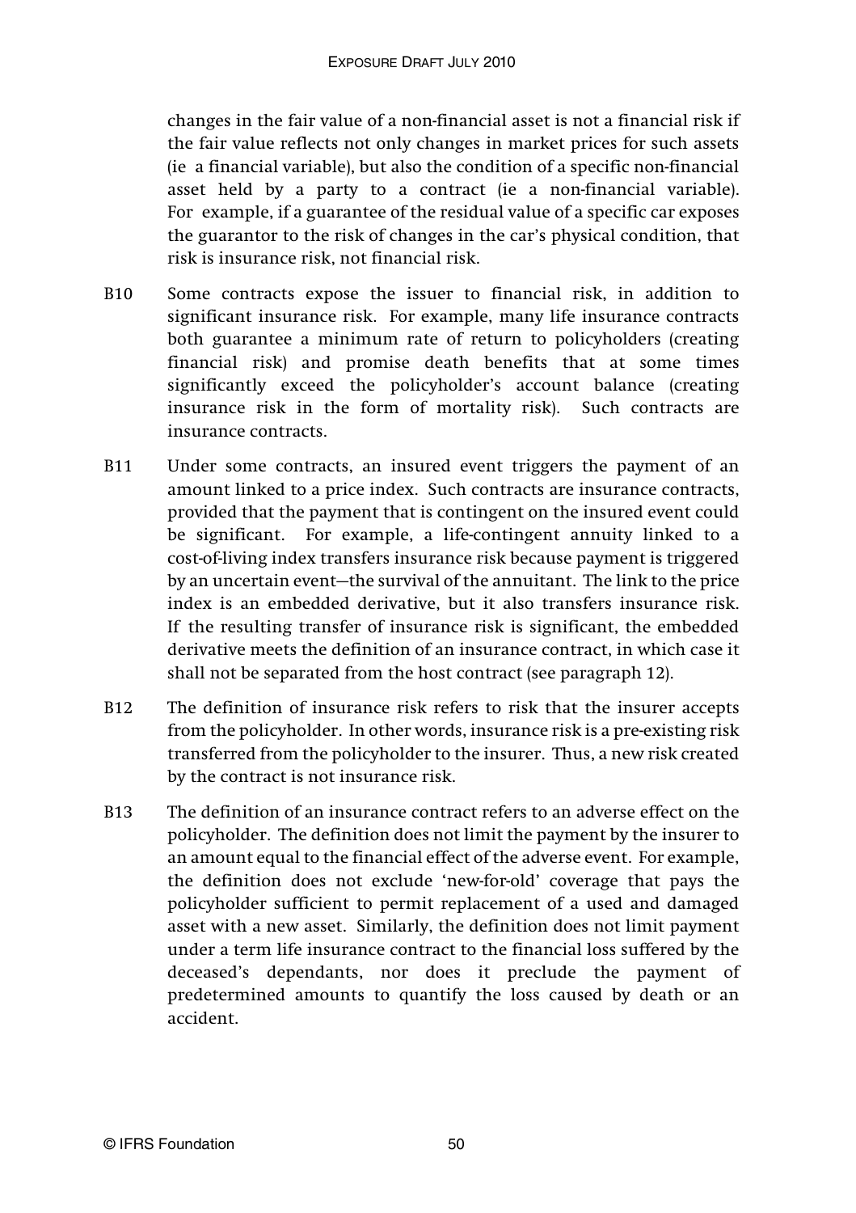changes in the fair value of a non-financial asset is not a financial risk if the fair value reflects not only changes in market prices for such assets (ie a financial variable), but also the condition of a specific non-financial asset held by a party to a contract (ie a non-financial variable). For example, if a guarantee of the residual value of a specific car exposes the guarantor to the risk of changes in the car's physical condition, that risk is insurance risk, not financial risk.

B10 Some contracts expose the issuer to financial risk, in addition to significant insurance risk. For example, many life insurance contracts both guarantee a minimum rate of return to policyholders (creating financial risk) and promise death benefits that at some times significantly exceed the policyholder's account balance (creating insurance risk in the form of mortality risk). Such contracts are insurance contracts.

B11 Under some contracts, an insured event triggers the payment of an amount linked to a price index. Such contracts are insurance contracts, provided that the payment that is contingent on the insured event could be significant. For example, a life-contingent annuity linked to a cost-of-living index transfers insurance risk because payment is triggered by an uncertain event—the survival of the annuitant. The link to the price index is an embedded derivative, but it also transfers insurance risk. If the resulting transfer of insurance risk is significant, the embedded derivative meets the definition of an insurance contract, in which case it shall not be separated from the host contract (see paragraph 12).

B12 The definition of insurance risk refers to risk that the insurer accepts from the policyholder. In other words, insurance risk is a pre-existing risk transferred from the policyholder to the insurer. Thus, a new risk created by the contract is not insurance risk.

B13 The definition of an insurance contract refers to an adverse effect on the policyholder. The definition does not limit the payment by the insurer to an amount equal to the financial effect of the adverse event. For example, the definition does not exclude 'new-for-old' coverage that pays the policyholder sufficient to permit replacement of a used and damaged asset with a new asset. Similarly, the definition does not limit payment under a term life insurance contract to the financial loss suffered by the deceased's dependants, nor does it preclude the payment of predetermined amounts to quantify the loss caused by death or an accident.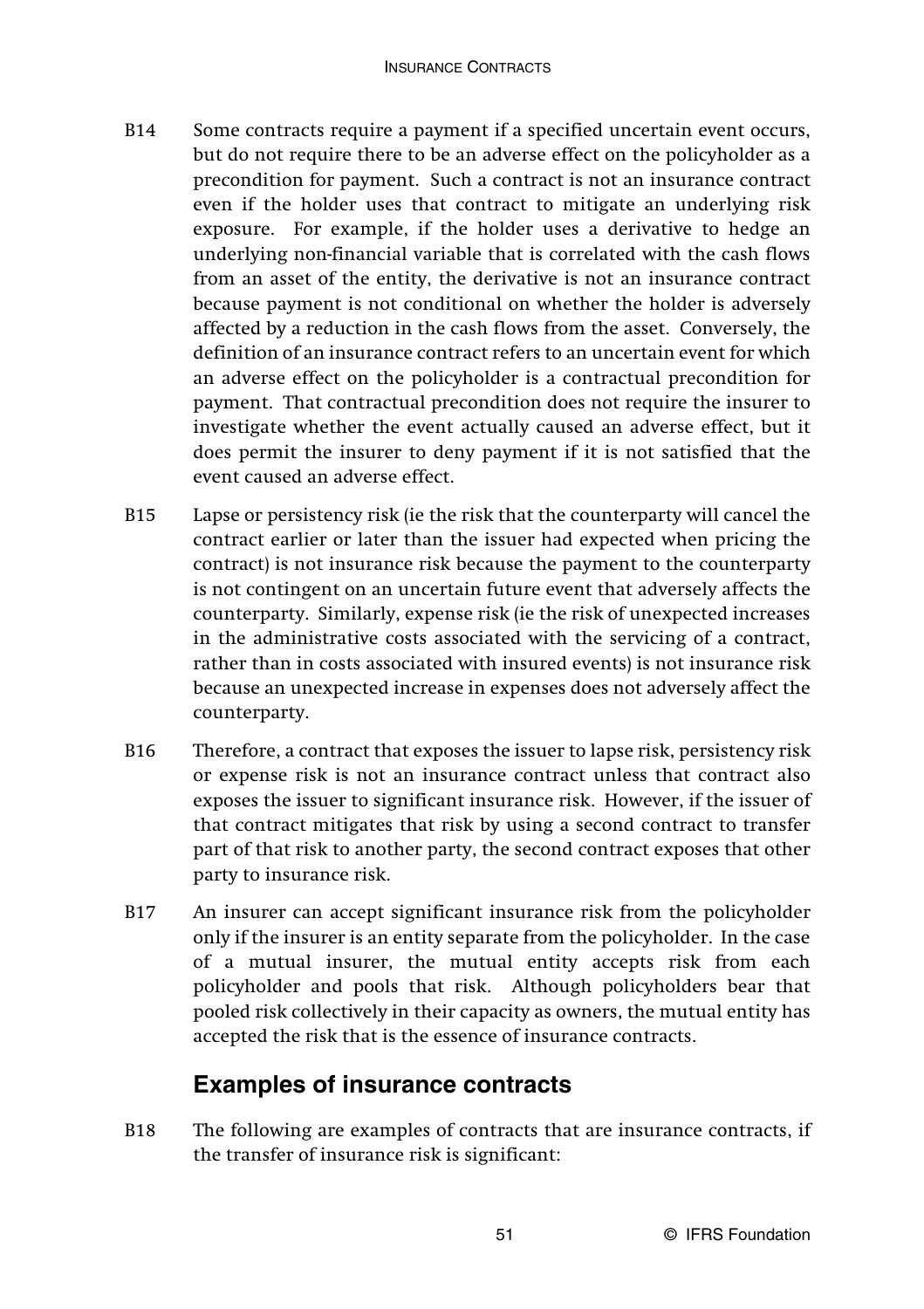B14 Some contracts require a payment if a specified uncertain event occurs, but do not require there to be an adverse effect on the policyholder as a precondition for payment. Such a contract is not an insurance contract even if the holder uses that contract to mitigate an underlying risk exposure. For example, if the holder uses a derivative to hedge an underlying non-financial variable that is correlated with the cash flows from an asset of the entity, the derivative is not an insurance contract because payment is not conditional on whether the holder is adversely affected by a reduction in the cash flows from the asset. Conversely, the definition of an insurance contract refers to an uncertain event for which an adverse effect on the policyholder is a contractual precondition for payment. That contractual precondition does not require the insurer to investigate whether the event actually caused an adverse effect, but it does permit the insurer to deny payment if it is not satisfied that the event caused an adverse effect.

B15 Lapse or persistency risk (ie the risk that the counterparty will cancel the contract earlier or later than the issuer had expected when pricing the contract) is not insurance risk because the payment to the counterparty is not contingent on an uncertain future event that adversely affects the counterparty. Similarly, expense risk (ie the risk of unexpected increases in the administrative costs associated with the servicing of a contract, rather than in costs associated with insured events) is not insurance risk because an unexpected increase in expenses does not adversely affect the counterparty.

B16 Therefore, a contract that exposes the issuer to lapse risk, persistency risk or expense risk is not an insurance contract unless that contract also exposes the issuer to significant insurance risk. However, if the issuer of that contract mitigates that risk by using a second contract to transfer part of that risk to another party, the second contract exposes that other party to insurance risk.

B17 An insurer can accept significant insurance risk from the policyholder only if the insurer is an entity separate from the policyholder. In the case of a mutual insurer, the mutual entity accepts risk from each policyholder and pools that risk. Although policyholders bear that pooled risk collectively in their capacity as owners, the mutual entity has accepted the risk that is the essence of insurance contracts.

## Examples of insurance contracts

B18 The following are examples of contracts that are insurance contracts, if the transfer of insurance risk is significant: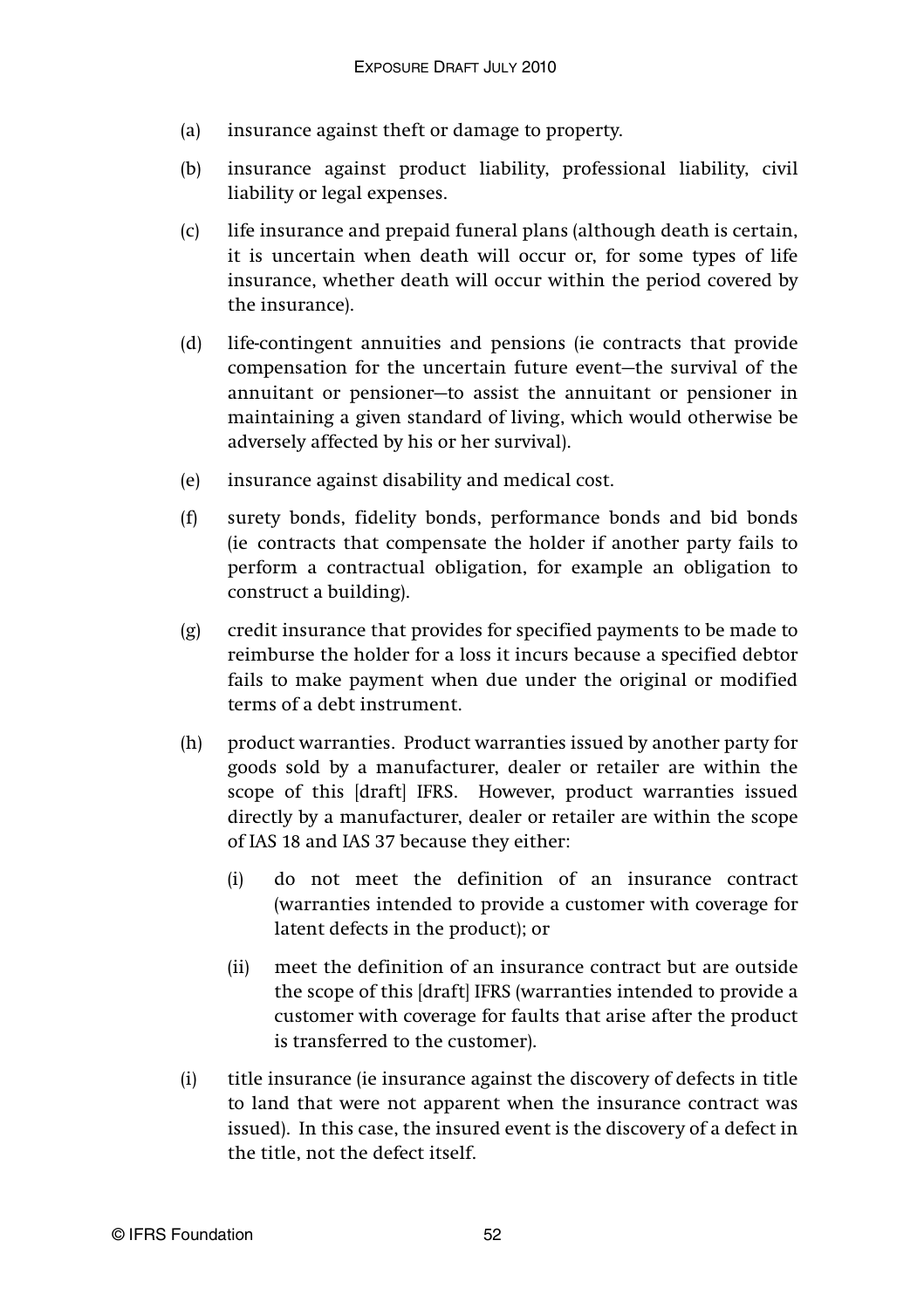(a) insurance against theft or damage to property.

(b) insurance against product liability, professional liability, civil liability or legal expenses.

(c) life insurance and prepaid funeral plans (although death is certain, it is uncertain when death will occur or, for some types of life insurance, whether death will occur within the period covered by the insurance).

(d) life-contingent annuities and pensions (ie contracts that provide compensation for the uncertain future event—the survival of the annuitant or pensioner—to assist the annuitant or pensioner in maintaining a given standard of living, which would otherwise be adversely affected by his or her survival).

(e) insurance against disability and medical cost.

(f) surety bonds, fidelity bonds, performance bonds and bid bonds (ie contracts that compensate the holder if another party fails to perform a contractual obligation, for example an obligation to construct a building).

(g) credit insurance that provides for specified payments to be made to reimburse the holder for a loss it incurs because a specified debtor fails to make payment when due under the original or modified terms of a debt instrument.

(h) product warranties. Product warranties issued by another party for goods sold by a manufacturer, dealer or retailer are within the scope of this [draft] IFRS. However, product warranties issued directly by a manufacturer, dealer or retailer are within the scope of IAS 18 and IAS 37 because they either:

  (i) do not meet the definition of an insurance contract (warranties intended to provide a customer with coverage for latent defects in the product); or

  (ii) meet the definition of an insurance contract but are outside the scope of this [draft] IFRS (warranties intended to provide a customer with coverage for faults that arise after the product is transferred to the customer).

(i) title insurance (ie insurance against the discovery of defects in title to land that were not apparent when the insurance contract was issued). In this case, the insured event is the discovery of a defect in the title, not the defect itself.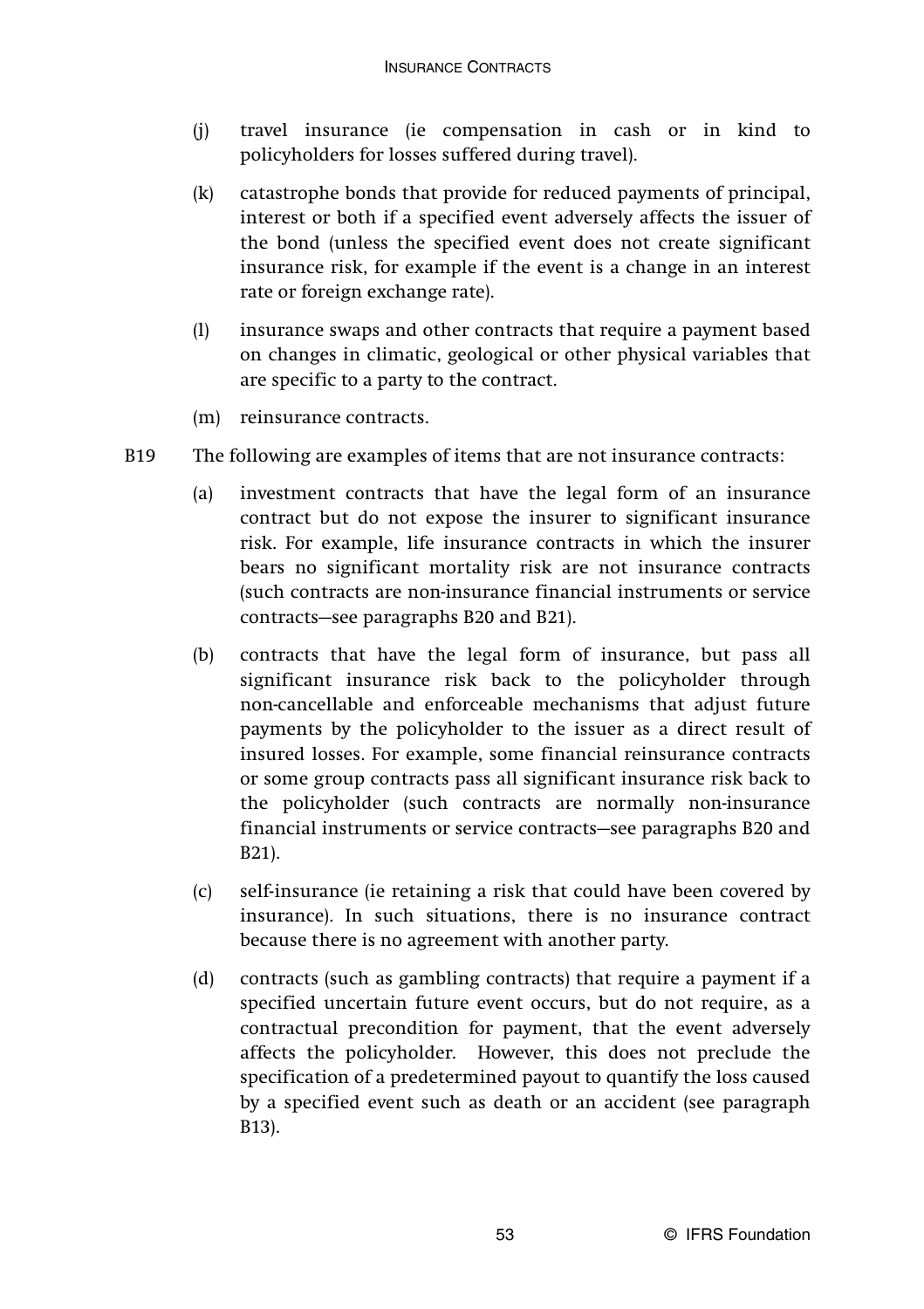(j) travel insurance (ie compensation in cash or in kind to policyholders for losses suffered during travel).

(k) catastrophe bonds that provide for reduced payments of principal, interest or both if a specified event adversely affects the issuer of the bond (unless the specified event does not create significant insurance risk, for example if the event is a change in an interest rate or foreign exchange rate).

(l) insurance swaps and other contracts that require a payment based on changes in climatic, geological or other physical variables that are specific to a party to the contract.

(m) reinsurance contracts.

B19 The following are examples of items that are not insurance contracts:

(a) investment contracts that have the legal form of an insurance contract but do not expose the insurer to significant insurance risk. For example, life insurance contracts in which the insurer bears no significant mortality risk are not insurance contracts (such contracts are non-insurance financial instruments or service contracts—see paragraphs B20 and B21).

(b) contracts that have the legal form of insurance, but pass all significant insurance risk back to the policyholder through non-cancellable and enforceable mechanisms that adjust future payments by the policyholder to the issuer as a direct result of insured losses. For example, some financial reinsurance contracts or some group contracts pass all significant insurance risk back to the policyholder (such contracts are normally non-insurance financial instruments or service contracts—see paragraphs B20 and B21).

(c) self-insurance (ie retaining a risk that could have been covered by insurance). In such situations, there is no insurance contract because there is no agreement with another party.

(d) contracts (such as gambling contracts) that require a payment if a specified uncertain future event occurs, but do not require, as a contractual precondition for payment, that the event adversely affects the policyholder. However, this does not preclude the specification of a predetermined payout to quantify the loss caused by a specified event such as death or an accident (see paragraph B13).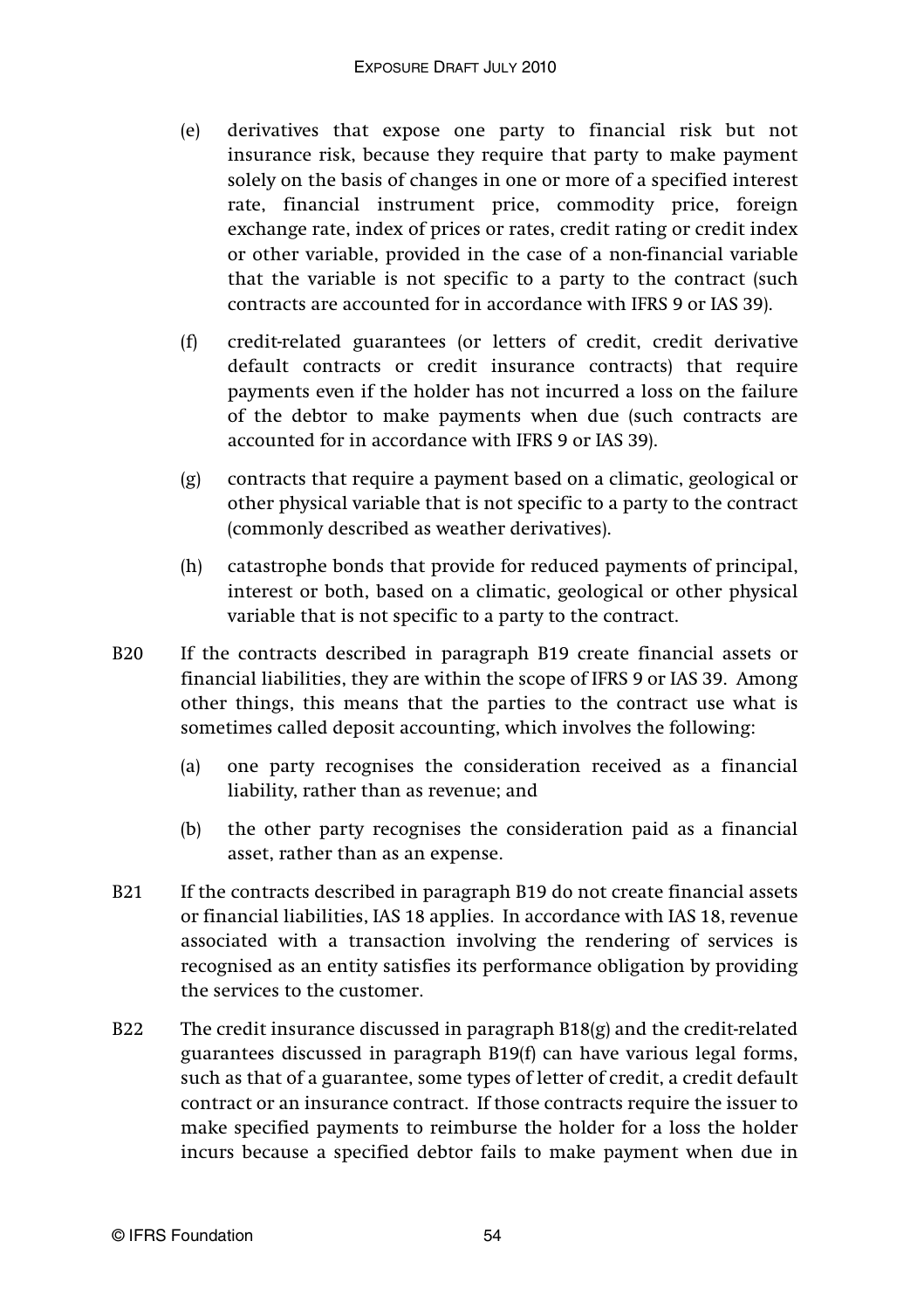(e) derivatives that expose one party to financial risk but not insurance risk, because they require that party to make payment solely on the basis of changes in one or more of a specified interest rate, financial instrument price, commodity price, foreign exchange rate, index of prices or rates, credit rating or credit index or other variable, provided in the case of a non-financial variable that the variable is not specific to a party to the contract (such contracts are accounted for in accordance with IFRS 9 or IAS 39).

(f) credit-related guarantees (or letters of credit, credit derivative default contracts or credit insurance contracts) that require payments even if the holder has not incurred a loss on the failure of the debtor to make payments when due (such contracts are accounted for in accordance with IFRS 9 or IAS 39).

(g) contracts that require a payment based on a climatic, geological or other physical variable that is not specific to a party to the contract (commonly described as weather derivatives).

(h) catastrophe bonds that provide for reduced payments of principal, interest or both, based on a climatic, geological or other physical variable that is not specific to a party to the contract.

B20 If the contracts described in paragraph B19 create financial assets or financial liabilities, they are within the scope of IFRS 9 or IAS 39. Among other things, this means that the parties to the contract use what is sometimes called deposit accounting, which involves the following:

(a) one party recognises the consideration received as a financial liability, rather than as revenue; and

(b) the other party recognises the consideration paid as a financial asset, rather than as an expense.

B21 If the contracts described in paragraph B19 do not create financial assets or financial liabilities, IAS 18 applies. In accordance with IAS 18, revenue associated with a transaction involving the rendering of services is recognised as an entity satisfies its performance obligation by providing the services to the customer.

B22 The credit insurance discussed in paragraph B18(g) and the credit-related guarantees discussed in paragraph B19(f) can have various legal forms, such as that of a guarantee, some types of letter of credit, a credit default contract or an insurance contract. If those contracts require the issuer to make specified payments to reimburse the holder for a loss the holder incurs because a specified debtor fails to make payment when due in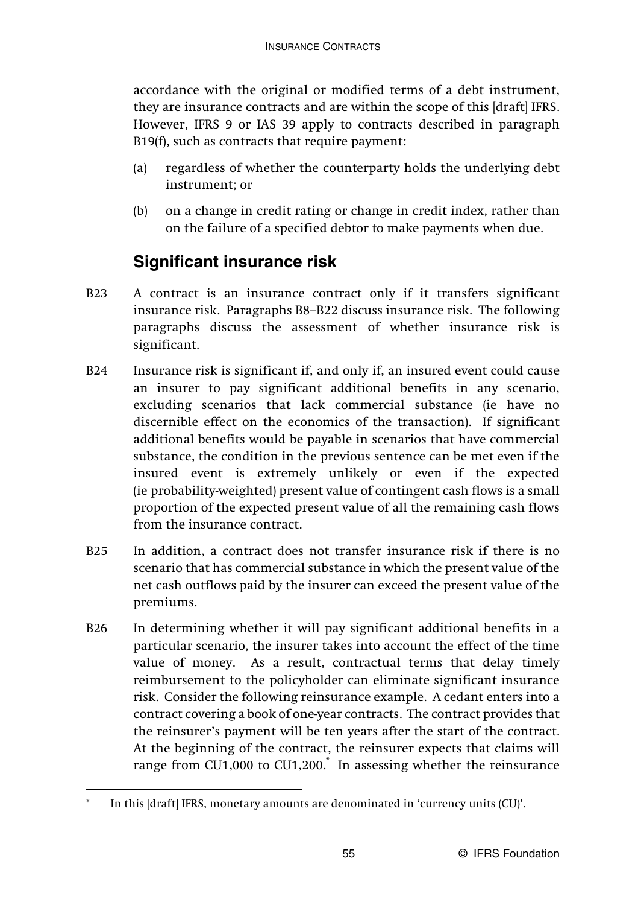accordance with the original or modified terms of a debt instrument, they are insurance contracts and are within the scope of this [draft] IFRS. However, IFRS 9 or IAS 39 apply to contracts described in paragraph B19(f), such as contracts that require payment:

(a) regardless of whether the counterparty holds the underlying debt instrument; or

(b) on a change in credit rating or change in credit index, rather than on the failure of a specified debtor to make payments when due.

## Significant insurance risk

B23 A contract is an insurance contract only if it transfers significant insurance risk. Paragraphs B8–B22 discuss insurance risk. The following paragraphs discuss the assessment of whether insurance risk is significant.

B24 Insurance risk is significant if, and only if, an insured event could cause an insurer to pay significant additional benefits in any scenario, excluding scenarios that lack commercial substance (ie have no discernible effect on the economics of the transaction). If significant additional benefits would be payable in scenarios that have commercial substance, the condition in the previous sentence can be met even if the insured event is extremely unlikely or even if the expected (ie probability-weighted) present value of contingent cash flows is a small proportion of the expected present value of all the remaining cash flows from the insurance contract.

B25 In addition, a contract does not transfer insurance risk if there is no scenario that has commercial substance in which the present value of the net cash outflows paid by the insurer can exceed the present value of the premiums.

B26 In determining whether it will pay significant additional benefits in a particular scenario, the insurer takes into account the effect of the time value of money. As a result, contractual terms that delay timely reimbursement to the policyholder can eliminate significant insurance risk. Consider the following reinsurance example. A cedant enters into a contract covering a book of one-year contracts. The contract provides that the reinsurer's payment will be ten years after the start of the contract. At the beginning of the contract, the reinsurer expects that claims will range from CU1,000 to CU1,200.* In assessing whether the reinsurance

* In this [draft] IFRS, monetary amounts are denominated in 'currency units (CU)'.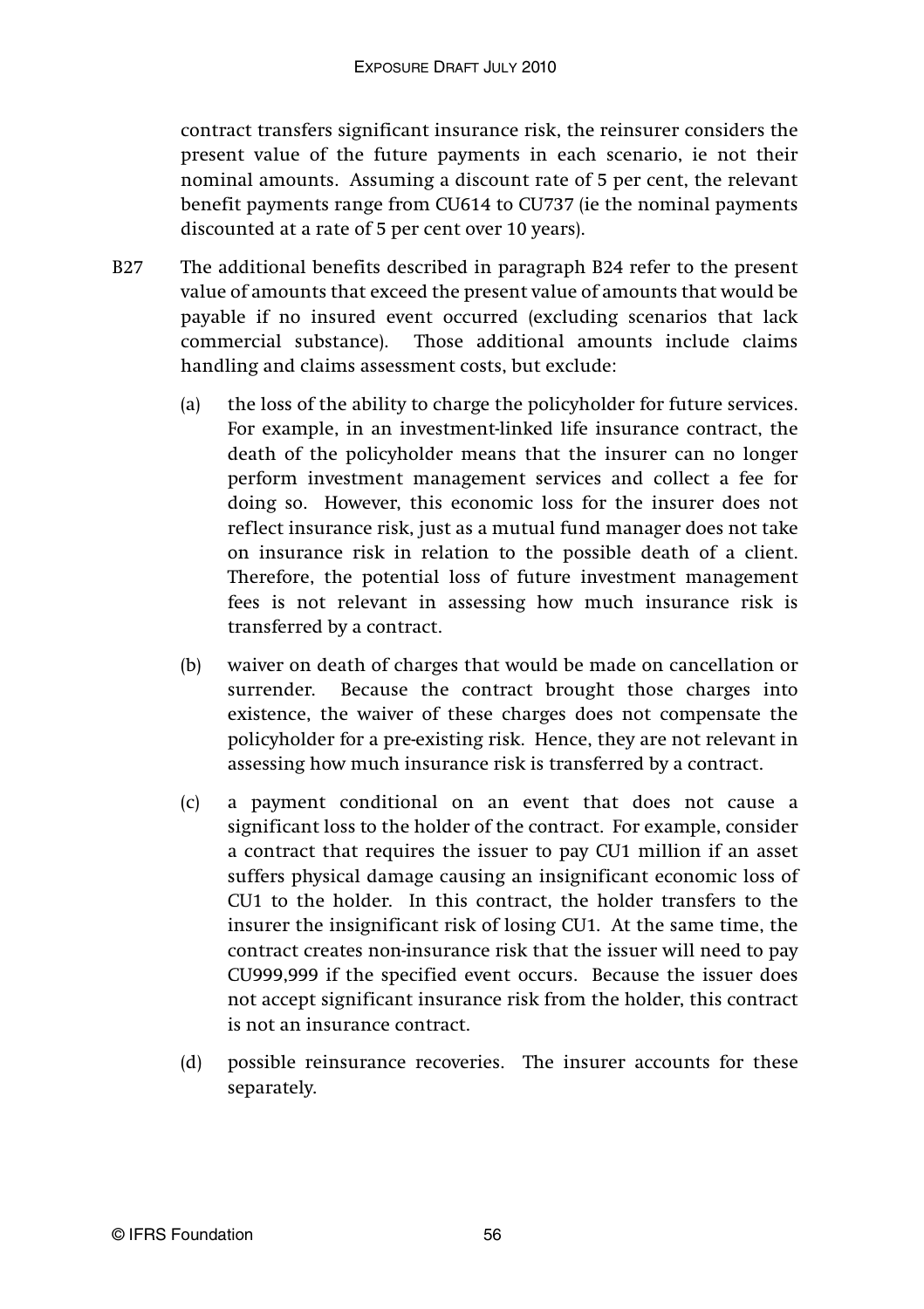contract transfers significant insurance risk, the reinsurer considers the present value of the future payments in each scenario, ie not their nominal amounts. Assuming a discount rate of 5 per cent, the relevant benefit payments range from CU614 to CU737 (ie the nominal payments discounted at a rate of 5 per cent over 10 years).

B27 The additional benefits described in paragraph B24 refer to the present value of amounts that exceed the present value of amounts that would be payable if no insured event occurred (excluding scenarios that lack commercial substance). Those additional amounts include claims handling and claims assessment costs, but exclude:

(a) the loss of the ability to charge the policyholder for future services. For example, in an investment-linked life insurance contract, the death of the policyholder means that the insurer can no longer perform investment management services and collect a fee for doing so. However, this economic loss for the insurer does not reflect insurance risk, just as a mutual fund manager does not take on insurance risk in relation to the possible death of a client. Therefore, the potential loss of future investment management fees is not relevant in assessing how much insurance risk is transferred by a contract.

(b) waiver on death of charges that would be made on cancellation or surrender. Because the contract brought those charges into existence, the waiver of these charges does not compensate the policyholder for a pre-existing risk. Hence, they are not relevant in assessing how much insurance risk is transferred by a contract.

(c) a payment conditional on an event that does not cause a significant loss to the holder of the contract. For example, consider a contract that requires the issuer to pay CU1 million if an asset suffers physical damage causing an insignificant economic loss of CU1 to the holder. In this contract, the holder transfers to the insurer the insignificant risk of losing CU1. At the same time, the contract creates non-insurance risk that the issuer will need to pay CU999,999 if the specified event occurs. Because the issuer does not accept significant insurance risk from the holder, this contract is not an insurance contract.

(d) possible reinsurance recoveries. The insurer accounts for these separately.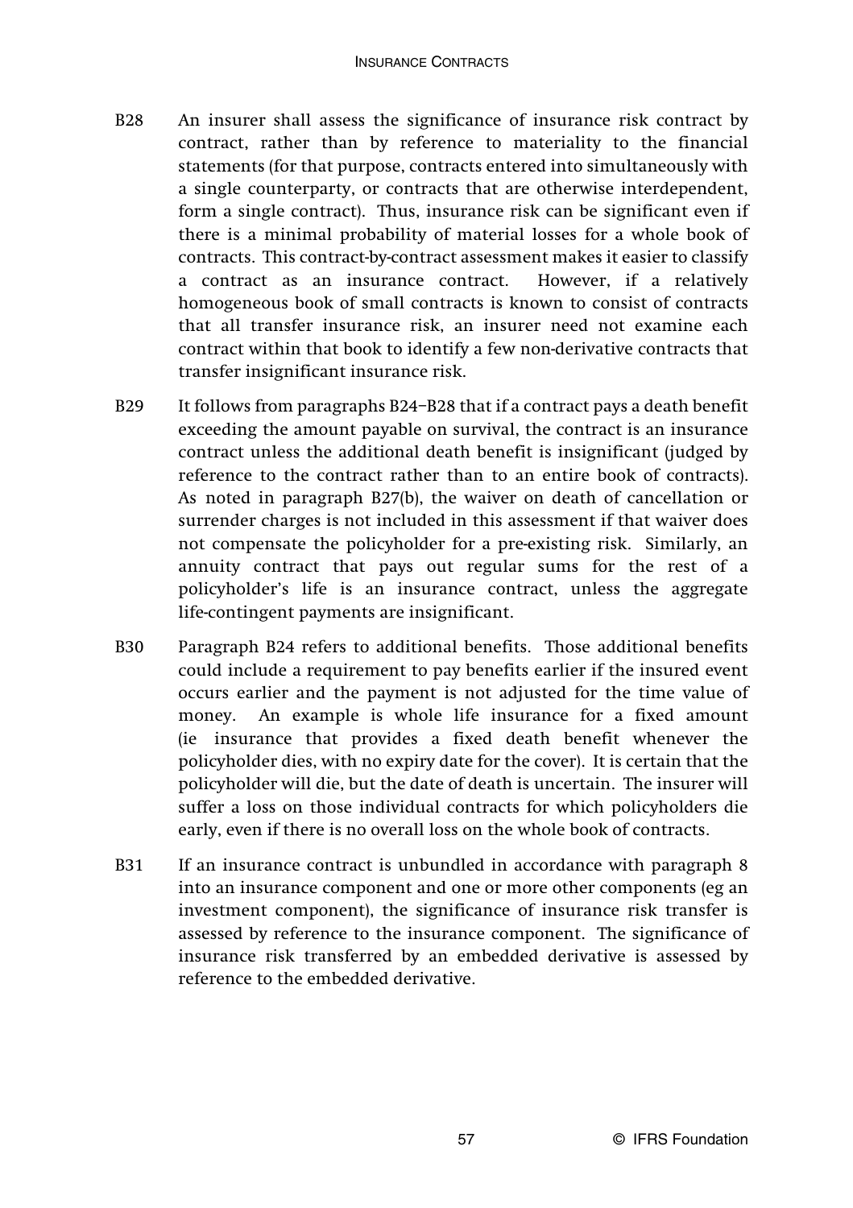B28 An insurer shall assess the significance of insurance risk contract by contract, rather than by reference to materiality to the financial statements (for that purpose, contracts entered into simultaneously with a single counterparty, or contracts that are otherwise interdependent, form a single contract). Thus, insurance risk can be significant even if there is a minimal probability of material losses for a whole book of contracts. This contract-by-contract assessment makes it easier to classify a contract as an insurance contract. However, if a relatively homogeneous book of small contracts is known to consist of contracts that all transfer insurance risk, an insurer need not examine each contract within that book to identify a few non-derivative contracts that transfer insignificant insurance risk.

B29 It follows from paragraphs B24–B28 that if a contract pays a death benefit exceeding the amount payable on survival, the contract is an insurance contract unless the additional death benefit is insignificant (judged by reference to the contract rather than to an entire book of contracts). As noted in paragraph B27(b), the waiver on death of cancellation or surrender charges is not included in this assessment if that waiver does not compensate the policyholder for a pre-existing risk. Similarly, an annuity contract that pays out regular sums for the rest of a policyholder's life is an insurance contract, unless the aggregate life-contingent payments are insignificant.

B30 Paragraph B24 refers to additional benefits. Those additional benefits could include a requirement to pay benefits earlier if the insured event occurs earlier and the payment is not adjusted for the time value of money. An example is whole life insurance for a fixed amount (ie insurance that provides a fixed death benefit whenever the policyholder dies, with no expiry date for the cover). It is certain that the policyholder will die, but the date of death is uncertain. The insurer will suffer a loss on those individual contracts for which policyholders die early, even if there is no overall loss on the whole book of contracts.

B31 If an insurance contract is unbundled in accordance with paragraph 8 into an insurance component and one or more other components (eg an investment component), the significance of insurance risk transfer is assessed by reference to the insurance component. The significance of insurance risk transferred by an embedded derivative is assessed by reference to the embedded derivative.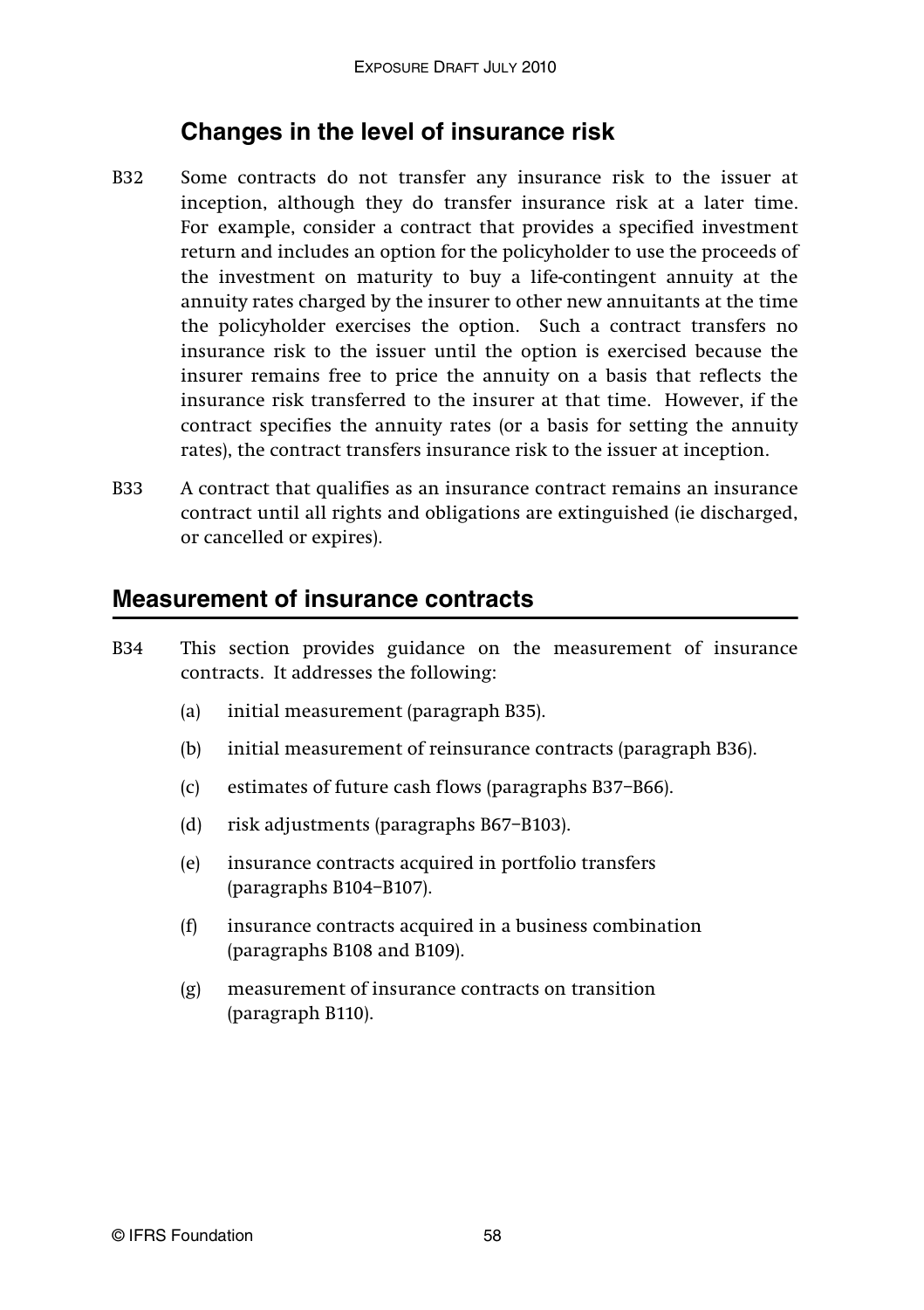## Changes in the level of insurance risk

B32 Some contracts do not transfer any insurance risk to the issuer at inception, although they do transfer insurance risk at a later time. For example, consider a contract that provides a specified investment return and includes an option for the policyholder to use the proceeds of the investment on maturity to buy a life-contingent annuity at the annuity rates charged by the insurer to other new annuitants at the time the policyholder exercises the option. Such a contract transfers no insurance risk to the issuer until the option is exercised because the insurer remains free to price the annuity on a basis that reflects the insurance risk transferred to the insurer at that time. However, if the contract specifies the annuity rates (or a basis for setting the annuity rates), the contract transfers insurance risk to the issuer at inception.

B33 A contract that qualifies as an insurance contract remains an insurance contract until all rights and obligations are extinguished (ie discharged, or cancelled or expires).

## Measurement of insurance contracts

B34 This section provides guidance on the measurement of insurance contracts. It addresses the following:

(a) initial measurement (paragraph B35).

(b) initial measurement of reinsurance contracts (paragraph B36).

(c) estimates of future cash flows (paragraphs B37–B66).

(d) risk adjustments (paragraphs B67–B103).

(e) insurance contracts acquired in portfolio transfers (paragraphs B104–B107).

(f) insurance contracts acquired in a business combination (paragraphs B108 and B109).

(g) measurement of insurance contracts on transition (paragraph B110).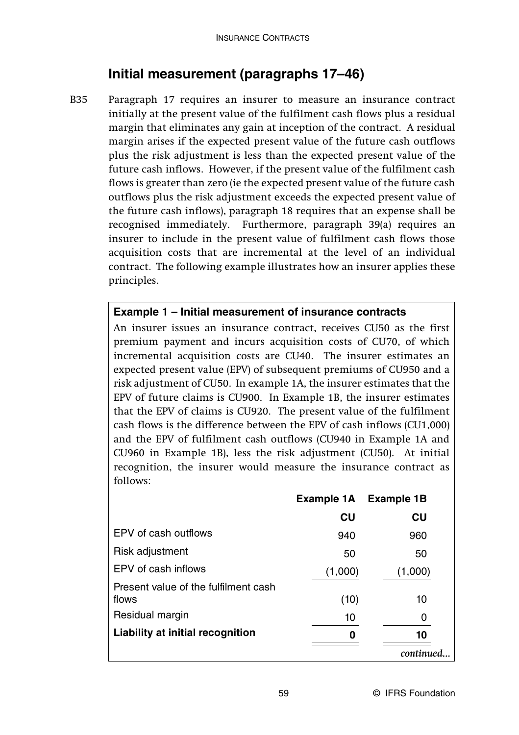## Initial measurement (paragraphs 17–46)

B35 Paragraph 17 requires an insurer to measure an insurance contract initially at the present value of the fulfilment cash flows plus a residual margin that eliminates any gain at inception of the contract. A residual margin arises if the expected present value of the future cash outflows plus the risk adjustment is less than the expected present value of the future cash inflows. However, if the present value of the fulfilment cash flows is greater than zero (ie the expected present value of the future cash outflows plus the risk adjustment exceeds the expected present value of the future cash inflows), paragraph 18 requires that an expense shall be recognised immediately. Furthermore, paragraph 39(a) requires an insurer to include in the present value of fulfilment cash flows those acquisition costs that are incremental at the level of an individual contract. The following example illustrates how an insurer applies these principles.

**Example 1 – Initial measurement of insurance contracts**

An insurer issues an insurance contract, receives CU50 as the first premium payment and incurs acquisition costs of CU70, of which incremental acquisition costs are CU40. The insurer estimates an expected present value (EPV) of subsequent premiums of CU950 and a risk adjustment of CU50. In example 1A, the insurer estimates that the EPV of future claims is CU900. In Example 1B, the insurer estimates that the EPV of claims is CU920. The present value of the fulfilment cash flows is the difference between the EPV of cash inflows (CU1,000) and the EPV of fulfilment cash outflows (CU940 in Example 1A and CU960 in Example 1B), less the risk adjustment (CU50). At initial recognition, the insurer would measure the insurance contract as follows:

| | Example 1A | Example 1B |
|---|---|---|
| | **CU** | **CU** |
| EPV of cash outflows | 940 | 960 |
| Risk adjustment | 50 | 50 |
| EPV of cash inflows | (1,000) | (1,000) |
| Present value of the fulfilment cash flows | (10) | 10 |
| Residual margin | 10 | 0 |
| **Liability at initial recognition** | **0** | **10** |

*continued...*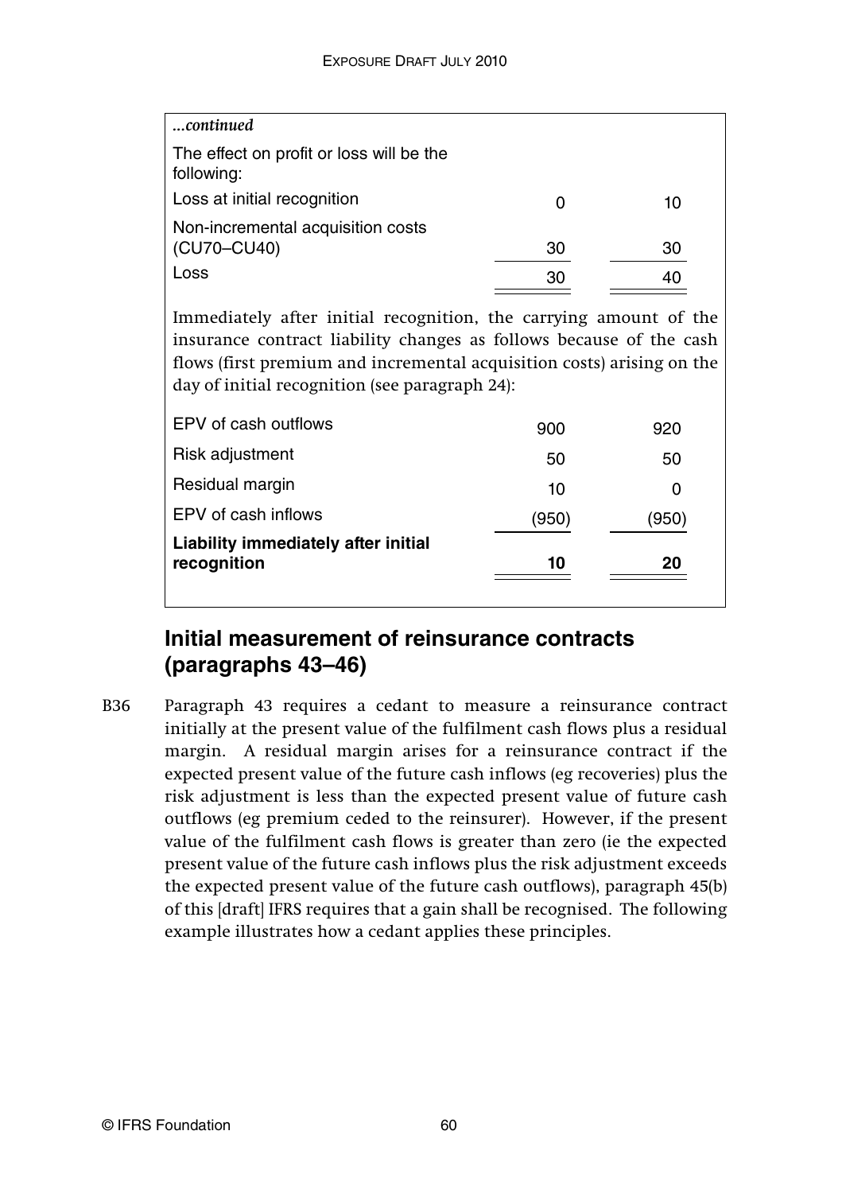*...continued*

| | | |
|---|---|---|
| The effect on profit or loss will be the following: | | |
| Loss at initial recognition | 0 | 10 |
| Non-incremental acquisition costs (CU70–CU40) | 30 | 30 |
| Loss | 30 | 40 |

Immediately after initial recognition, the carrying amount of the insurance contract liability changes as follows because of the cash flows (first premium and incremental acquisition costs) arising on the day of initial recognition (see paragraph 24):

| | | |
|---|---|---|
| EPV of cash outflows | 900 | 920 |
| Risk adjustment | 50 | 50 |
| Residual margin | 10 | 0 |
| EPV of cash inflows | (950) | (950) |
| **Liability immediately after initial recognition** | **10** | **20** |

## Initial measurement of reinsurance contracts (paragraphs 43–46)

B36 Paragraph 43 requires a cedant to measure a reinsurance contract initially at the present value of the fulfilment cash flows plus a residual margin. A residual margin arises for a reinsurance contract if the expected present value of the future cash inflows (eg recoveries) plus the risk adjustment is less than the expected present value of future cash outflows (eg premium ceded to the reinsurer). However, if the present value of the fulfilment cash flows is greater than zero (ie the expected present value of the future cash inflows plus the risk adjustment exceeds the expected present value of the future cash outflows), paragraph 45(b) of this [draft] IFRS requires that a gain shall be recognised. The following example illustrates how a cedant applies these principles.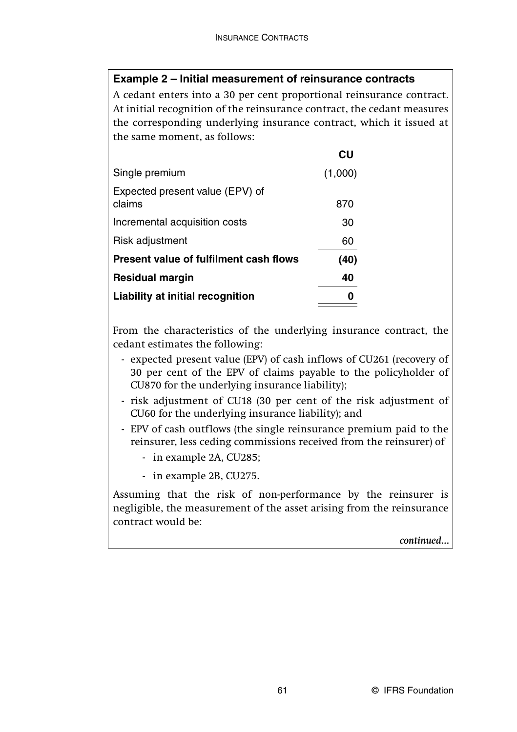**Example 2 – Initial measurement of reinsurance contracts**

A cedant enters into a 30 per cent proportional reinsurance contract. At initial recognition of the reinsurance contract, the cedant measures the corresponding underlying insurance contract, which it issued at the same moment, as follows:

| | CU |
|---|---|
| Single premium | (1,000) |
| Expected present value (EPV) of claims | 870 |
| Incremental acquisition costs | 30 |
| Risk adjustment | 60 |
| **Present value of fulfilment cash flows** | **(40)** |
| **Residual margin** | **40** |
| **Liability at initial recognition** | **0** |

From the characteristics of the underlying insurance contract, the cedant estimates the following:

- expected present value (EPV) of cash inflows of CU261 (recovery of 30 per cent of the EPV of claims payable to the policyholder of CU870 for the underlying insurance liability);
- risk adjustment of CU18 (30 per cent of the risk adjustment of CU60 for the underlying insurance liability); and
- EPV of cash outflows (the single reinsurance premium paid to the reinsurer, less ceding commissions received from the reinsurer) of
  - in example 2A, CU285;
  - in example 2B, CU275.

Assuming that the risk of non-performance by the reinsurer is negligible, the measurement of the asset arising from the reinsurance contract would be:

*continued...*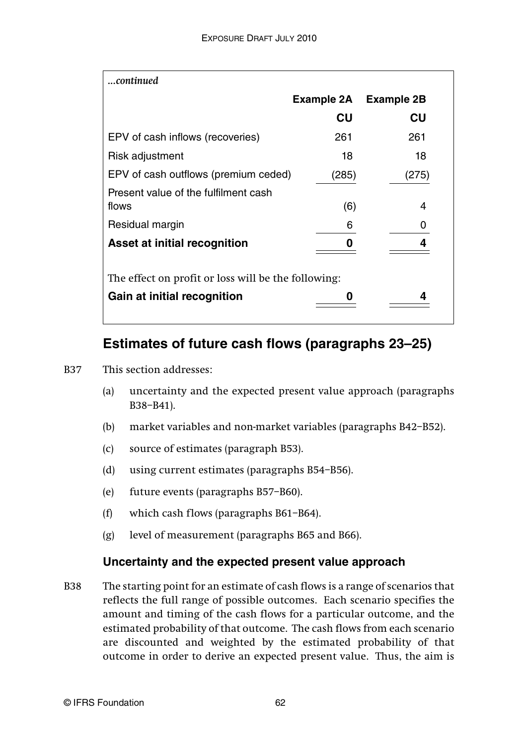*...continued*

| | Example 2A | Example 2B |
|---|---|---|
| | CU | CU |
| EPV of cash inflows (recoveries) | 261 | 261 |
| Risk adjustment | 18 | 18 |
| EPV of cash outflows (premium ceded) | (285) | (275) |
| Present value of the fulfilment cash flows | (6) | 4 |
| Residual margin | 6 | 0 |
| **Asset at initial recognition** | **0** | **4** |

The effect on profit or loss will be the following:

| | | |
|---|---|---|
| **Gain at initial recognition** | **0** | **4** |

## Estimates of future cash flows (paragraphs 23–25)

B37 This section addresses:

(a) uncertainty and the expected present value approach (paragraphs B38–B41).

(b) market variables and non-market variables (paragraphs B42–B52).

(c) source of estimates (paragraph B53).

(d) using current estimates (paragraphs B54–B56).

(e) future events (paragraphs B57–B60).

(f) which cash flows (paragraphs B61–B64).

(g) level of measurement (paragraphs B65 and B66).

### Uncertainty and the expected present value approach

B38 The starting point for an estimate of cash flows is a range of scenarios that reflects the full range of possible outcomes. Each scenario specifies the amount and timing of the cash flows for a particular outcome, and the estimated probability of that outcome. The cash flows from each scenario are discounted and weighted by the estimated probability of that outcome in order to derive an expected present value. Thus, the aim is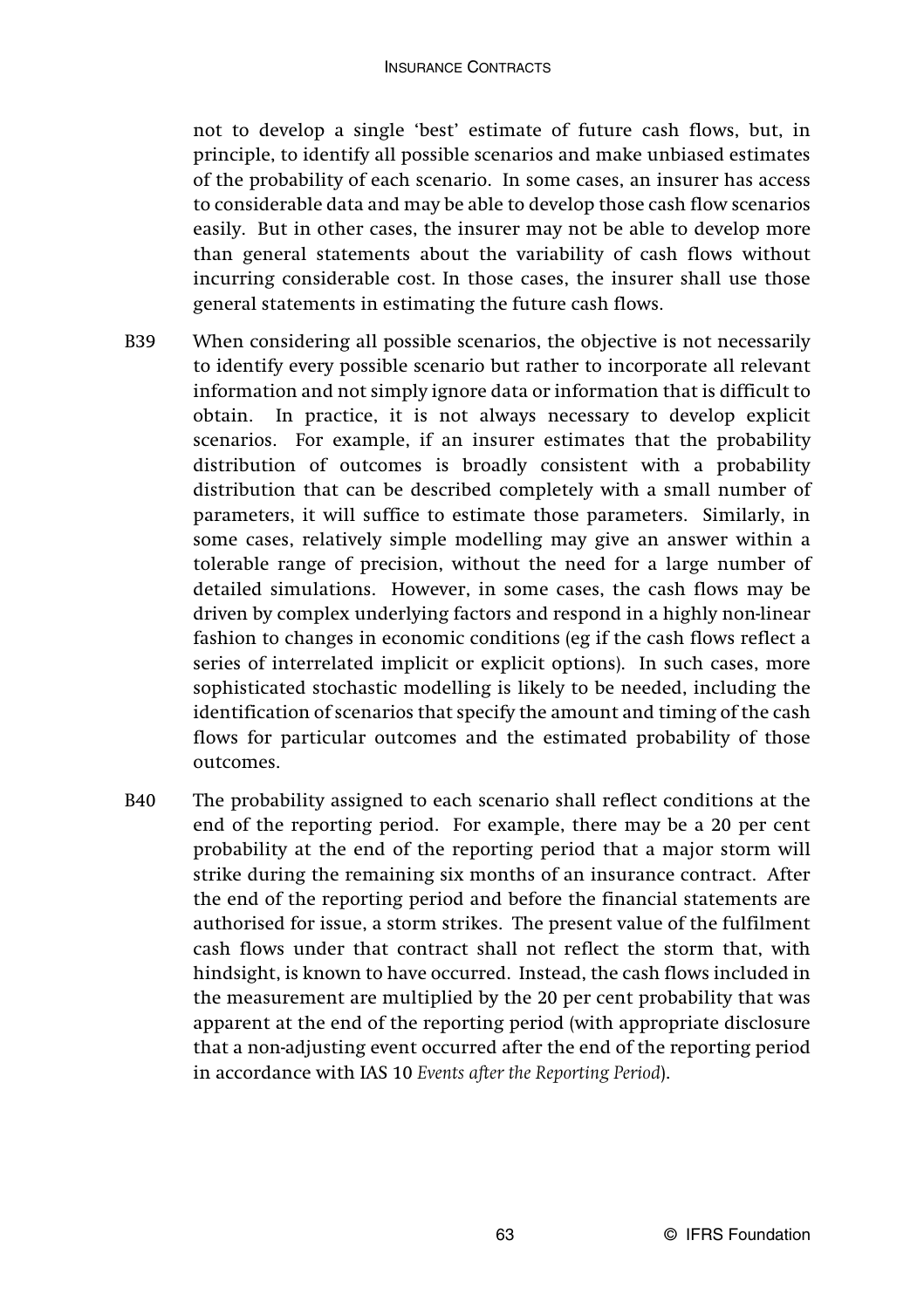not to develop a single 'best' estimate of future cash flows, but, in principle, to identify all possible scenarios and make unbiased estimates of the probability of each scenario. In some cases, an insurer has access to considerable data and may be able to develop those cash flow scenarios easily. But in other cases, the insurer may not be able to develop more than general statements about the variability of cash flows without incurring considerable cost. In those cases, the insurer shall use those general statements in estimating the future cash flows.

B39 When considering all possible scenarios, the objective is not necessarily to identify every possible scenario but rather to incorporate all relevant information and not simply ignore data or information that is difficult to obtain. In practice, it is not always necessary to develop explicit scenarios. For example, if an insurer estimates that the probability distribution of outcomes is broadly consistent with a probability distribution that can be described completely with a small number of parameters, it will suffice to estimate those parameters. Similarly, in some cases, relatively simple modelling may give an answer within a tolerable range of precision, without the need for a large number of detailed simulations. However, in some cases, the cash flows may be driven by complex underlying factors and respond in a highly non-linear fashion to changes in economic conditions (eg if the cash flows reflect a series of interrelated implicit or explicit options). In such cases, more sophisticated stochastic modelling is likely to be needed, including the identification of scenarios that specify the amount and timing of the cash flows for particular outcomes and the estimated probability of those outcomes.

B40 The probability assigned to each scenario shall reflect conditions at the end of the reporting period. For example, there may be a 20 per cent probability at the end of the reporting period that a major storm will strike during the remaining six months of an insurance contract. After the end of the reporting period and before the financial statements are authorised for issue, a storm strikes. The present value of the fulfilment cash flows under that contract shall not reflect the storm that, with hindsight, is known to have occurred. Instead, the cash flows included in the measurement are multiplied by the 20 per cent probability that was apparent at the end of the reporting period (with appropriate disclosure that a non-adjusting event occurred after the end of the reporting period in accordance with IAS 10 *Events after the Reporting Period*).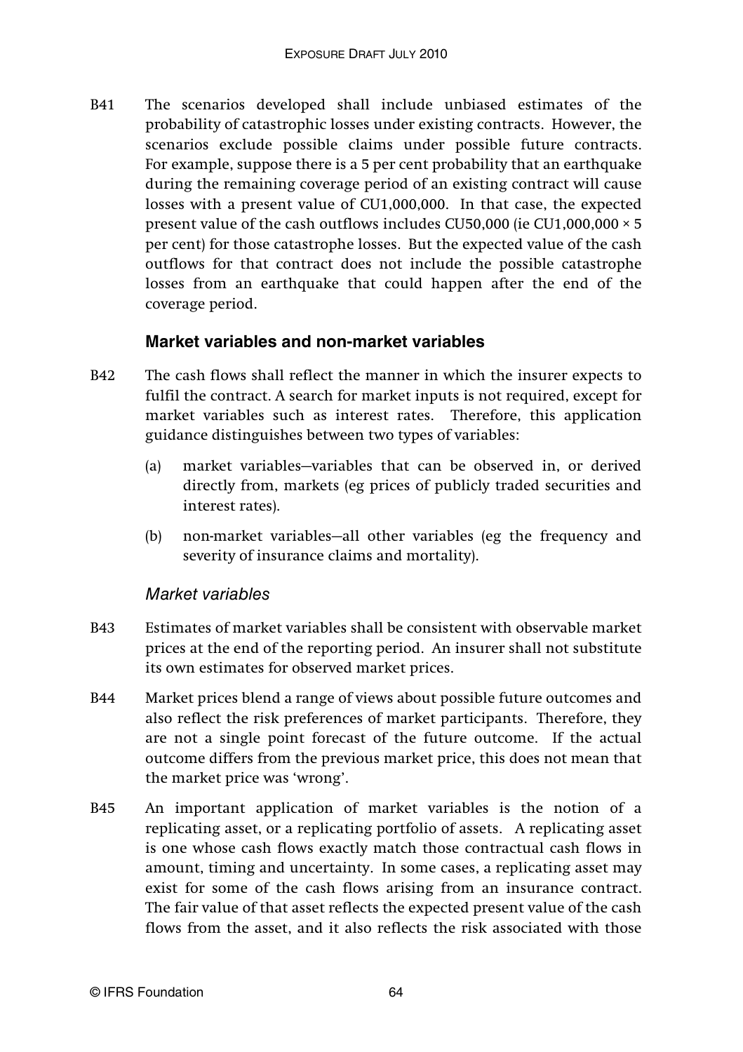B41 The scenarios developed shall include unbiased estimates of the probability of catastrophic losses under existing contracts. However, the scenarios exclude possible claims under possible future contracts. For example, suppose there is a 5 per cent probability that an earthquake during the remaining coverage period of an existing contract will cause losses with a present value of CU1,000,000. In that case, the expected present value of the cash outflows includes CU50,000 (ie CU1,000,000 × 5 per cent) for those catastrophe losses. But the expected value of the cash outflows for that contract does not include the possible catastrophe losses from an earthquake that could happen after the end of the coverage period.

### Market variables and non-market variables

B42 The cash flows shall reflect the manner in which the insurer expects to fulfil the contract. A search for market inputs is not required, except for market variables such as interest rates. Therefore, this application guidance distinguishes between two types of variables:

(a) market variables—variables that can be observed in, or derived directly from, markets (eg prices of publicly traded securities and interest rates).

(b) non-market variables—all other variables (eg the frequency and severity of insurance claims and mortality).

#### *Market variables*

B43 Estimates of market variables shall be consistent with observable market prices at the end of the reporting period. An insurer shall not substitute its own estimates for observed market prices.

B44 Market prices blend a range of views about possible future outcomes and also reflect the risk preferences of market participants. Therefore, they are not a single point forecast of the future outcome. If the actual outcome differs from the previous market price, this does not mean that the market price was 'wrong'.

B45 An important application of market variables is the notion of a replicating asset, or a replicating portfolio of assets. A replicating asset is one whose cash flows exactly match those contractual cash flows in amount, timing and uncertainty. In some cases, a replicating asset may exist for some of the cash flows arising from an insurance contract. The fair value of that asset reflects the expected present value of the cash flows from the asset, and it also reflects the risk associated with those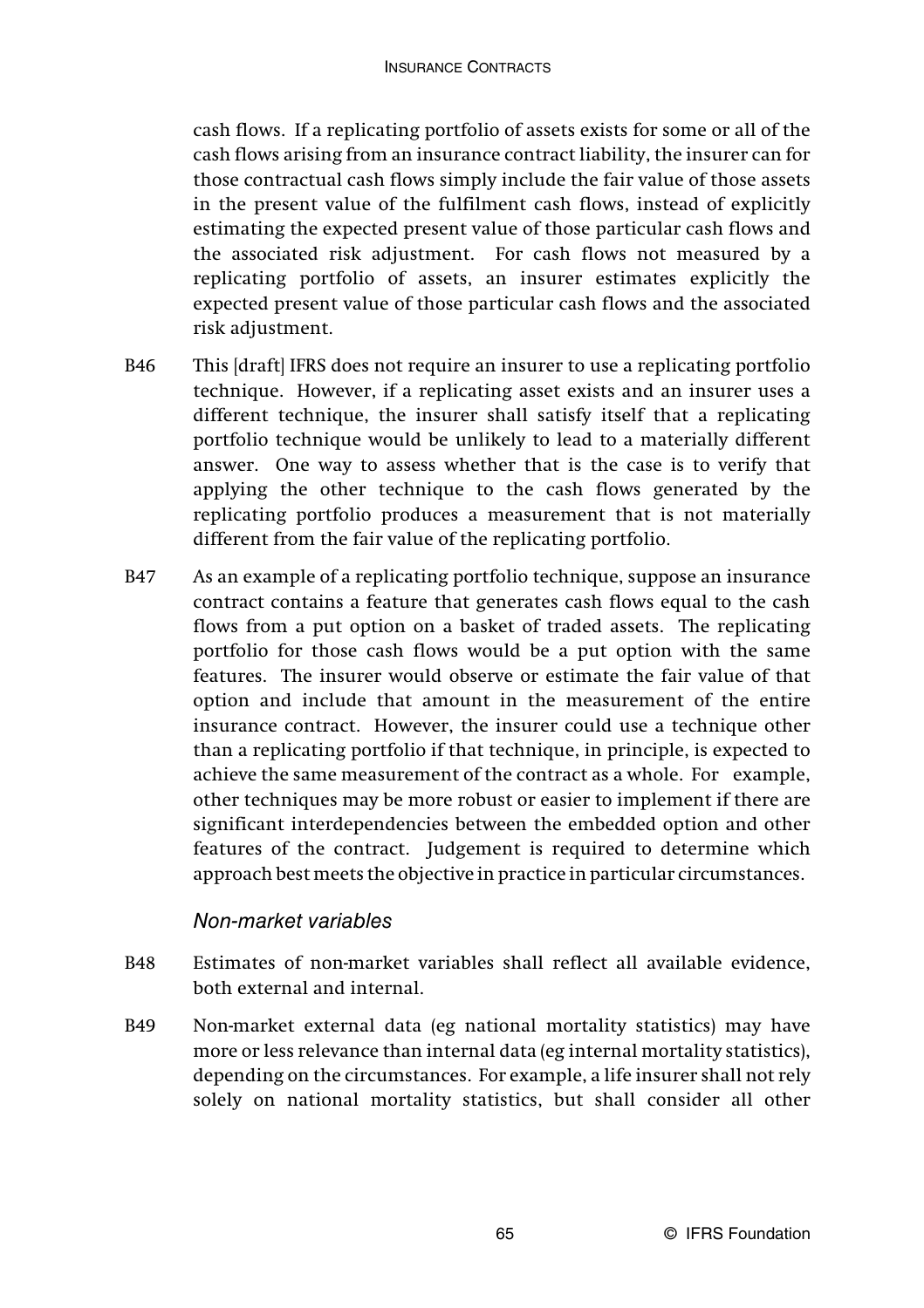cash flows. If a replicating portfolio of assets exists for some or all of the cash flows arising from an insurance contract liability, the insurer can for those contractual cash flows simply include the fair value of those assets in the present value of the fulfilment cash flows, instead of explicitly estimating the expected present value of those particular cash flows and the associated risk adjustment. For cash flows not measured by a replicating portfolio of assets, an insurer estimates explicitly the expected present value of those particular cash flows and the associated risk adjustment.

B46 This [draft] IFRS does not require an insurer to use a replicating portfolio technique. However, if a replicating asset exists and an insurer uses a different technique, the insurer shall satisfy itself that a replicating portfolio technique would be unlikely to lead to a materially different answer. One way to assess whether that is the case is to verify that applying the other technique to the cash flows generated by the replicating portfolio produces a measurement that is not materially different from the fair value of the replicating portfolio.

B47 As an example of a replicating portfolio technique, suppose an insurance contract contains a feature that generates cash flows equal to the cash flows from a put option on a basket of traded assets. The replicating portfolio for those cash flows would be a put option with the same features. The insurer would observe or estimate the fair value of that option and include that amount in the measurement of the entire insurance contract. However, the insurer could use a technique other than a replicating portfolio if that technique, in principle, is expected to achieve the same measurement of the contract as a whole. For example, other techniques may be more robust or easier to implement if there are significant interdependencies between the embedded option and other features of the contract. Judgement is required to determine which approach best meets the objective in practice in particular circumstances.

### *Non-market variables*

B48 Estimates of non-market variables shall reflect all available evidence, both external and internal.

B49 Non-market external data (eg national mortality statistics) may have more or less relevance than internal data (eg internal mortality statistics), depending on the circumstances. For example, a life insurer shall not rely solely on national mortality statistics, but shall consider all other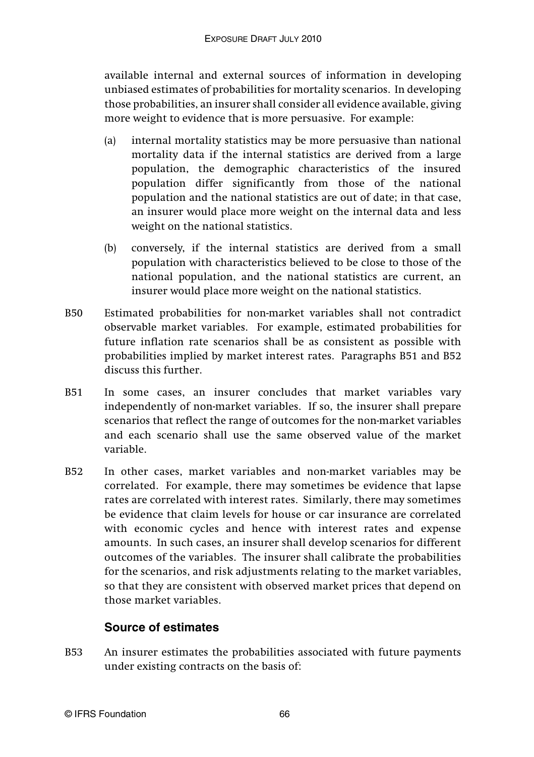available internal and external sources of information in developing unbiased estimates of probabilities for mortality scenarios. In developing those probabilities, an insurer shall consider all evidence available, giving more weight to evidence that is more persuasive. For example:

(a) internal mortality statistics may be more persuasive than national mortality data if the internal statistics are derived from a large population, the demographic characteristics of the insured population differ significantly from those of the national population and the national statistics are out of date; in that case, an insurer would place more weight on the internal data and less weight on the national statistics.

(b) conversely, if the internal statistics are derived from a small population with characteristics believed to be close to those of the national population, and the national statistics are current, an insurer would place more weight on the national statistics.

B50 Estimated probabilities for non-market variables shall not contradict observable market variables. For example, estimated probabilities for future inflation rate scenarios shall be as consistent as possible with probabilities implied by market interest rates. Paragraphs B51 and B52 discuss this further.

B51 In some cases, an insurer concludes that market variables vary independently of non-market variables. If so, the insurer shall prepare scenarios that reflect the range of outcomes for the non-market variables and each scenario shall use the same observed value of the market variable.

B52 In other cases, market variables and non-market variables may be correlated. For example, there may sometimes be evidence that lapse rates are correlated with interest rates. Similarly, there may sometimes be evidence that claim levels for house or car insurance are correlated with economic cycles and hence with interest rates and expense amounts. In such cases, an insurer shall develop scenarios for different outcomes of the variables. The insurer shall calibrate the probabilities for the scenarios, and risk adjustments relating to the market variables, so that they are consistent with observed market prices that depend on those market variables.

### Source of estimates

B53 An insurer estimates the probabilities associated with future payments under existing contracts on the basis of: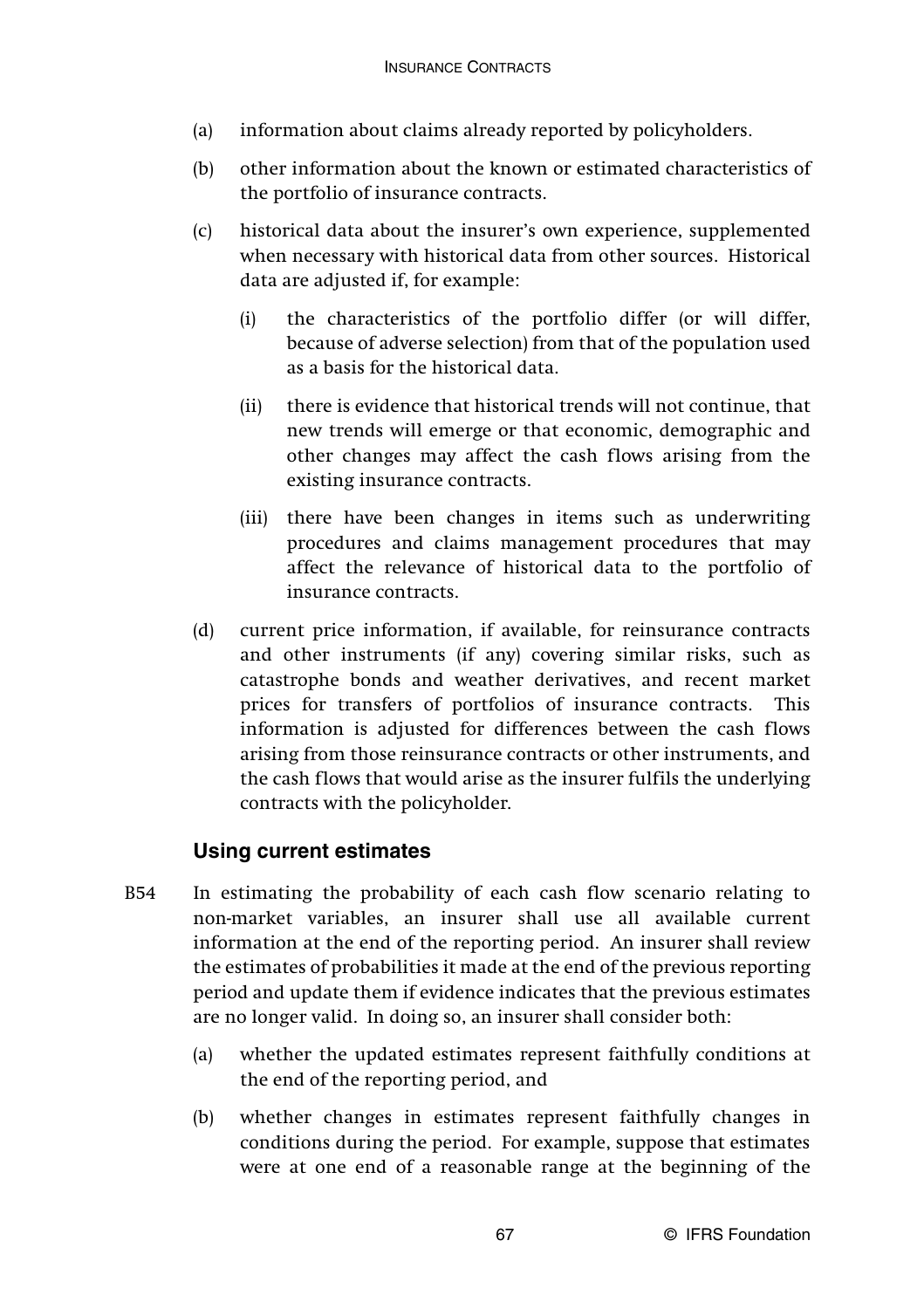(a) information about claims already reported by policyholders.

(b) other information about the known or estimated characteristics of the portfolio of insurance contracts.

(c) historical data about the insurer's own experience, supplemented when necessary with historical data from other sources. Historical data are adjusted if, for example:

   (i) the characteristics of the portfolio differ (or will differ, because of adverse selection) from that of the population used as a basis for the historical data.

   (ii) there is evidence that historical trends will not continue, that new trends will emerge or that economic, demographic and other changes may affect the cash flows arising from the existing insurance contracts.

   (iii) there have been changes in items such as underwriting procedures and claims management procedures that may affect the relevance of historical data to the portfolio of insurance contracts.

(d) current price information, if available, for reinsurance contracts and other instruments (if any) covering similar risks, such as catastrophe bonds and weather derivatives, and recent market prices for transfers of portfolios of insurance contracts. This information is adjusted for differences between the cash flows arising from those reinsurance contracts or other instruments, and the cash flows that would arise as the insurer fulfils the underlying contracts with the policyholder.

### Using current estimates

B54 In estimating the probability of each cash flow scenario relating to non-market variables, an insurer shall use all available current information at the end of the reporting period. An insurer shall review the estimates of probabilities it made at the end of the previous reporting period and update them if evidence indicates that the previous estimates are no longer valid. In doing so, an insurer shall consider both:

(a) whether the updated estimates represent faithfully conditions at the end of the reporting period, and

(b) whether changes in estimates represent faithfully changes in conditions during the period. For example, suppose that estimates were at one end of a reasonable range at the beginning of the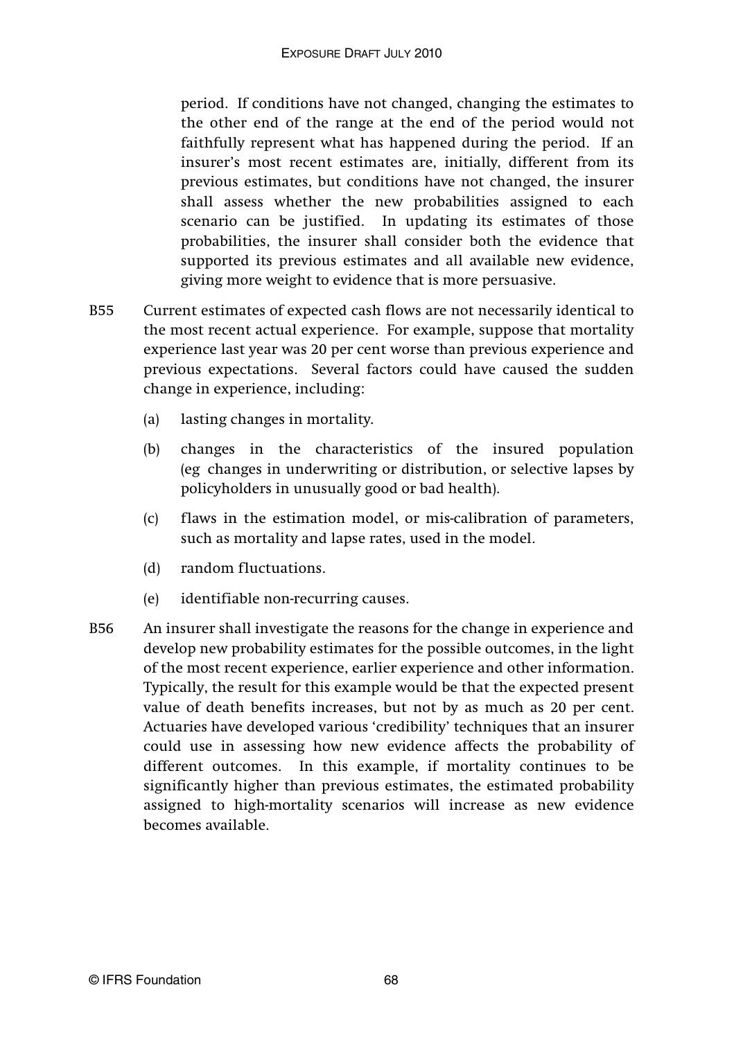period. If conditions have not changed, changing the estimates to the other end of the range at the end of the period would not faithfully represent what has happened during the period. If an insurer's most recent estimates are, initially, different from its previous estimates, but conditions have not changed, the insurer shall assess whether the new probabilities assigned to each scenario can be justified. In updating its estimates of those probabilities, the insurer shall consider both the evidence that supported its previous estimates and all available new evidence, giving more weight to evidence that is more persuasive.

B55 Current estimates of expected cash flows are not necessarily identical to the most recent actual experience. For example, suppose that mortality experience last year was 20 per cent worse than previous experience and previous expectations. Several factors could have caused the sudden change in experience, including:

(a) lasting changes in mortality.

(b) changes in the characteristics of the insured population (eg changes in underwriting or distribution, or selective lapses by policyholders in unusually good or bad health).

(c) flaws in the estimation model, or mis-calibration of parameters, such as mortality and lapse rates, used in the model.

(d) random fluctuations.

(e) identifiable non-recurring causes.

B56 An insurer shall investigate the reasons for the change in experience and develop new probability estimates for the possible outcomes, in the light of the most recent experience, earlier experience and other information. Typically, the result for this example would be that the expected present value of death benefits increases, but not by as much as 20 per cent. Actuaries have developed various 'credibility' techniques that an insurer could use in assessing how new evidence affects the probability of different outcomes. In this example, if mortality continues to be significantly higher than previous estimates, the estimated probability assigned to high-mortality scenarios will increase as new evidence becomes available.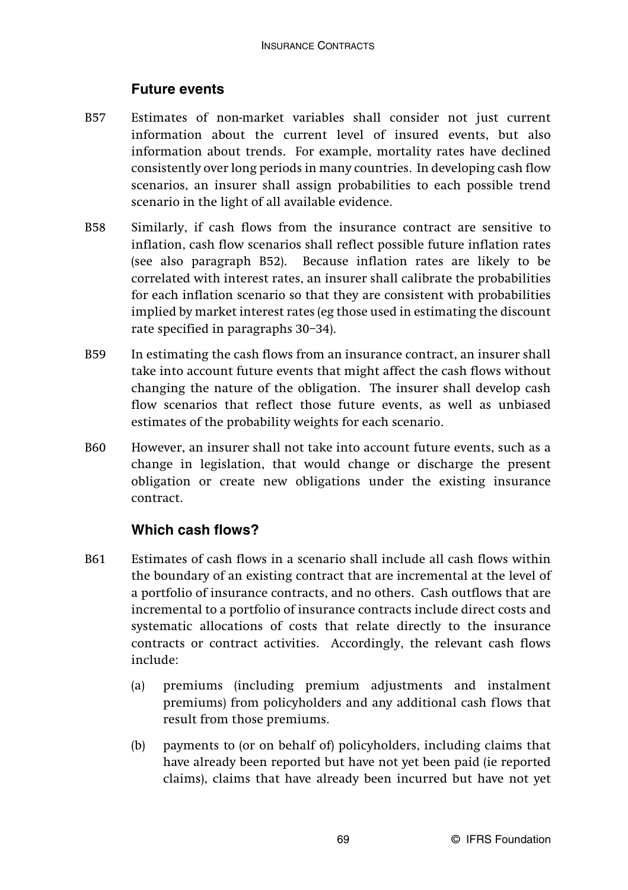### Future events

B57 Estimates of non-market variables shall consider not just current information about the current level of insured events, but also information about trends. For example, mortality rates have declined consistently over long periods in many countries. In developing cash flow scenarios, an insurer shall assign probabilities to each possible trend scenario in the light of all available evidence.

B58 Similarly, if cash flows from the insurance contract are sensitive to inflation, cash flow scenarios shall reflect possible future inflation rates (see also paragraph B52). Because inflation rates are likely to be correlated with interest rates, an insurer shall calibrate the probabilities for each inflation scenario so that they are consistent with probabilities implied by market interest rates (eg those used in estimating the discount rate specified in paragraphs 30–34).

B59 In estimating the cash flows from an insurance contract, an insurer shall take into account future events that might affect the cash flows without changing the nature of the obligation. The insurer shall develop cash flow scenarios that reflect those future events, as well as unbiased estimates of the probability weights for each scenario.

B60 However, an insurer shall not take into account future events, such as a change in legislation, that would change or discharge the present obligation or create new obligations under the existing insurance contract.

### Which cash flows?

B61 Estimates of cash flows in a scenario shall include all cash flows within the boundary of an existing contract that are incremental at the level of a portfolio of insurance contracts, and no others. Cash outflows that are incremental to a portfolio of insurance contracts include direct costs and systematic allocations of costs that relate directly to the insurance contracts or contract activities. Accordingly, the relevant cash flows include:

(a) premiums (including premium adjustments and instalment premiums) from policyholders and any additional cash flows that result from those premiums.

(b) payments to (or on behalf of) policyholders, including claims that have already been reported but have not yet been paid (ie reported claims), claims that have already been incurred but have not yet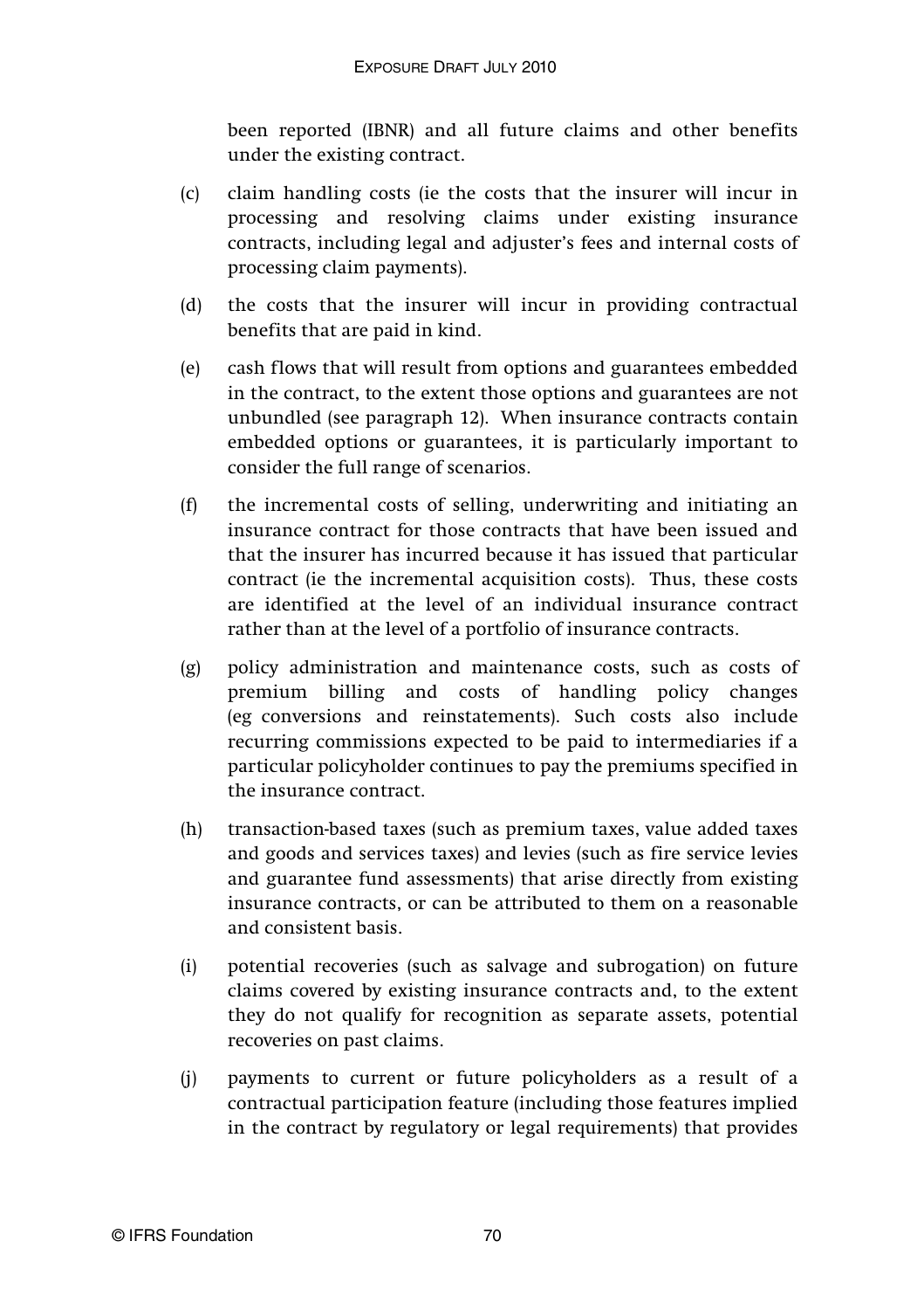been reported (IBNR) and all future claims and other benefits under the existing contract.

(c) claim handling costs (ie the costs that the insurer will incur in processing and resolving claims under existing insurance contracts, including legal and adjuster's fees and internal costs of processing claim payments).

(d) the costs that the insurer will incur in providing contractual benefits that are paid in kind.

(e) cash flows that will result from options and guarantees embedded in the contract, to the extent those options and guarantees are not unbundled (see paragraph 12). When insurance contracts contain embedded options or guarantees, it is particularly important to consider the full range of scenarios.

(f) the incremental costs of selling, underwriting and initiating an insurance contract for those contracts that have been issued and that the insurer has incurred because it has issued that particular contract (ie the incremental acquisition costs). Thus, these costs are identified at the level of an individual insurance contract rather than at the level of a portfolio of insurance contracts.

(g) policy administration and maintenance costs, such as costs of premium billing and costs of handling policy changes (eg conversions and reinstatements). Such costs also include recurring commissions expected to be paid to intermediaries if a particular policyholder continues to pay the premiums specified in the insurance contract.

(h) transaction-based taxes (such as premium taxes, value added taxes and goods and services taxes) and levies (such as fire service levies and guarantee fund assessments) that arise directly from existing insurance contracts, or can be attributed to them on a reasonable and consistent basis.

(i) potential recoveries (such as salvage and subrogation) on future claims covered by existing insurance contracts and, to the extent they do not qualify for recognition as separate assets, potential recoveries on past claims.

(j) payments to current or future policyholders as a result of a contractual participation feature (including those features implied in the contract by regulatory or legal requirements) that provides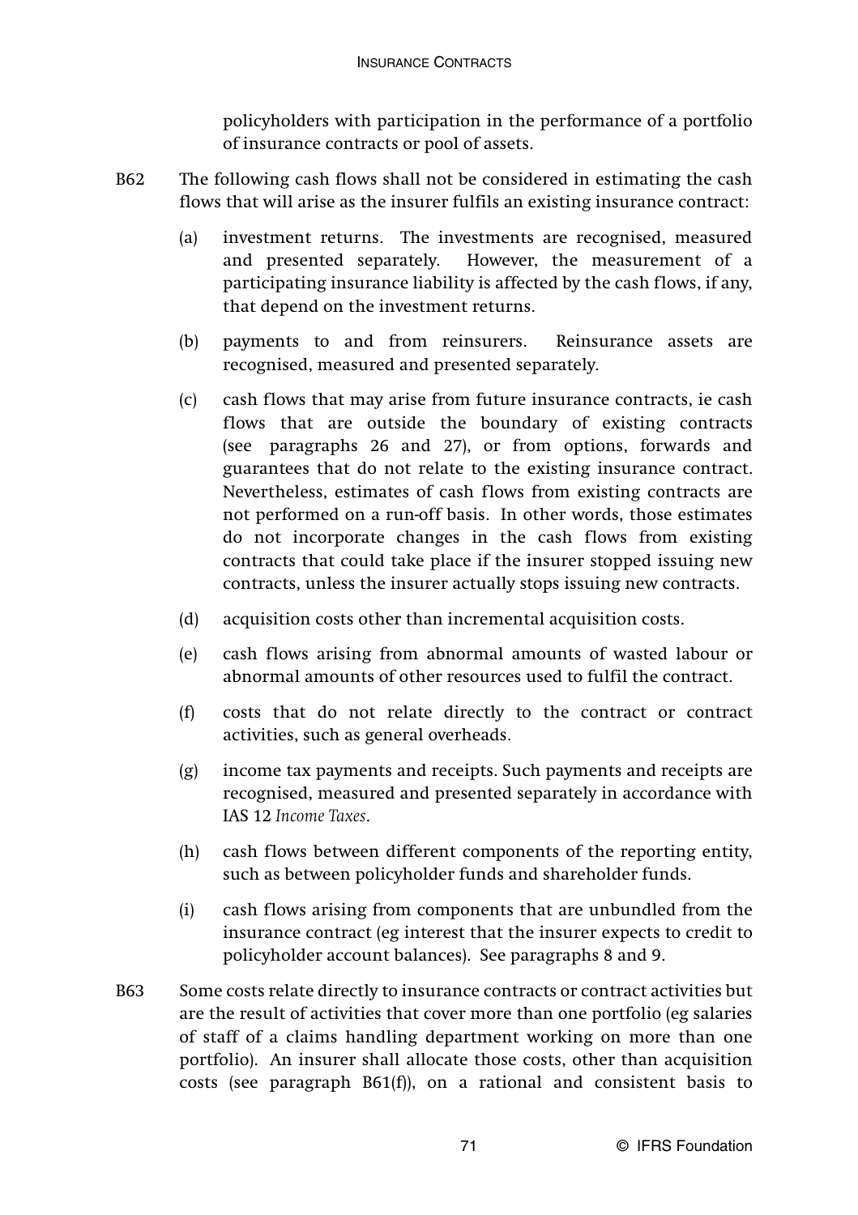policyholders with participation in the performance of a portfolio of insurance contracts or pool of assets.

B62 The following cash flows shall not be considered in estimating the cash flows that will arise as the insurer fulfils an existing insurance contract:

(a) investment returns. The investments are recognised, measured and presented separately. However, the measurement of a participating insurance liability is affected by the cash flows, if any, that depend on the investment returns.

(b) payments to and from reinsurers. Reinsurance assets are recognised, measured and presented separately.

(c) cash flows that may arise from future insurance contracts, ie cash flows that are outside the boundary of existing contracts (see paragraphs 26 and 27), or from options, forwards and guarantees that do not relate to the existing insurance contract. Nevertheless, estimates of cash flows from existing contracts are not performed on a run-off basis. In other words, those estimates do not incorporate changes in the cash flows from existing contracts that could take place if the insurer stopped issuing new contracts, unless the insurer actually stops issuing new contracts.

(d) acquisition costs other than incremental acquisition costs.

(e) cash flows arising from abnormal amounts of wasted labour or abnormal amounts of other resources used to fulfil the contract.

(f) costs that do not relate directly to the contract or contract activities, such as general overheads.

(g) income tax payments and receipts. Such payments and receipts are recognised, measured and presented separately in accordance with IAS 12 *Income Taxes*.

(h) cash flows between different components of the reporting entity, such as between policyholder funds and shareholder funds.

(i) cash flows arising from components that are unbundled from the insurance contract (eg interest that the insurer expects to credit to policyholder account balances). See paragraphs 8 and 9.

B63 Some costs relate directly to insurance contracts or contract activities but are the result of activities that cover more than one portfolio (eg salaries of staff of a claims handling department working on more than one portfolio). An insurer shall allocate those costs, other than acquisition costs (see paragraph B61(f)), on a rational and consistent basis to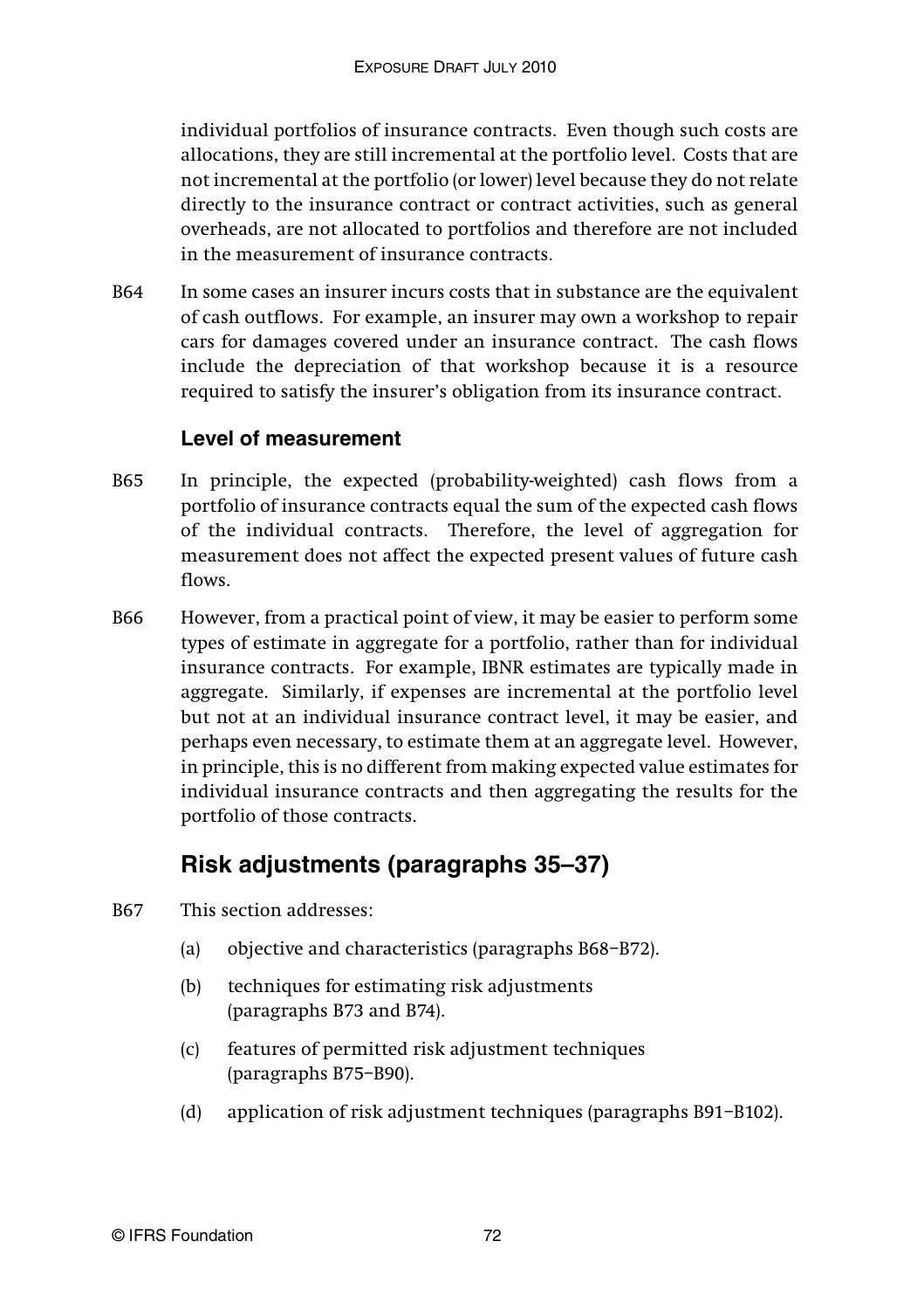individual portfolios of insurance contracts. Even though such costs are allocations, they are still incremental at the portfolio level. Costs that are not incremental at the portfolio (or lower) level because they do not relate directly to the insurance contract or contract activities, such as general overheads, are not allocated to portfolios and therefore are not included in the measurement of insurance contracts.

B64 In some cases an insurer incurs costs that in substance are the equivalent of cash outflows. For example, an insurer may own a workshop to repair cars for damages covered under an insurance contract. The cash flows include the depreciation of that workshop because it is a resource required to satisfy the insurer's obligation from its insurance contract.

### Level of measurement

B65 In principle, the expected (probability-weighted) cash flows from a portfolio of insurance contracts equal the sum of the expected cash flows of the individual contracts. Therefore, the level of aggregation for measurement does not affect the expected present values of future cash flows.

B66 However, from a practical point of view, it may be easier to perform some types of estimate in aggregate for a portfolio, rather than for individual insurance contracts. For example, IBNR estimates are typically made in aggregate. Similarly, if expenses are incremental at the portfolio level but not at an individual insurance contract level, it may be easier, and perhaps even necessary, to estimate them at an aggregate level. However, in principle, this is no different from making expected value estimates for individual insurance contracts and then aggregating the results for the portfolio of those contracts.

## Risk adjustments (paragraphs 35–37)

B67 This section addresses:

(a) objective and characteristics (paragraphs B68–B72).

(b) techniques for estimating risk adjustments (paragraphs B73 and B74).

(c) features of permitted risk adjustment techniques (paragraphs B75–B90).

(d) application of risk adjustment techniques (paragraphs B91–B102).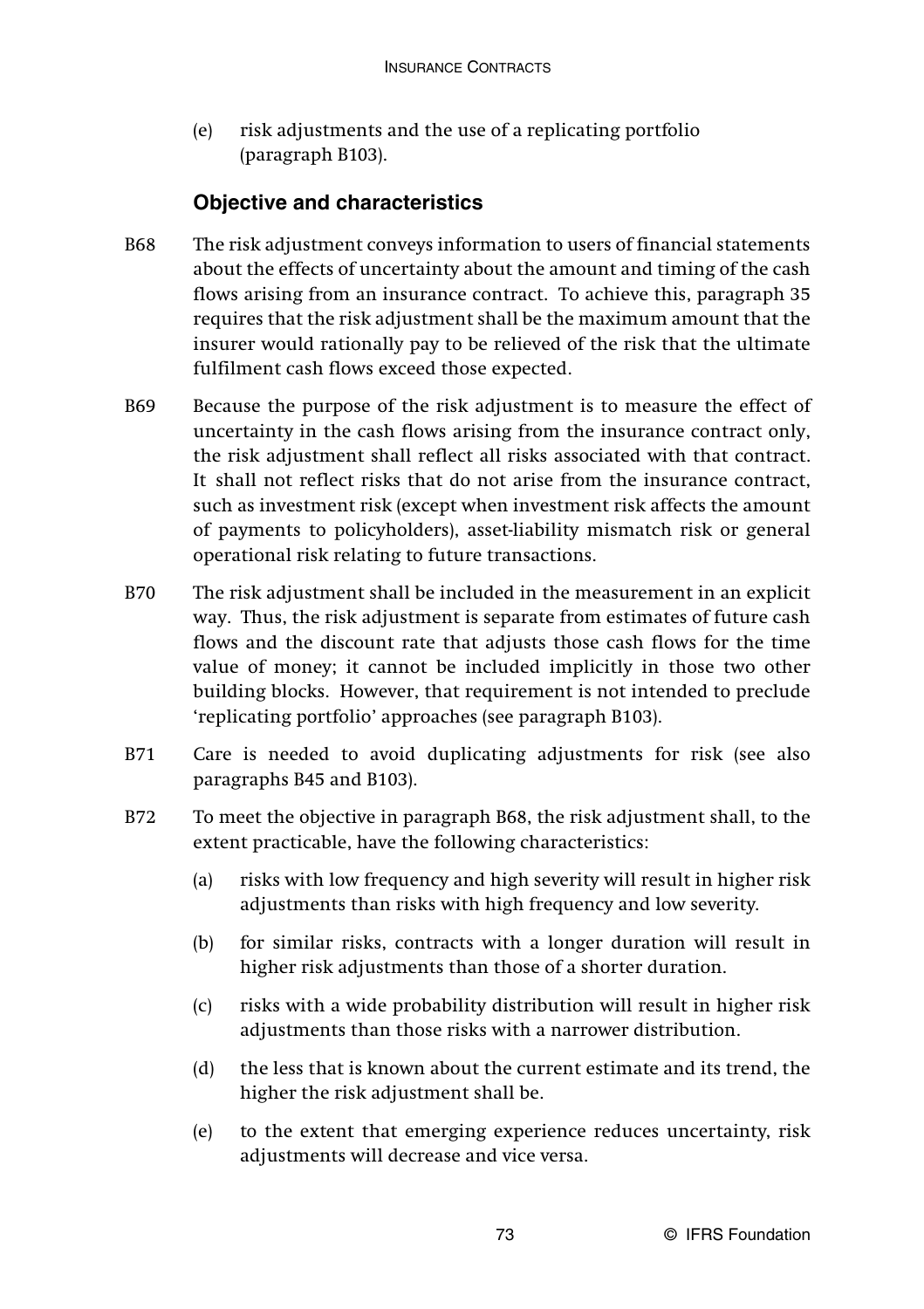(e) risk adjustments and the use of a replicating portfolio (paragraph B103).

### Objective and characteristics

B68 The risk adjustment conveys information to users of financial statements about the effects of uncertainty about the amount and timing of the cash flows arising from an insurance contract. To achieve this, paragraph 35 requires that the risk adjustment shall be the maximum amount that the insurer would rationally pay to be relieved of the risk that the ultimate fulfilment cash flows exceed those expected.

B69 Because the purpose of the risk adjustment is to measure the effect of uncertainty in the cash flows arising from the insurance contract only, the risk adjustment shall reflect all risks associated with that contract. It shall not reflect risks that do not arise from the insurance contract, such as investment risk (except when investment risk affects the amount of payments to policyholders), asset-liability mismatch risk or general operational risk relating to future transactions.

B70 The risk adjustment shall be included in the measurement in an explicit way. Thus, the risk adjustment is separate from estimates of future cash flows and the discount rate that adjusts those cash flows for the time value of money; it cannot be included implicitly in those two other building blocks. However, that requirement is not intended to preclude 'replicating portfolio' approaches (see paragraph B103).

B71 Care is needed to avoid duplicating adjustments for risk (see also paragraphs B45 and B103).

B72 To meet the objective in paragraph B68, the risk adjustment shall, to the extent practicable, have the following characteristics:

(a) risks with low frequency and high severity will result in higher risk adjustments than risks with high frequency and low severity.

(b) for similar risks, contracts with a longer duration will result in higher risk adjustments than those of a shorter duration.

(c) risks with a wide probability distribution will result in higher risk adjustments than those risks with a narrower distribution.

(d) the less that is known about the current estimate and its trend, the higher the risk adjustment shall be.

(e) to the extent that emerging experience reduces uncertainty, risk adjustments will decrease and vice versa.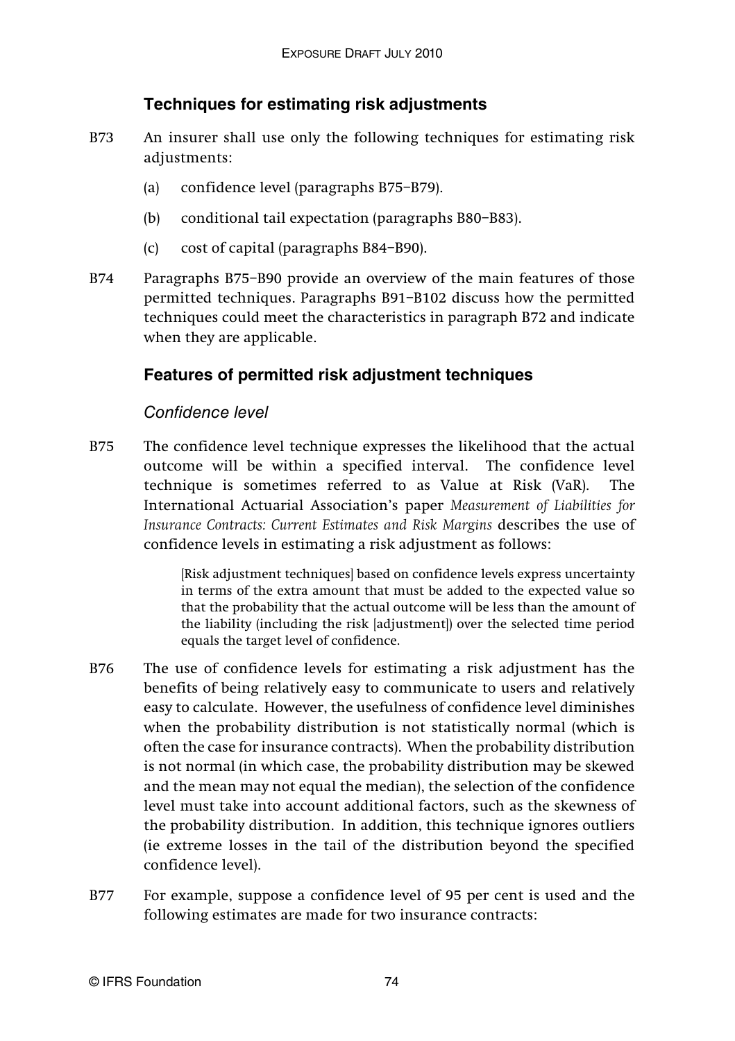### Techniques for estimating risk adjustments

B73 An insurer shall use only the following techniques for estimating risk adjustments:

(a) confidence level (paragraphs B75–B79).

(b) conditional tail expectation (paragraphs B80–B83).

(c) cost of capital (paragraphs B84–B90).

B74 Paragraphs B75–B90 provide an overview of the main features of those permitted techniques. Paragraphs B91–B102 discuss how the permitted techniques could meet the characteristics in paragraph B72 and indicate when they are applicable.

### Features of permitted risk adjustment techniques

#### *Confidence level*

B75 The confidence level technique expresses the likelihood that the actual outcome will be within a specified interval. The confidence level technique is sometimes referred to as Value at Risk (VaR). The International Actuarial Association's paper *Measurement of Liabilities for Insurance Contracts: Current Estimates and Risk Margins* describes the use of confidence levels in estimating a risk adjustment as follows:

> [Risk adjustment techniques] based on confidence levels express uncertainty in terms of the extra amount that must be added to the expected value so that the probability that the actual outcome will be less than the amount of the liability (including the risk [adjustment]) over the selected time period equals the target level of confidence.

B76 The use of confidence levels for estimating a risk adjustment has the benefits of being relatively easy to communicate to users and relatively easy to calculate. However, the usefulness of confidence level diminishes when the probability distribution is not statistically normal (which is often the case for insurance contracts). When the probability distribution is not normal (in which case, the probability distribution may be skewed and the mean may not equal the median), the selection of the confidence level must take into account additional factors, such as the skewness of the probability distribution. In addition, this technique ignores outliers (ie extreme losses in the tail of the distribution beyond the specified confidence level).

B77 For example, suppose a confidence level of 95 per cent is used and the following estimates are made for two insurance contracts: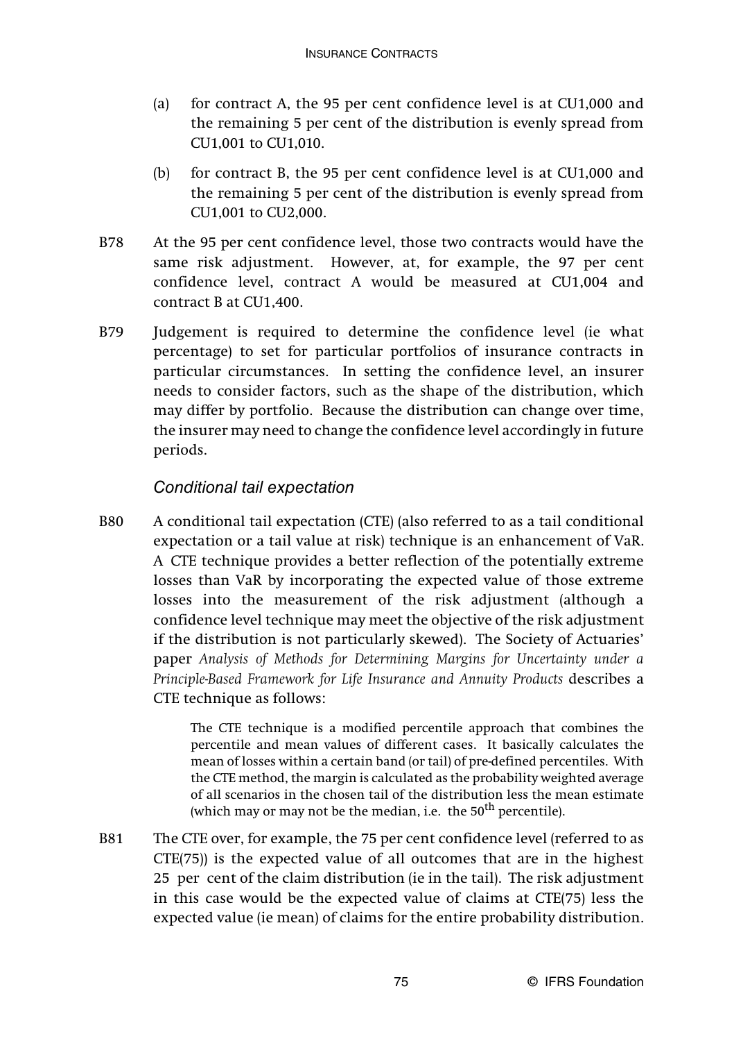(a) for contract A, the 95 per cent confidence level is at CU1,000 and the remaining 5 per cent of the distribution is evenly spread from CU1,001 to CU1,010.

(b) for contract B, the 95 per cent confidence level is at CU1,000 and the remaining 5 per cent of the distribution is evenly spread from CU1,001 to CU2,000.

B78 At the 95 per cent confidence level, those two contracts would have the same risk adjustment. However, at, for example, the 97 per cent confidence level, contract A would be measured at CU1,004 and contract B at CU1,400.

B79 Judgement is required to determine the confidence level (ie what percentage) to set for particular portfolios of insurance contracts in particular circumstances. In setting the confidence level, an insurer needs to consider factors, such as the shape of the distribution, which may differ by portfolio. Because the distribution can change over time, the insurer may need to change the confidence level accordingly in future periods.

### *Conditional tail expectation*

B80 A conditional tail expectation (CTE) (also referred to as a tail conditional expectation or a tail value at risk) technique is an enhancement of VaR. A CTE technique provides a better reflection of the potentially extreme losses than VaR by incorporating the expected value of those extreme losses into the measurement of the risk adjustment (although a confidence level technique may meet the objective of the risk adjustment if the distribution is not particularly skewed). The Society of Actuaries' paper *Analysis of Methods for Determining Margins for Uncertainty under a Principle-Based Framework for Life Insurance and Annuity Products* describes a CTE technique as follows:

> The CTE technique is a modified percentile approach that combines the percentile and mean values of different cases. It basically calculates the mean of losses within a certain band (or tail) of pre-defined percentiles. With the CTE method, the margin is calculated as the probability weighted average of all scenarios in the chosen tail of the distribution less the mean estimate (which may or may not be the median, i.e. the 50th percentile).

B81 The CTE over, for example, the 75 per cent confidence level (referred to as CTE(75)) is the expected value of all outcomes that are in the highest 25 per cent of the claim distribution (ie in the tail). The risk adjustment in this case would be the expected value of claims at CTE(75) less the expected value (ie mean) of claims for the entire probability distribution.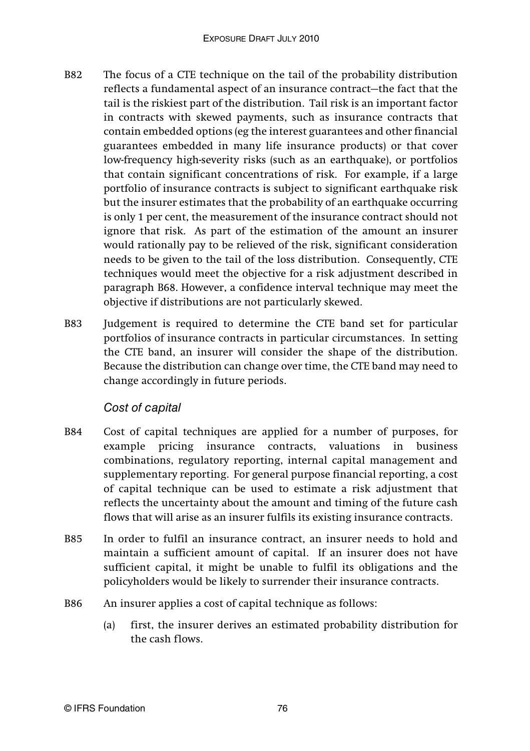B82 The focus of a CTE technique on the tail of the probability distribution reflects a fundamental aspect of an insurance contract—the fact that the tail is the riskiest part of the distribution. Tail risk is an important factor in contracts with skewed payments, such as insurance contracts that contain embedded options (eg the interest guarantees and other financial guarantees embedded in many life insurance products) or that cover low-frequency high-severity risks (such as an earthquake), or portfolios that contain significant concentrations of risk. For example, if a large portfolio of insurance contracts is subject to significant earthquake risk but the insurer estimates that the probability of an earthquake occurring is only 1 per cent, the measurement of the insurance contract should not ignore that risk. As part of the estimation of the amount an insurer would rationally pay to be relieved of the risk, significant consideration needs to be given to the tail of the loss distribution. Consequently, CTE techniques would meet the objective for a risk adjustment described in paragraph B68. However, a confidence interval technique may meet the objective if distributions are not particularly skewed.

B83 Judgement is required to determine the CTE band set for particular portfolios of insurance contracts in particular circumstances. In setting the CTE band, an insurer will consider the shape of the distribution. Because the distribution can change over time, the CTE band may need to change accordingly in future periods.

### *Cost of capital*

B84 Cost of capital techniques are applied for a number of purposes, for example pricing insurance contracts, valuations in business combinations, regulatory reporting, internal capital management and supplementary reporting. For general purpose financial reporting, a cost of capital technique can be used to estimate a risk adjustment that reflects the uncertainty about the amount and timing of the future cash flows that will arise as an insurer fulfils its existing insurance contracts.

B85 In order to fulfil an insurance contract, an insurer needs to hold and maintain a sufficient amount of capital. If an insurer does not have sufficient capital, it might be unable to fulfil its obligations and the policyholders would be likely to surrender their insurance contracts.

B86 An insurer applies a cost of capital technique as follows:

(a) first, the insurer derives an estimated probability distribution for the cash flows.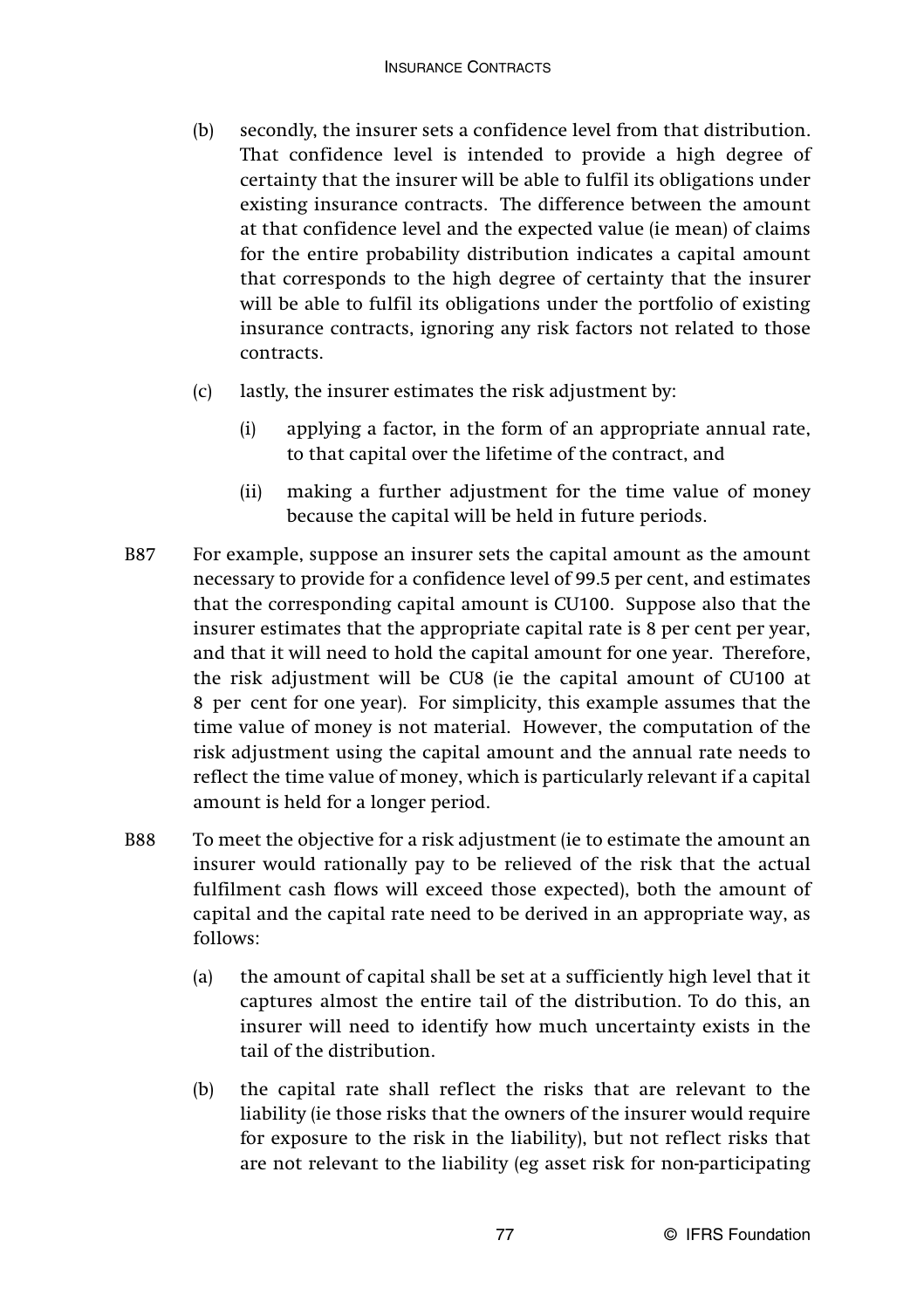(b) secondly, the insurer sets a confidence level from that distribution. That confidence level is intended to provide a high degree of certainty that the insurer will be able to fulfil its obligations under existing insurance contracts. The difference between the amount at that confidence level and the expected value (ie mean) of claims for the entire probability distribution indicates a capital amount that corresponds to the high degree of certainty that the insurer will be able to fulfil its obligations under the portfolio of existing insurance contracts, ignoring any risk factors not related to those contracts.

(c) lastly, the insurer estimates the risk adjustment by:

(i) applying a factor, in the form of an appropriate annual rate, to that capital over the lifetime of the contract, and

(ii) making a further adjustment for the time value of money because the capital will be held in future periods.

B87 For example, suppose an insurer sets the capital amount as the amount necessary to provide for a confidence level of 99.5 per cent, and estimates that the corresponding capital amount is CU100. Suppose also that the insurer estimates that the appropriate capital rate is 8 per cent per year, and that it will need to hold the capital amount for one year. Therefore, the risk adjustment will be CU8 (ie the capital amount of CU100 at 8 per cent for one year). For simplicity, this example assumes that the time value of money is not material. However, the computation of the risk adjustment using the capital amount and the annual rate needs to reflect the time value of money, which is particularly relevant if a capital amount is held for a longer period.

B88 To meet the objective for a risk adjustment (ie to estimate the amount an insurer would rationally pay to be relieved of the risk that the actual fulfilment cash flows will exceed those expected), both the amount of capital and the capital rate need to be derived in an appropriate way, as follows:

(a) the amount of capital shall be set at a sufficiently high level that it captures almost the entire tail of the distribution. To do this, an insurer will need to identify how much uncertainty exists in the tail of the distribution.

(b) the capital rate shall reflect the risks that are relevant to the liability (ie those risks that the owners of the insurer would require for exposure to the risk in the liability), but not reflect risks that are not relevant to the liability (eg asset risk for non-participating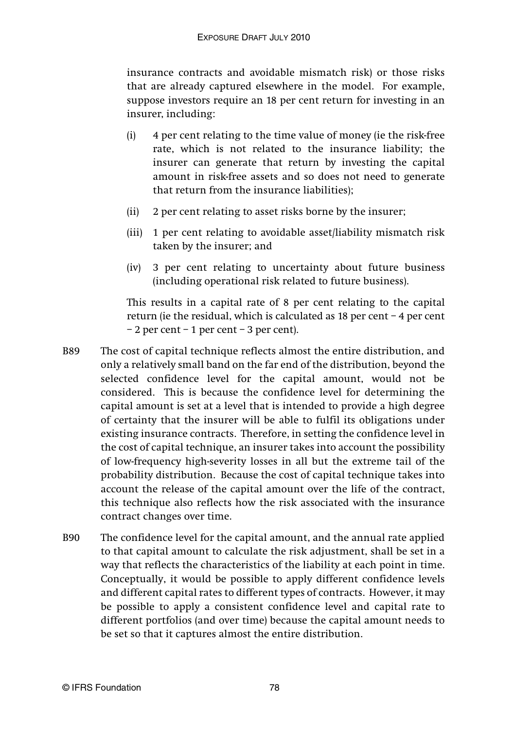insurance contracts and avoidable mismatch risk) or those risks that are already captured elsewhere in the model. For example, suppose investors require an 18 per cent return for investing in an insurer, including:

(i) 4 per cent relating to the time value of money (ie the risk-free rate, which is not related to the insurance liability; the insurer can generate that return by investing the capital amount in risk-free assets and so does not need to generate that return from the insurance liabilities);

(ii) 2 per cent relating to asset risks borne by the insurer;

(iii) 1 per cent relating to avoidable asset/liability mismatch risk taken by the insurer; and

(iv) 3 per cent relating to uncertainty about future business (including operational risk related to future business).

This results in a capital rate of 8 per cent relating to the capital return (ie the residual, which is calculated as 18 per cent − 4 per cent − 2 per cent − 1 per cent − 3 per cent).

B89 The cost of capital technique reflects almost the entire distribution, and only a relatively small band on the far end of the distribution, beyond the selected confidence level for the capital amount, would not be considered. This is because the confidence level for determining the capital amount is set at a level that is intended to provide a high degree of certainty that the insurer will be able to fulfil its obligations under existing insurance contracts. Therefore, in setting the confidence level in the cost of capital technique, an insurer takes into account the possibility of low-frequency high-severity losses in all but the extreme tail of the probability distribution. Because the cost of capital technique takes into account the release of the capital amount over the life of the contract, this technique also reflects how the risk associated with the insurance contract changes over time.

B90 The confidence level for the capital amount, and the annual rate applied to that capital amount to calculate the risk adjustment, shall be set in a way that reflects the characteristics of the liability at each point in time. Conceptually, it would be possible to apply different confidence levels and different capital rates to different types of contracts. However, it may be possible to apply a consistent confidence level and capital rate to different portfolios (and over time) because the capital amount needs to be set so that it captures almost the entire distribution.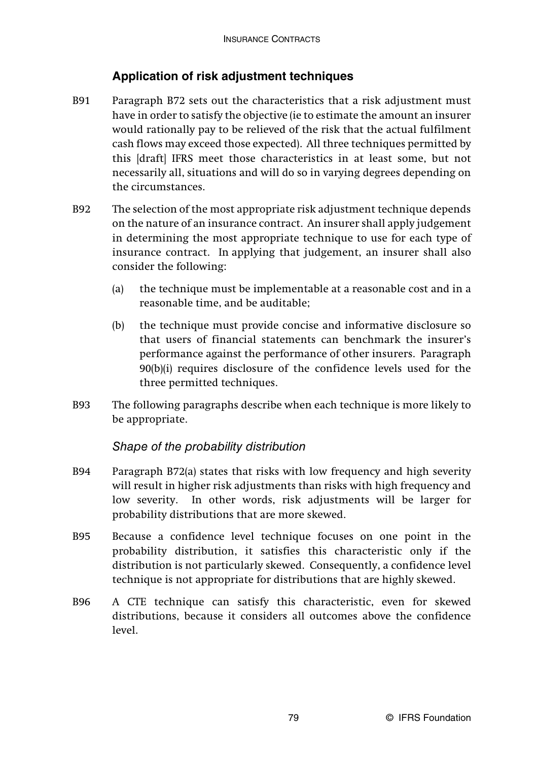## Application of risk adjustment techniques

B91 Paragraph B72 sets out the characteristics that a risk adjustment must have in order to satisfy the objective (ie to estimate the amount an insurer would rationally pay to be relieved of the risk that the actual fulfilment cash flows may exceed those expected). All three techniques permitted by this [draft] IFRS meet those characteristics in at least some, but not necessarily all, situations and will do so in varying degrees depending on the circumstances.

B92 The selection of the most appropriate risk adjustment technique depends on the nature of an insurance contract. An insurer shall apply judgement in determining the most appropriate technique to use for each type of insurance contract. In applying that judgement, an insurer shall also consider the following:

(a) the technique must be implementable at a reasonable cost and in a reasonable time, and be auditable;

(b) the technique must provide concise and informative disclosure so that users of financial statements can benchmark the insurer's performance against the performance of other insurers. Paragraph 90(b)(i) requires disclosure of the confidence levels used for the three permitted techniques.

B93 The following paragraphs describe when each technique is more likely to be appropriate.

### *Shape of the probability distribution*

B94 Paragraph B72(a) states that risks with low frequency and high severity will result in higher risk adjustments than risks with high frequency and low severity. In other words, risk adjustments will be larger for probability distributions that are more skewed.

B95 Because a confidence level technique focuses on one point in the probability distribution, it satisfies this characteristic only if the distribution is not particularly skewed. Consequently, a confidence level technique is not appropriate for distributions that are highly skewed.

B96 A CTE technique can satisfy this characteristic, even for skewed distributions, because it considers all outcomes above the confidence level.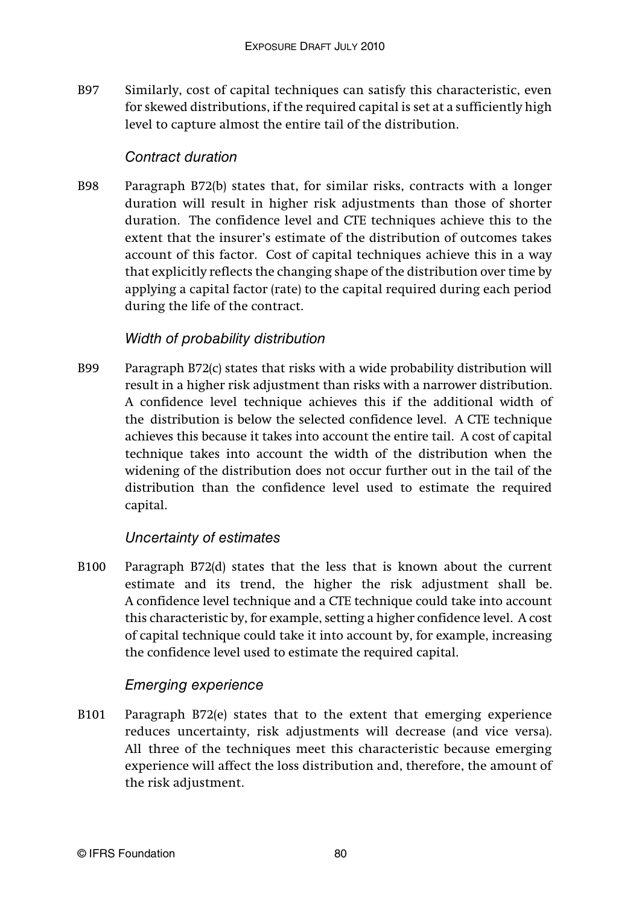B97 Similarly, cost of capital techniques can satisfy this characteristic, even for skewed distributions, if the required capital is set at a sufficiently high level to capture almost the entire tail of the distribution.

### *Contract duration*

B98 Paragraph B72(b) states that, for similar risks, contracts with a longer duration will result in higher risk adjustments than those of shorter duration. The confidence level and CTE techniques achieve this to the extent that the insurer's estimate of the distribution of outcomes takes account of this factor. Cost of capital techniques achieve this in a way that explicitly reflects the changing shape of the distribution over time by applying a capital factor (rate) to the capital required during each period during the life of the contract.

### *Width of probability distribution*

B99 Paragraph B72(c) states that risks with a wide probability distribution will result in a higher risk adjustment than risks with a narrower distribution. A confidence level technique achieves this if the additional width of the distribution is below the selected confidence level. A CTE technique achieves this because it takes into account the entire tail. A cost of capital technique takes into account the width of the distribution when the widening of the distribution does not occur further out in the tail of the distribution than the confidence level used to estimate the required capital.

### *Uncertainty of estimates*

B100 Paragraph B72(d) states that the less that is known about the current estimate and its trend, the higher the risk adjustment shall be. A confidence level technique and a CTE technique could take into account this characteristic by, for example, setting a higher confidence level. A cost of capital technique could take it into account by, for example, increasing the confidence level used to estimate the required capital.

### *Emerging experience*

B101 Paragraph B72(e) states that to the extent that emerging experience reduces uncertainty, risk adjustments will decrease (and vice versa). All three of the techniques meet this characteristic because emerging experience will affect the loss distribution and, therefore, the amount of the risk adjustment.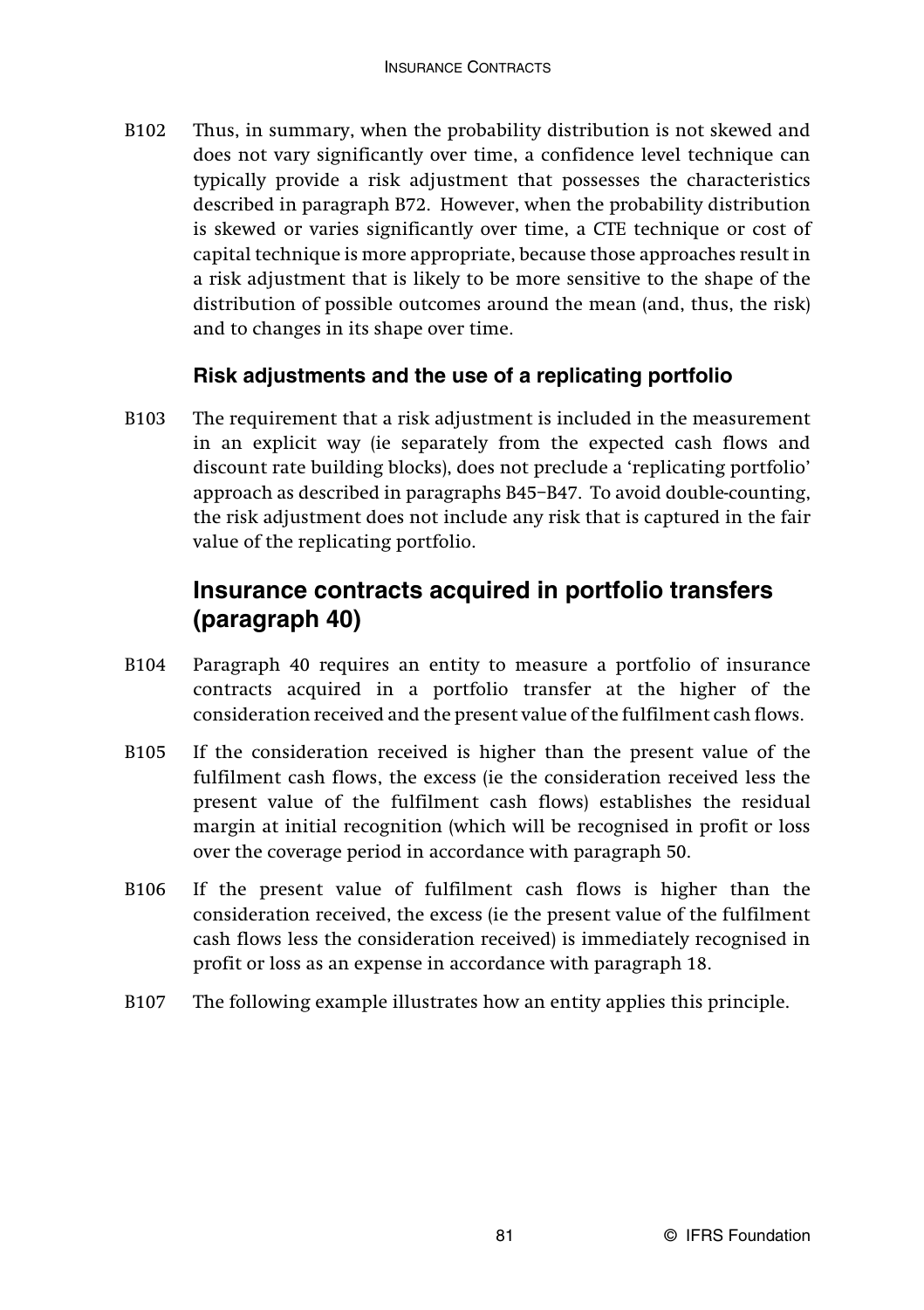B102 Thus, in summary, when the probability distribution is not skewed and does not vary significantly over time, a confidence level technique can typically provide a risk adjustment that possesses the characteristics described in paragraph B72. However, when the probability distribution is skewed or varies significantly over time, a CTE technique or cost of capital technique is more appropriate, because those approaches result in a risk adjustment that is likely to be more sensitive to the shape of the distribution of possible outcomes around the mean (and, thus, the risk) and to changes in its shape over time.

### Risk adjustments and the use of a replicating portfolio

B103 The requirement that a risk adjustment is included in the measurement in an explicit way (ie separately from the expected cash flows and discount rate building blocks), does not preclude a 'replicating portfolio' approach as described in paragraphs B45–B47. To avoid double-counting, the risk adjustment does not include any risk that is captured in the fair value of the replicating portfolio.

## Insurance contracts acquired in portfolio transfers (paragraph 40)

B104 Paragraph 40 requires an entity to measure a portfolio of insurance contracts acquired in a portfolio transfer at the higher of the consideration received and the present value of the fulfilment cash flows.

B105 If the consideration received is higher than the present value of the fulfilment cash flows, the excess (ie the consideration received less the present value of the fulfilment cash flows) establishes the residual margin at initial recognition (which will be recognised in profit or loss over the coverage period in accordance with paragraph 50.

B106 If the present value of fulfilment cash flows is higher than the consideration received, the excess (ie the present value of the fulfilment cash flows less the consideration received) is immediately recognised in profit or loss as an expense in accordance with paragraph 18.

B107 The following example illustrates how an entity applies this principle.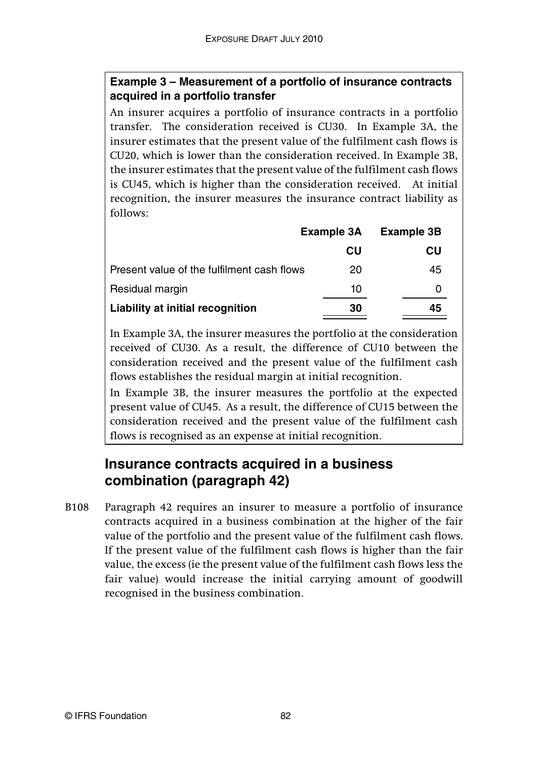**Example 3 – Measurement of a portfolio of insurance contracts acquired in a portfolio transfer**

An insurer acquires a portfolio of insurance contracts in a portfolio transfer. The consideration received is CU30. In Example 3A, the insurer estimates that the present value of the fulfilment cash flows is CU20, which is lower than the consideration received. In Example 3B, the insurer estimates that the present value of the fulfilment cash flows is CU45, which is higher than the consideration received. At initial recognition, the insurer measures the insurance contract liability as follows:

| | Example 3A | Example 3B |
|---|---|---|
| | CU | CU |
| Present value of the fulfilment cash flows | 20 | 45 |
| Residual margin | 10 | 0 |
| **Liability at initial recognition** | **30** | **45** |

In Example 3A, the insurer measures the portfolio at the consideration received of CU30. As a result, the difference of CU10 between the consideration received and the present value of the fulfilment cash flows establishes the residual margin at initial recognition.

In Example 3B, the insurer measures the portfolio at the expected present value of CU45. As a result, the difference of CU15 between the consideration received and the present value of the fulfilment cash flows is recognised as an expense at initial recognition.

## Insurance contracts acquired in a business combination (paragraph 42)

B108 Paragraph 42 requires an insurer to measure a portfolio of insurance contracts acquired in a business combination at the higher of the fair value of the portfolio and the present value of the fulfilment cash flows. If the present value of the fulfilment cash flows is higher than the fair value, the excess (ie the present value of the fulfilment cash flows less the fair value) would increase the initial carrying amount of goodwill recognised in the business combination.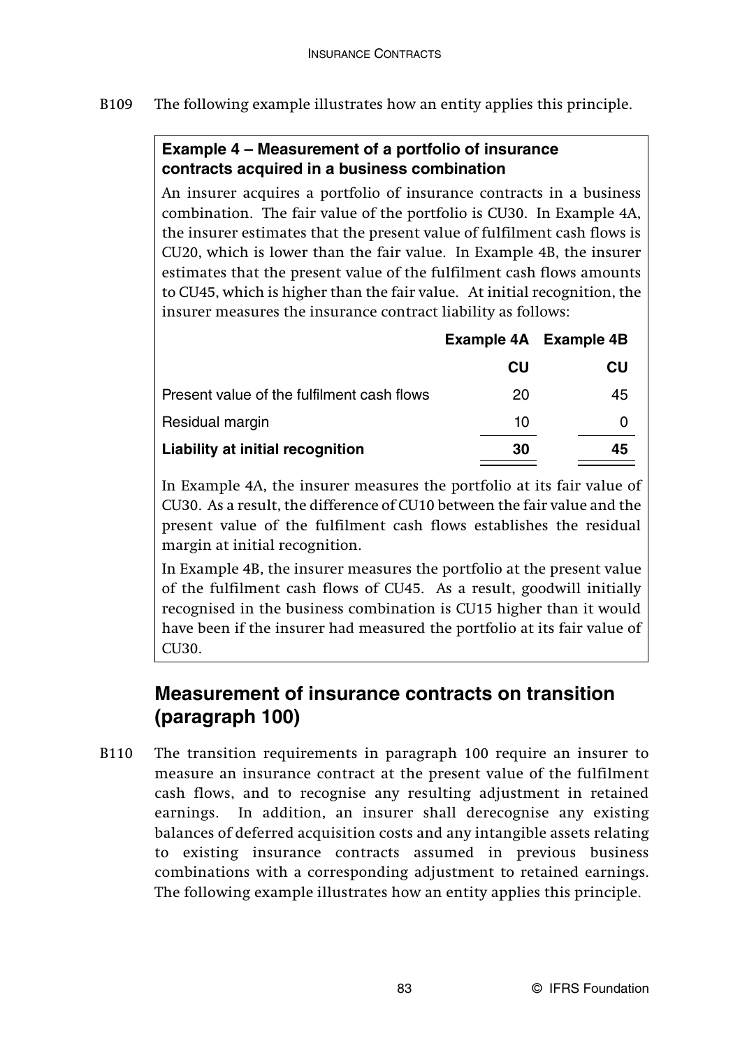B109 The following example illustrates how an entity applies this principle.

**Example 4 – Measurement of a portfolio of insurance contracts acquired in a business combination**

An insurer acquires a portfolio of insurance contracts in a business combination. The fair value of the portfolio is CU30. In Example 4A, the insurer estimates that the present value of fulfilment cash flows is CU20, which is lower than the fair value. In Example 4B, the insurer estimates that the present value of the fulfilment cash flows amounts to CU45, which is higher than the fair value. At initial recognition, the insurer measures the insurance contract liability as follows:

| | Example 4A | Example 4B |
|---|---|---|
| | CU | CU |
| Present value of the fulfilment cash flows | 20 | 45 |
| Residual margin | 10 | 0 |
| **Liability at initial recognition** | **30** | **45** |

In Example 4A, the insurer measures the portfolio at its fair value of CU30. As a result, the difference of CU10 between the fair value and the present value of the fulfilment cash flows establishes the residual margin at initial recognition.

In Example 4B, the insurer measures the portfolio at the present value of the fulfilment cash flows of CU45. As a result, goodwill initially recognised in the business combination is CU15 higher than it would have been if the insurer had measured the portfolio at its fair value of CU30.

## Measurement of insurance contracts on transition (paragraph 100)

B110 The transition requirements in paragraph 100 require an insurer to measure an insurance contract at the present value of the fulfilment cash flows, and to recognise any resulting adjustment in retained earnings. In addition, an insurer shall derecognise any existing balances of deferred acquisition costs and any intangible assets relating to existing insurance contracts assumed in previous business combinations with a corresponding adjustment to retained earnings. The following example illustrates how an entity applies this principle.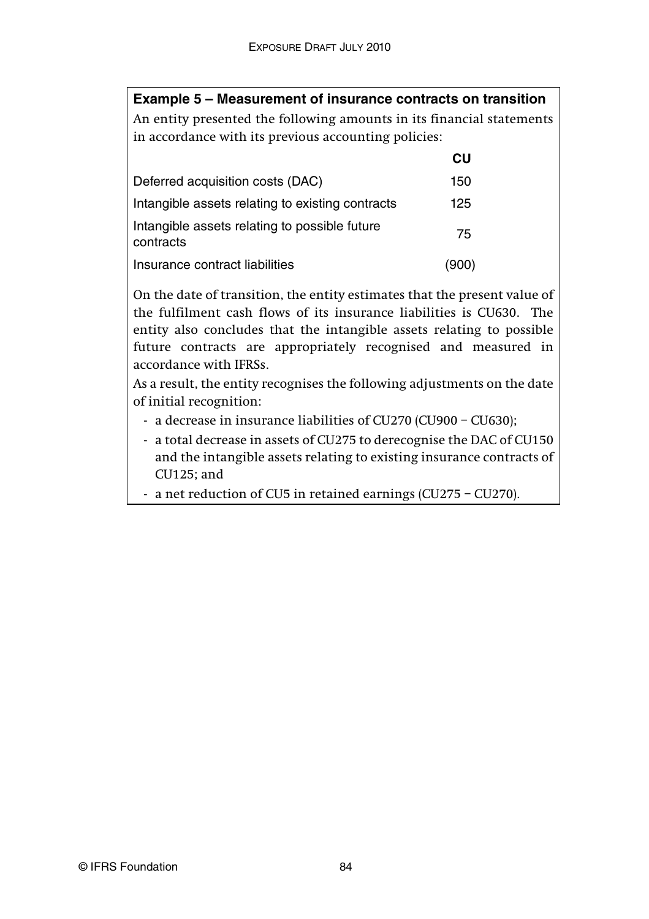**Example 5 – Measurement of insurance contracts on transition**

An entity presented the following amounts in its financial statements in accordance with its previous accounting policies:

| | CU |
|---|---|
| Deferred acquisition costs (DAC) | 150 |
| Intangible assets relating to existing contracts | 125 |
| Intangible assets relating to possible future contracts | 75 |
| Insurance contract liabilities | (900) |

On the date of transition, the entity estimates that the present value of the fulfilment cash flows of its insurance liabilities is CU630. The entity also concludes that the intangible assets relating to possible future contracts are appropriately recognised and measured in accordance with IFRSs.

As a result, the entity recognises the following adjustments on the date of initial recognition:

- a decrease in insurance liabilities of CU270 (CU900 – CU630);
- a total decrease in assets of CU275 to derecognise the DAC of CU150 and the intangible assets relating to existing insurance contracts of CU125; and
- a net reduction of CU5 in retained earnings (CU275 – CU270).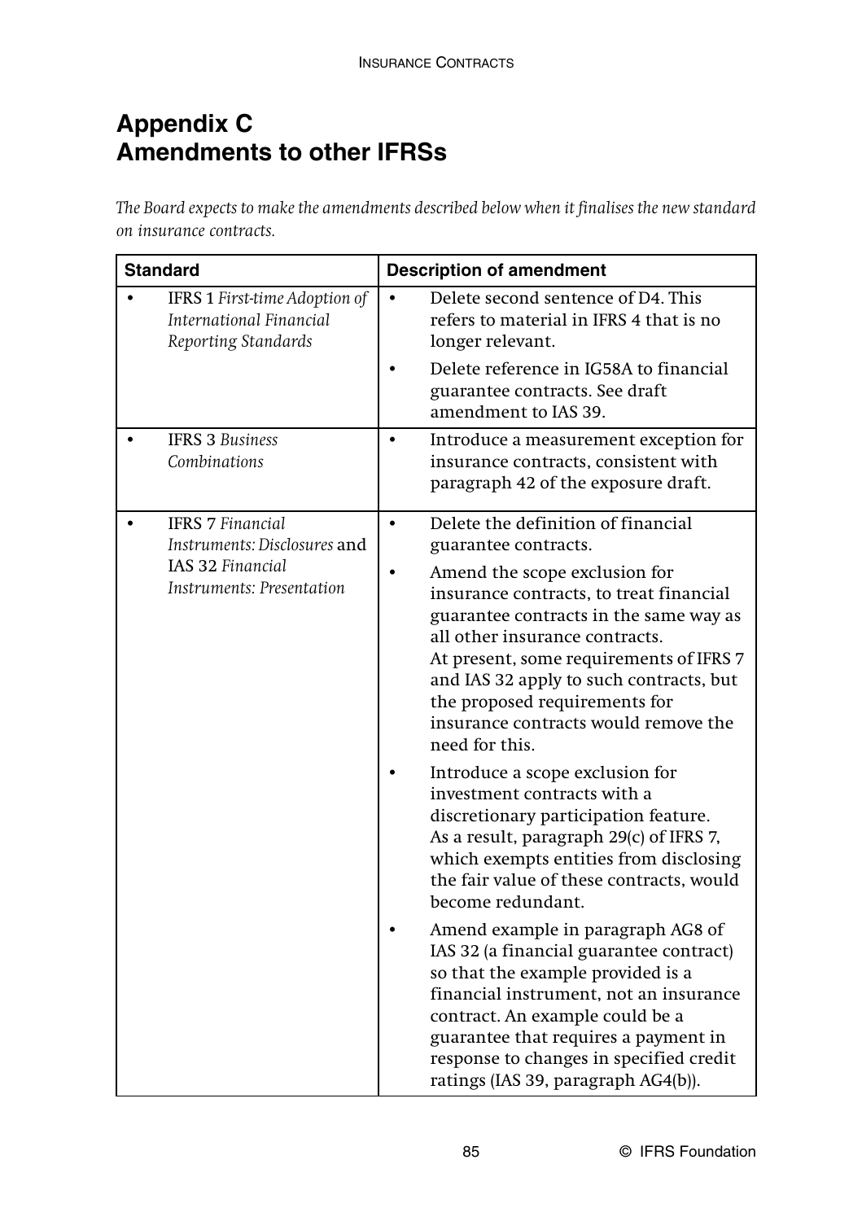# Appendix C
# Amendments to other IFRSs

*The Board expects to make the amendments described below when it finalises the new standard on insurance contracts.*

| Standard | Description of amendment |
|---|---|
| • IFRS 1 *First-time Adoption of International Financial Reporting Standards* | • Delete second sentence of D4. This refers to material in IFRS 4 that is no longer relevant.<br>• Delete reference in IG58A to financial guarantee contracts. See draft amendment to IAS 39. |
| • IFRS 3 *Business Combinations* | • Introduce a measurement exception for insurance contracts, consistent with paragraph 42 of the exposure draft. |
| • IFRS 7 *Financial Instruments: Disclosures* and IAS 32 *Financial Instruments: Presentation* | • Delete the definition of financial guarantee contracts.<br>• Amend the scope exclusion for insurance contracts, to treat financial guarantee contracts in the same way as all other insurance contracts. At present, some requirements of IFRS 7 and IAS 32 apply to such contracts, but the proposed requirements for insurance contracts would remove the need for this.<br>• Introduce a scope exclusion for investment contracts with a discretionary participation feature. As a result, paragraph 29(c) of IFRS 7, which exempts entities from disclosing the fair value of these contracts, would become redundant.<br>• Amend example in paragraph AG8 of IAS 32 (a financial guarantee contract) so that the example provided is a financial instrument, not an insurance contract. An example could be a guarantee that requires a payment in response to changes in specified credit ratings (IAS 39, paragraph AG4(b)). |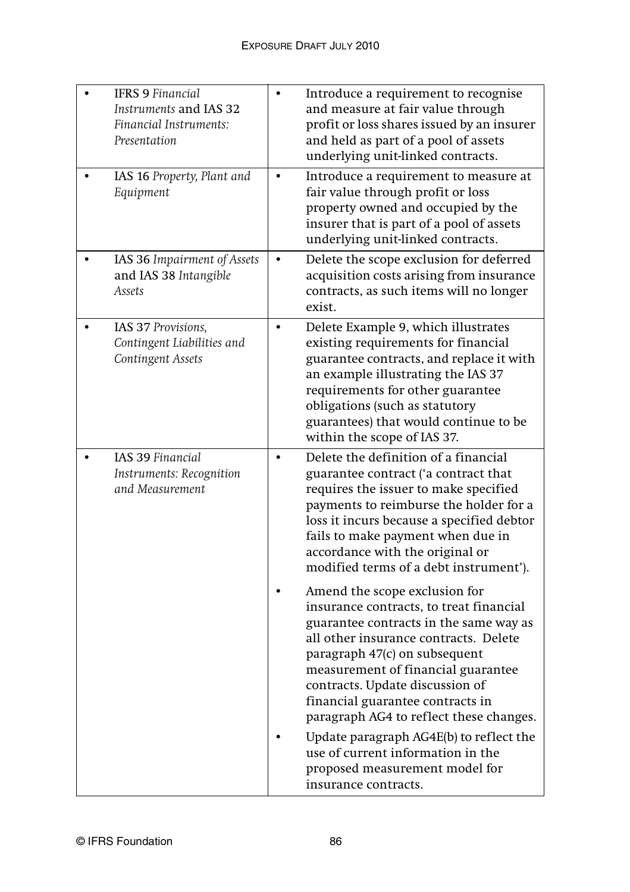| | |
|---|---|
| • IFRS 9 *Financial Instruments* and IAS 32 *Financial Instruments: Presentation* | • Introduce a requirement to recognise and measure at fair value through profit or loss shares issued by an insurer and held as part of a pool of assets underlying unit-linked contracts. |
| • IAS 16 *Property, Plant and Equipment* | • Introduce a requirement to measure at fair value through profit or loss property owned and occupied by the insurer that is part of a pool of assets underlying unit-linked contracts. |
| • IAS 36 *Impairment of Assets* and IAS 38 *Intangible Assets* | • Delete the scope exclusion for deferred acquisition costs arising from insurance contracts, as such items will no longer exist. |
| • IAS 37 *Provisions, Contingent Liabilities and Contingent Assets* | • Delete Example 9, which illustrates existing requirements for financial guarantee contracts, and replace it with an example illustrating the IAS 37 requirements for other guarantee obligations (such as statutory guarantees) that would continue to be within the scope of IAS 37. |
| • IAS 39 *Financial Instruments: Recognition and Measurement* | • Delete the definition of a financial guarantee contract ('a contract that requires the issuer to make specified payments to reimburse the holder for a loss it incurs because a specified debtor fails to make payment when due in accordance with the original or modified terms of a debt instrument').<br><br>• Amend the scope exclusion for insurance contracts, to treat financial guarantee contracts in the same way as all other insurance contracts. Delete paragraph 47(c) on subsequent measurement of financial guarantee contracts. Update discussion of financial guarantee contracts in paragraph AG4 to reflect these changes.<br><br>• Update paragraph AG4E(b) to reflect the use of current information in the proposed measurement model for insurance contracts. |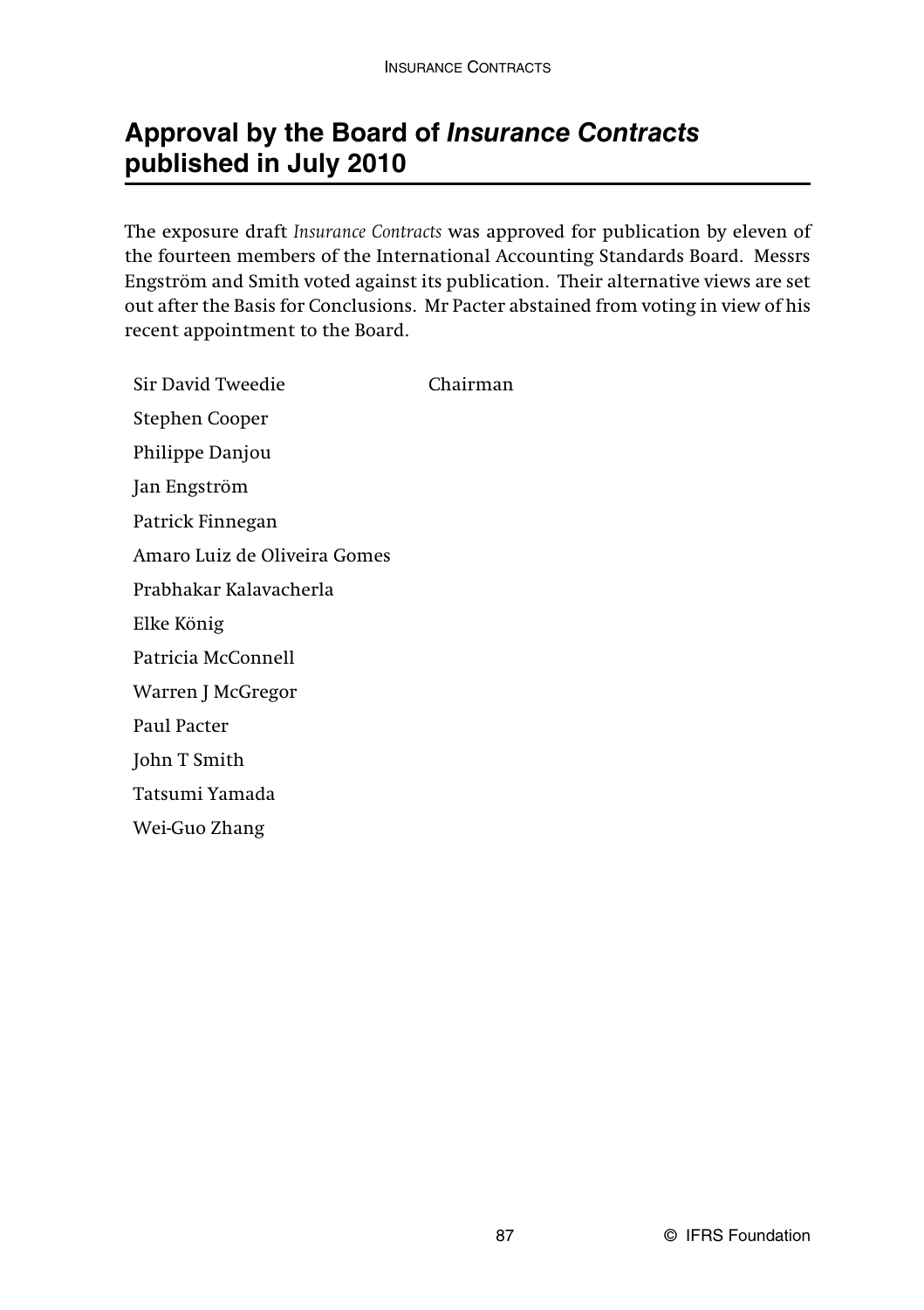# Approval by the Board of *Insurance Contracts* published in July 2010

The exposure draft *Insurance Contracts* was approved for publication by eleven of the fourteen members of the International Accounting Standards Board. Messrs Engström and Smith voted against its publication. Their alternative views are set out after the Basis for Conclusions. Mr Pacter abstained from voting in view of his recent appointment to the Board.

| | |
|---|---|
| Sir David Tweedie | Chairman |
| Stephen Cooper | |
| Philippe Danjou | |
| Jan Engström | |
| Patrick Finnegan | |
| Amaro Luiz de Oliveira Gomes | |
| Prabhakar Kalavacherla | |
| Elke König | |
| Patricia McConnell | |
| Warren J McGregor | |
| Paul Pacter | |
| John T Smith | |
| Tatsumi Yamada | |
| Wei-Guo Zhang | |